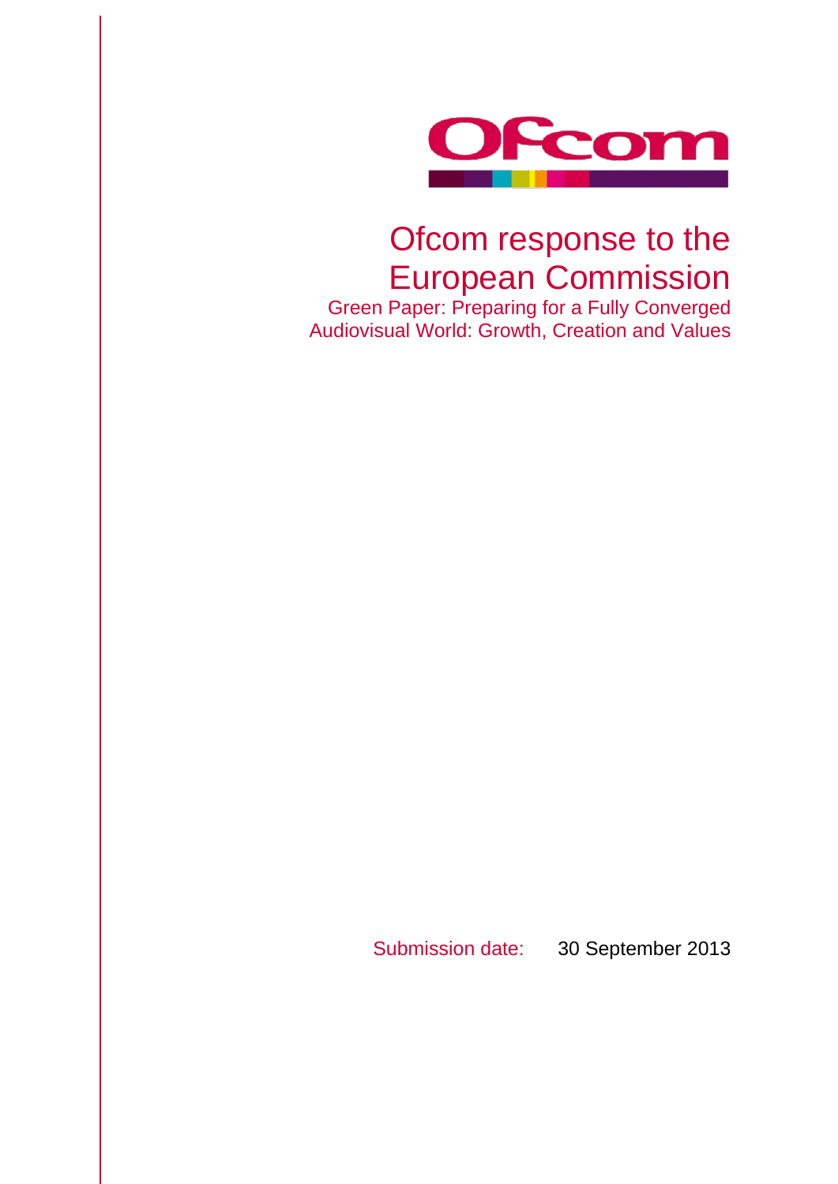Ofcom

# Ofcom response to the European Commission

## Green Paper: Preparing for a Fully Converged Audiovisual World: Growth, Creation and Values

Submission date: 30 September 2013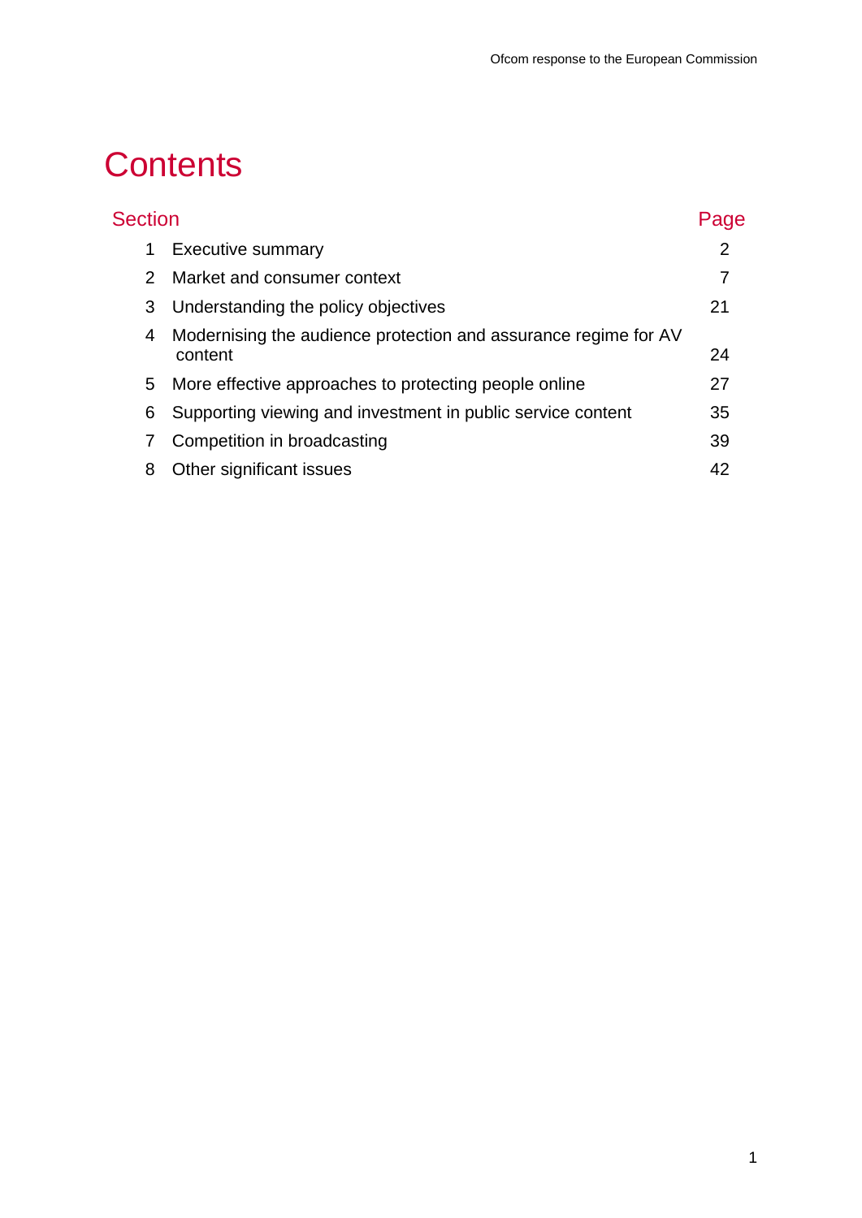# Contents

| Section | | Page |
|---|---|---|
| 1 | Executive summary | 2 |
| 2 | Market and consumer context | 7 |
| 3 | Understanding the policy objectives | 21 |
| 4 | Modernising the audience protection and assurance regime for AV content | 24 |
| 5 | More effective approaches to protecting people online | 27 |
| 6 | Supporting viewing and investment in public service content | 35 |
| 7 | Competition in broadcasting | 39 |
| 8 | Other significant issues | 42 |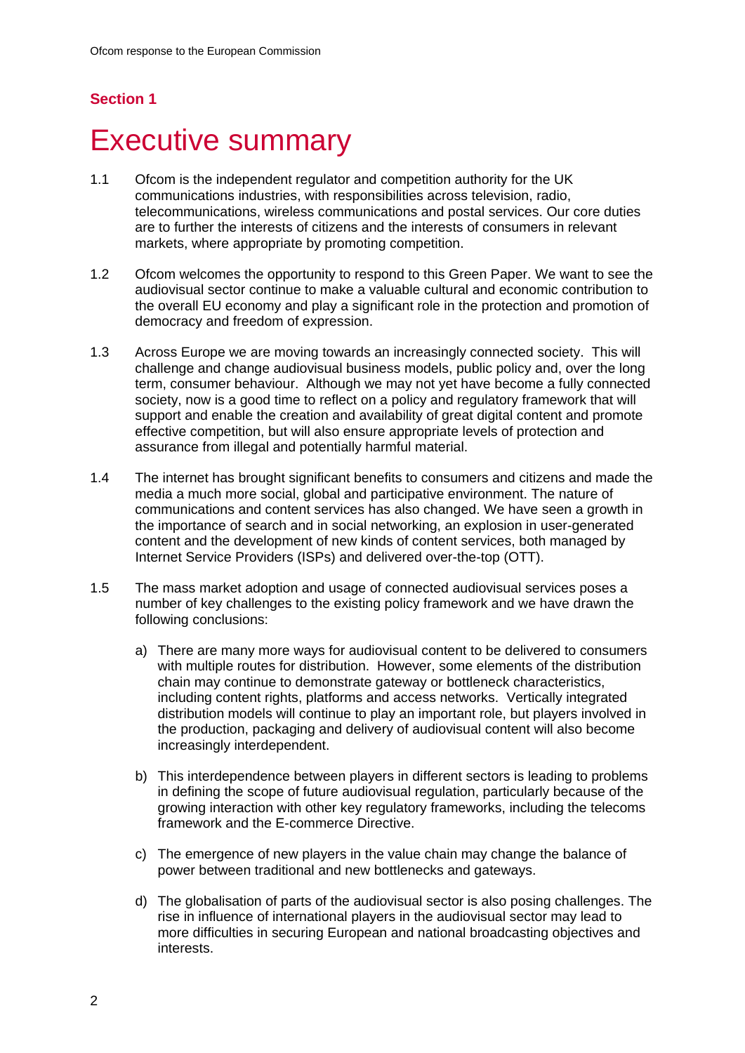## Section 1

# Executive summary

1.1 Ofcom is the independent regulator and competition authority for the UK communications industries, with responsibilities across television, radio, telecommunications, wireless communications and postal services. Our core duties are to further the interests of citizens and the interests of consumers in relevant markets, where appropriate by promoting competition.

1.2 Ofcom welcomes the opportunity to respond to this Green Paper. We want to see the audiovisual sector continue to make a valuable cultural and economic contribution to the overall EU economy and play a significant role in the protection and promotion of democracy and freedom of expression.

1.3 Across Europe we are moving towards an increasingly connected society. This will challenge and change audiovisual business models, public policy and, over the long term, consumer behaviour. Although we may not yet have become a fully connected society, now is a good time to reflect on a policy and regulatory framework that will support and enable the creation and availability of great digital content and promote effective competition, but will also ensure appropriate levels of protection and assurance from illegal and potentially harmful material.

1.4 The internet has brought significant benefits to consumers and citizens and made the media a much more social, global and participative environment. The nature of communications and content services has also changed. We have seen a growth in the importance of search and in social networking, an explosion in user-generated content and the development of new kinds of content services, both managed by Internet Service Providers (ISPs) and delivered over-the-top (OTT).

1.5 The mass market adoption and usage of connected audiovisual services poses a number of key challenges to the existing policy framework and we have drawn the following conclusions:

a) There are many more ways for audiovisual content to be delivered to consumers with multiple routes for distribution. However, some elements of the distribution chain may continue to demonstrate gateway or bottleneck characteristics, including content rights, platforms and access networks. Vertically integrated distribution models will continue to play an important role, but players involved in the production, packaging and delivery of audiovisual content will also become increasingly interdependent.

b) This interdependence between players in different sectors is leading to problems in defining the scope of future audiovisual regulation, particularly because of the growing interaction with other key regulatory frameworks, including the telecoms framework and the E-commerce Directive.

c) The emergence of new players in the value chain may change the balance of power between traditional and new bottlenecks and gateways.

d) The globalisation of parts of the audiovisual sector is also posing challenges. The rise in influence of international players in the audiovisual sector may lead to more difficulties in securing European and national broadcasting objectives and interests.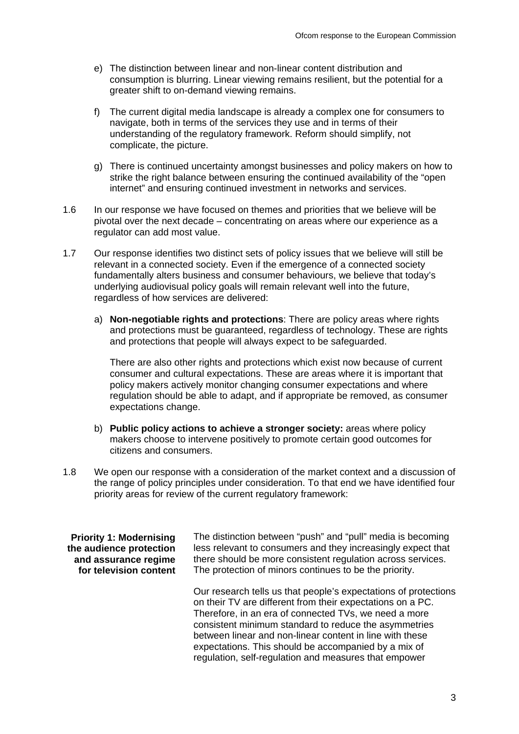e) The distinction between linear and non-linear content distribution and consumption is blurring. Linear viewing remains resilient, but the potential for a greater shift to on-demand viewing remains.

f) The current digital media landscape is already a complex one for consumers to navigate, both in terms of the services they use and in terms of their understanding of the regulatory framework. Reform should simplify, not complicate, the picture.

g) There is continued uncertainty amongst businesses and policy makers on how to strike the right balance between ensuring the continued availability of the "open internet" and ensuring continued investment in networks and services.

1.6 In our response we have focused on themes and priorities that we believe will be pivotal over the next decade – concentrating on areas where our experience as a regulator can add most value.

1.7 Our response identifies two distinct sets of policy issues that we believe will still be relevant in a connected society. Even if the emergence of a connected society fundamentally alters business and consumer behaviours, we believe that today's underlying audiovisual policy goals will remain relevant well into the future, regardless of how services are delivered:

a) **Non-negotiable rights and protections**: There are policy areas where rights and protections must be guaranteed, regardless of technology. These are rights and protections that people will always expect to be safeguarded.

   There are also other rights and protections which exist now because of current consumer and cultural expectations. These are areas where it is important that policy makers actively monitor changing consumer expectations and where regulation should be able to adapt, and if appropriate be removed, as consumer expectations change.

b) **Public policy actions to achieve a stronger society:** areas where policy makers choose to intervene positively to promote certain good outcomes for citizens and consumers.

1.8 We open our response with a consideration of the market context and a discussion of the range of policy principles under consideration. To that end we have identified four priority areas for review of the current regulatory framework:

**Priority 1: Modernising the audience protection and assurance regime for television content**

The distinction between "push" and "pull" media is becoming less relevant to consumers and they increasingly expect that there should be more consistent regulation across services. The protection of minors continues to be the priority.

Our research tells us that people's expectations of protections on their TV are different from their expectations on a PC. Therefore, in an era of connected TVs, we need a more consistent minimum standard to reduce the asymmetries between linear and non-linear content in line with these expectations. This should be accompanied by a mix of regulation, self-regulation and measures that empower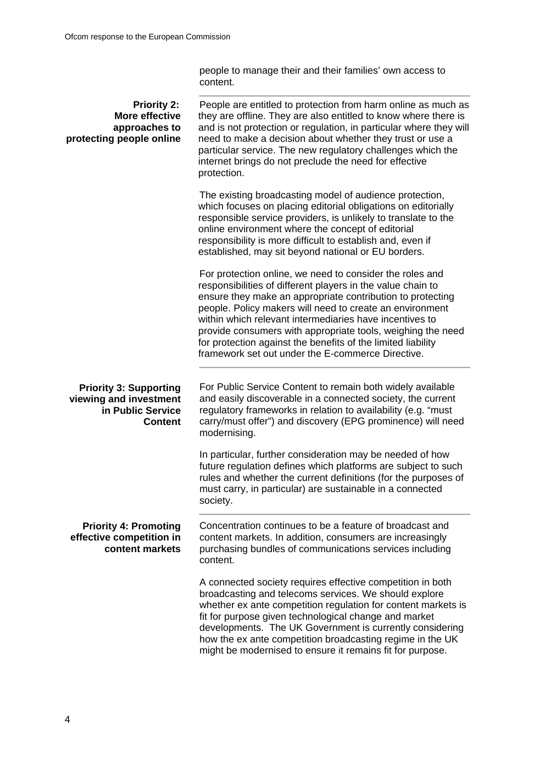people to manage their and their families' own access to content.

**Priority 2: More effective approaches to protecting people online**

People are entitled to protection from harm online as much as they are offline. They are also entitled to know where there is and is not protection or regulation, in particular where they will need to make a decision about whether they trust or use a particular service. The new regulatory challenges which the internet brings do not preclude the need for effective protection.

The existing broadcasting model of audience protection, which focuses on placing editorial obligations on editorially responsible service providers, is unlikely to translate to the online environment where the concept of editorial responsibility is more difficult to establish and, even if established, may sit beyond national or EU borders.

For protection online, we need to consider the roles and responsibilities of different players in the value chain to ensure they make an appropriate contribution to protecting people. Policy makers will need to create an environment within which relevant intermediaries have incentives to provide consumers with appropriate tools, weighing the need for protection against the benefits of the limited liability framework set out under the E-commerce Directive.

**Priority 3: Supporting viewing and investment in Public Service Content**

For Public Service Content to remain both widely available and easily discoverable in a connected society, the current regulatory frameworks in relation to availability (e.g. "must carry/must offer") and discovery (EPG prominence) will need modernising.

In particular, further consideration may be needed of how future regulation defines which platforms are subject to such rules and whether the current definitions (for the purposes of must carry, in particular) are sustainable in a connected society.

**Priority 4: Promoting effective competition in content markets**

Concentration continues to be a feature of broadcast and content markets. In addition, consumers are increasingly purchasing bundles of communications services including content.

A connected society requires effective competition in both broadcasting and telecoms services. We should explore whether ex ante competition regulation for content markets is fit for purpose given technological change and market developments. The UK Government is currently considering how the ex ante competition broadcasting regime in the UK might be modernised to ensure it remains fit for purpose.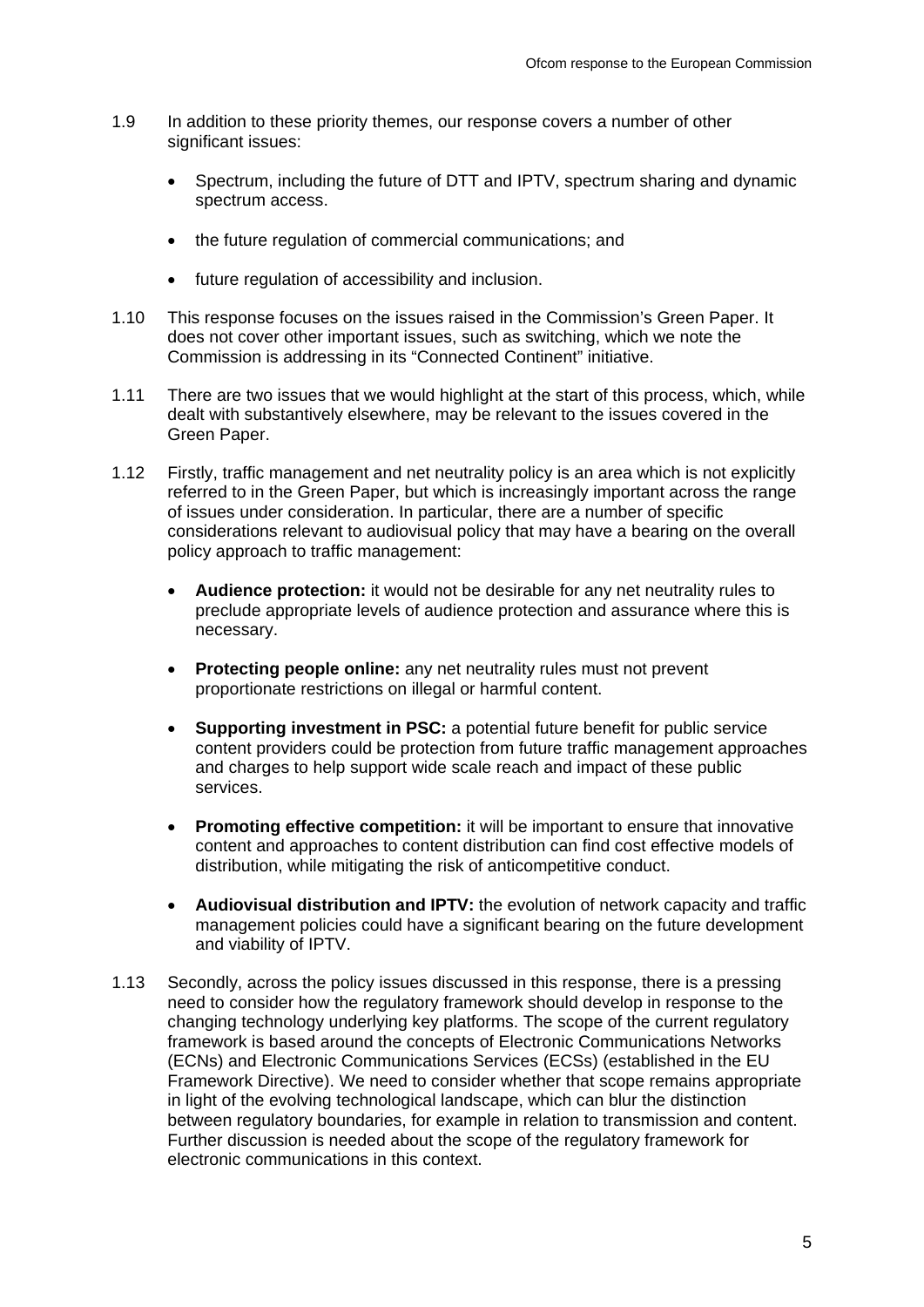1.9 In addition to these priority themes, our response covers a number of other significant issues:

- Spectrum, including the future of DTT and IPTV, spectrum sharing and dynamic spectrum access.
- the future regulation of commercial communications; and
- future regulation of accessibility and inclusion.

1.10 This response focuses on the issues raised in the Commission's Green Paper. It does not cover other important issues, such as switching, which we note the Commission is addressing in its "Connected Continent" initiative.

1.11 There are two issues that we would highlight at the start of this process, which, while dealt with substantively elsewhere, may be relevant to the issues covered in the Green Paper.

1.12 Firstly, traffic management and net neutrality policy is an area which is not explicitly referred to in the Green Paper, but which is increasingly important across the range of issues under consideration. In particular, there are a number of specific considerations relevant to audiovisual policy that may have a bearing on the overall policy approach to traffic management:

- **Audience protection:** it would not be desirable for any net neutrality rules to preclude appropriate levels of audience protection and assurance where this is necessary.
- **Protecting people online:** any net neutrality rules must not prevent proportionate restrictions on illegal or harmful content.
- **Supporting investment in PSC:** a potential future benefit for public service content providers could be protection from future traffic management approaches and charges to help support wide scale reach and impact of these public services.
- **Promoting effective competition:** it will be important to ensure that innovative content and approaches to content distribution can find cost effective models of distribution, while mitigating the risk of anticompetitive conduct.
- **Audiovisual distribution and IPTV:** the evolution of network capacity and traffic management policies could have a significant bearing on the future development and viability of IPTV.

1.13 Secondly, across the policy issues discussed in this response, there is a pressing need to consider how the regulatory framework should develop in response to the changing technology underlying key platforms. The scope of the current regulatory framework is based around the concepts of Electronic Communications Networks (ECNs) and Electronic Communications Services (ECSs) (established in the EU Framework Directive). We need to consider whether that scope remains appropriate in light of the evolving technological landscape, which can blur the distinction between regulatory boundaries, for example in relation to transmission and content. Further discussion is needed about the scope of the regulatory framework for electronic communications in this context.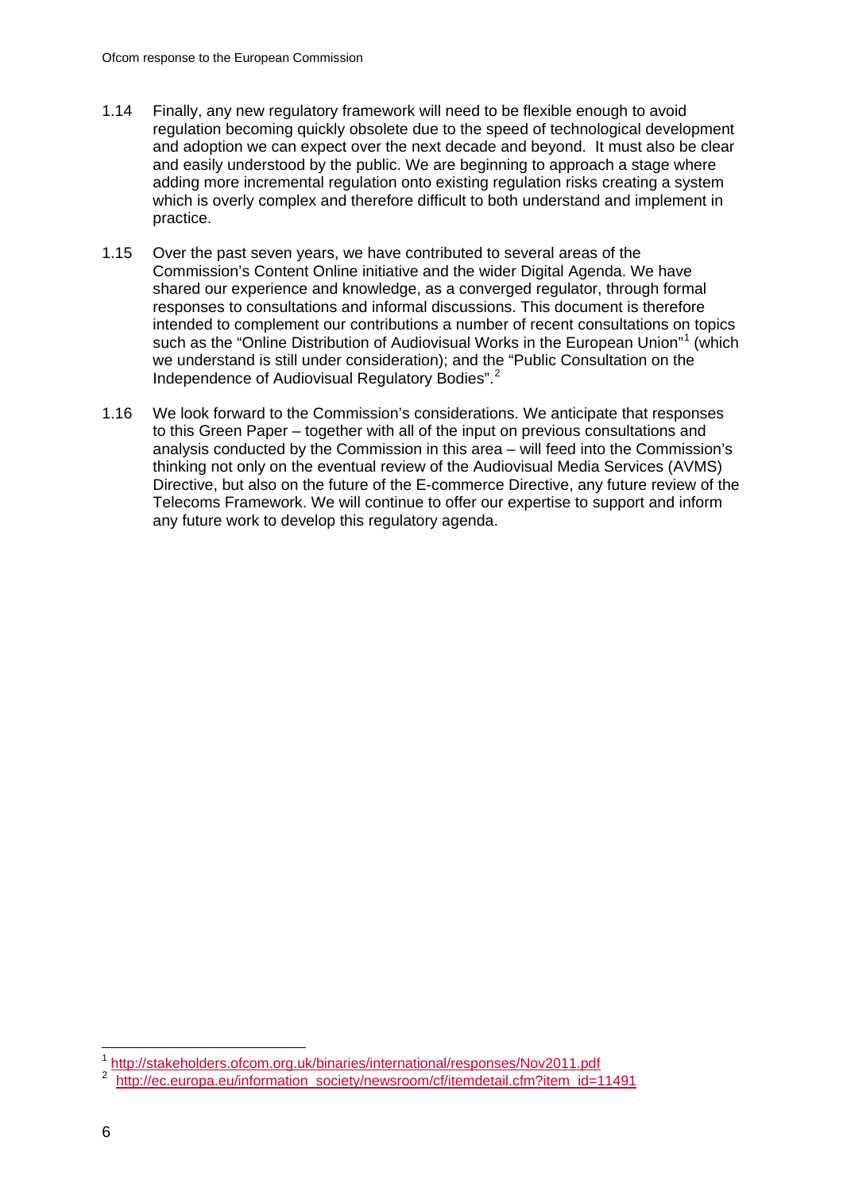1.14 Finally, any new regulatory framework will need to be flexible enough to avoid regulation becoming quickly obsolete due to the speed of technological development and adoption we can expect over the next decade and beyond. It must also be clear and easily understood by the public. We are beginning to approach a stage where adding more incremental regulation onto existing regulation risks creating a system which is overly complex and therefore difficult to both understand and implement in practice.

1.15 Over the past seven years, we have contributed to several areas of the Commission's Content Online initiative and the wider Digital Agenda. We have shared our experience and knowledge, as a converged regulator, through formal responses to consultations and informal discussions. This document is therefore intended to complement our contributions a number of recent consultations on topics such as the "Online Distribution of Audiovisual Works in the European Union"[1] (which we understand is still under consideration); and the "Public Consultation on the Independence of Audiovisual Regulatory Bodies".[2]

1.16 We look forward to the Commission's considerations. We anticipate that responses to this Green Paper – together with all of the input on previous consultations and analysis conducted by the Commission in this area – will feed into the Commission's thinking not only on the eventual review of the Audiovisual Media Services (AVMS) Directive, but also on the future of the E-commerce Directive, any future review of the Telecoms Framework. We will continue to offer our expertise to support and inform any future work to develop this regulatory agenda.

[1] http://stakeholders.ofcom.org.uk/binaries/international/responses/Nov2011.pdf

[2] http://ec.europa.eu/information_society/newsroom/cf/itemdetail.cfm?item_id=11491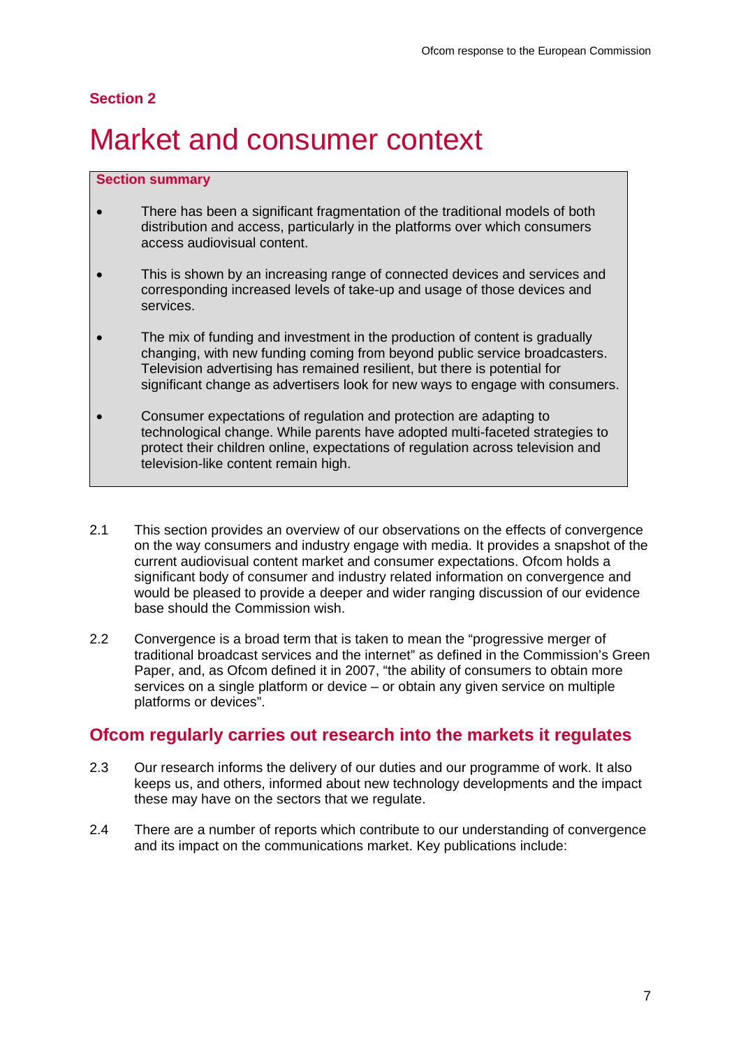**Section 2**

# Market and consumer context

**Section summary**

- There has been a significant fragmentation of the traditional models of both distribution and access, particularly in the platforms over which consumers access audiovisual content.
- This is shown by an increasing range of connected devices and services and corresponding increased levels of take-up and usage of those devices and services.
- The mix of funding and investment in the production of content is gradually changing, with new funding coming from beyond public service broadcasters. Television advertising has remained resilient, but there is potential for significant change as advertisers look for new ways to engage with consumers.
- Consumer expectations of regulation and protection are adapting to technological change. While parents have adopted multi-faceted strategies to protect their children online, expectations of regulation across television and television-like content remain high.

2.1 This section provides an overview of our observations on the effects of convergence on the way consumers and industry engage with media. It provides a snapshot of the current audiovisual content market and consumer expectations. Ofcom holds a significant body of consumer and industry related information on convergence and would be pleased to provide a deeper and wider ranging discussion of our evidence base should the Commission wish.

2.2 Convergence is a broad term that is taken to mean the "progressive merger of traditional broadcast services and the internet" as defined in the Commission's Green Paper, and, as Ofcom defined it in 2007, "the ability of consumers to obtain more services on a single platform or device – or obtain any given service on multiple platforms or devices".

## Ofcom regularly carries out research into the markets it regulates

2.3 Our research informs the delivery of our duties and our programme of work. It also keeps us, and others, informed about new technology developments and the impact these may have on the sectors that we regulate.

2.4 There are a number of reports which contribute to our understanding of convergence and its impact on the communications market. Key publications include: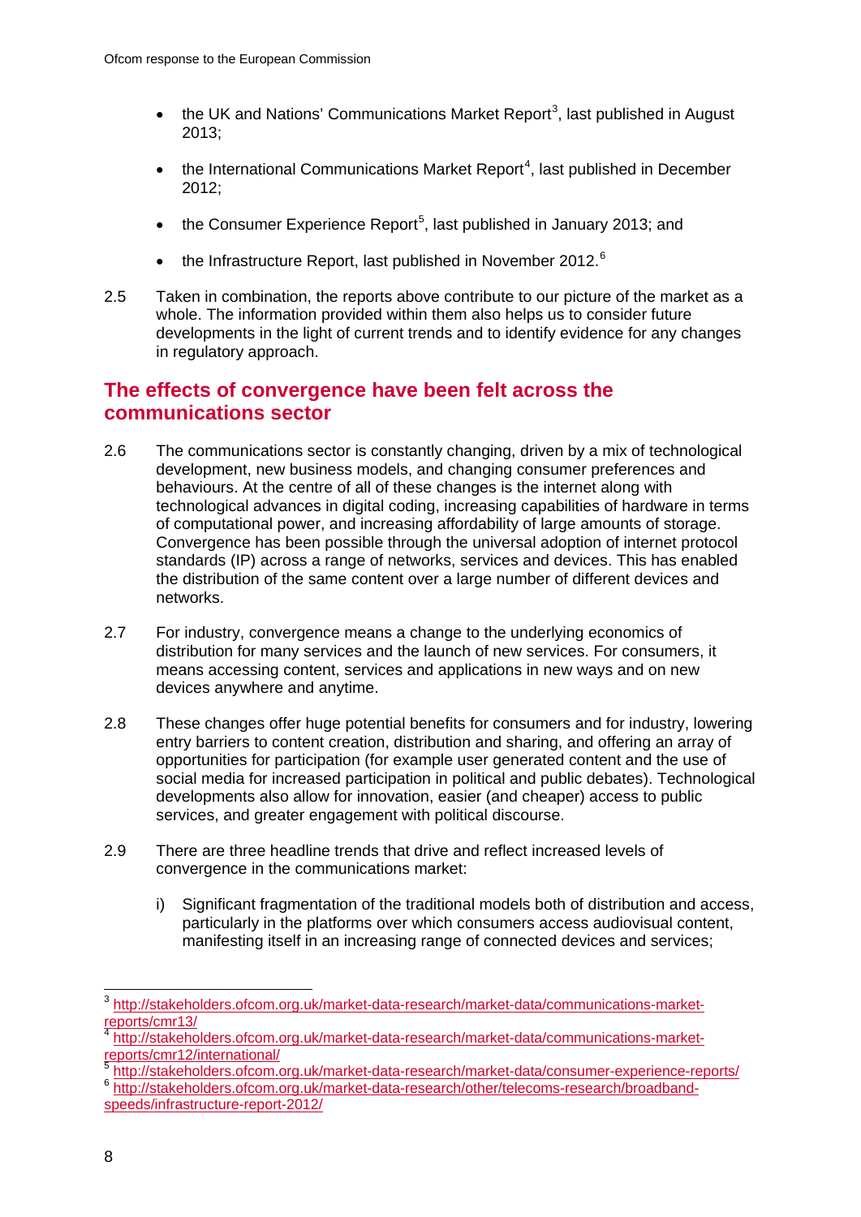- the UK and Nations' Communications Market Report[3], last published in August 2013;
- the International Communications Market Report[4], last published in December 2012;
- the Consumer Experience Report[5], last published in January 2013; and
- the Infrastructure Report, last published in November 2012.[6]

2.5 Taken in combination, the reports above contribute to our picture of the market as a whole. The information provided within them also helps us to consider future developments in the light of current trends and to identify evidence for any changes in regulatory approach.

## The effects of convergence have been felt across the communications sector

2.6 The communications sector is constantly changing, driven by a mix of technological development, new business models, and changing consumer preferences and behaviours. At the centre of all of these changes is the internet along with technological advances in digital coding, increasing capabilities of hardware in terms of computational power, and increasing affordability of large amounts of storage. Convergence has been possible through the universal adoption of internet protocol standards (IP) across a range of networks, services and devices. This has enabled the distribution of the same content over a large number of different devices and networks.

2.7 For industry, convergence means a change to the underlying economics of distribution for many services and the launch of new services. For consumers, it means accessing content, services and applications in new ways and on new devices anywhere and anytime.

2.8 These changes offer huge potential benefits for consumers and for industry, lowering entry barriers to content creation, distribution and sharing, and offering an array of opportunities for participation (for example user generated content and the use of social media for increased participation in political and public debates). Technological developments also allow for innovation, easier (and cheaper) access to public services, and greater engagement with political discourse.

2.9 There are three headline trends that drive and reflect increased levels of convergence in the communications market:

i) Significant fragmentation of the traditional models both of distribution and access, particularly in the platforms over which consumers access audiovisual content, manifesting itself in an increasing range of connected devices and services;

---

[3] http://stakeholders.ofcom.org.uk/market-data-research/market-data/communications-market-reports/cmr13/

[4] http://stakeholders.ofcom.org.uk/market-data-research/market-data/communications-market-reports/cmr12/international/

[5] http://stakeholders.ofcom.org.uk/market-data-research/market-data/consumer-experience-reports/

[6] http://stakeholders.ofcom.org.uk/market-data-research/other/telecoms-research/broadband-speeds/infrastructure-report-2012/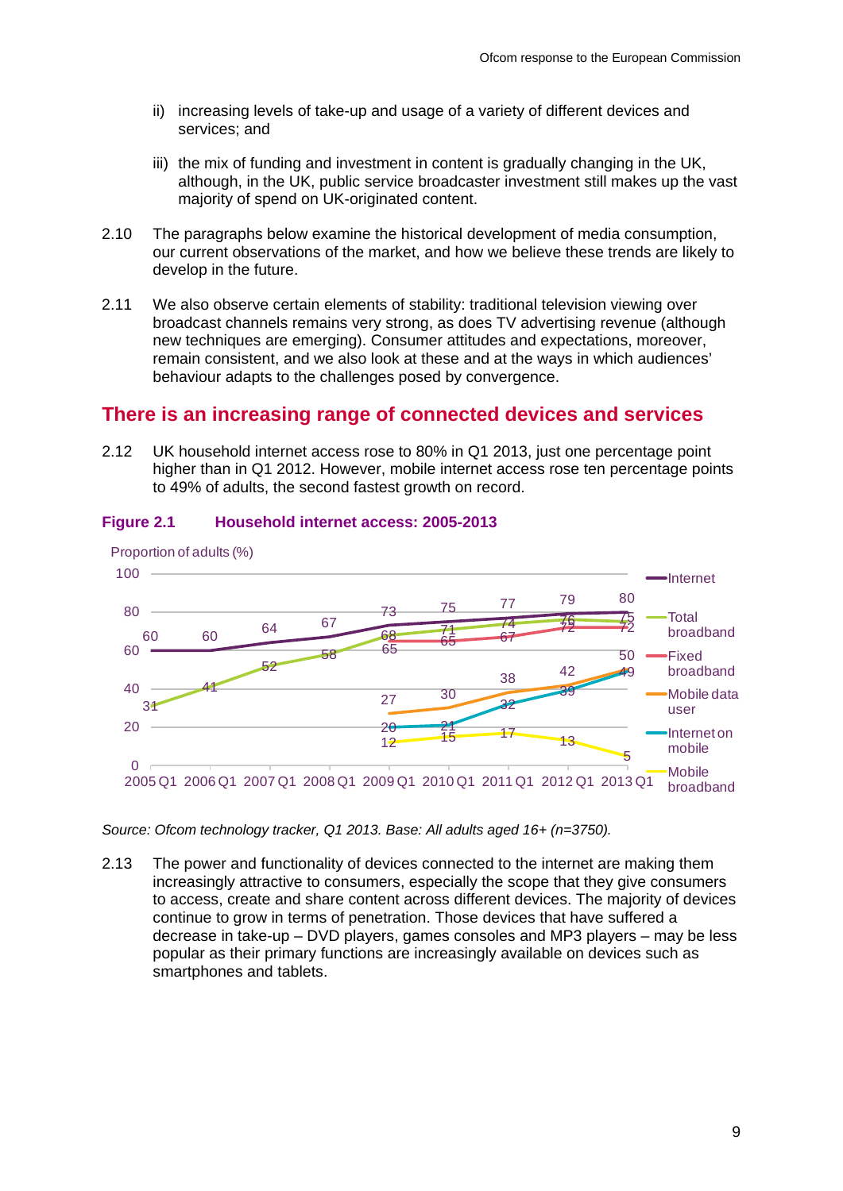ii) increasing levels of take-up and usage of a variety of different devices and services; and

iii) the mix of funding and investment in content is gradually changing in the UK, although, in the UK, public service broadcaster investment still makes up the vast majority of spend on UK-originated content.

2.10 The paragraphs below examine the historical development of media consumption, our current observations of the market, and how we believe these trends are likely to develop in the future.

2.11 We also observe certain elements of stability: traditional television viewing over broadcast channels remains very strong, as does TV advertising revenue (although new techniques are emerging). Consumer attitudes and expectations, moreover, remain consistent, and we also look at these and at the ways in which audiences' behaviour adapts to the challenges posed by convergence.

## There is an increasing range of connected devices and services

2.12 UK household internet access rose to 80% in Q1 2013, just one percentage point higher than in Q1 2012. However, mobile internet access rose ten percentage points to 49% of adults, the second fastest growth on record.

**Figure 2.1 Household internet access: 2005-2013**

Proportion of adults (%)

| | 2005 Q1 | 2006 Q1 | 2007 Q1 | 2008 Q1 | 2009 Q1 | 2010 Q1 | 2011 Q1 | 2012 Q1 | 2013 Q1 |
|---|---|---|---|---|---|---|---|---|---|
| Internet | 60 | 60 | 64 | 67 | 73 | 75 | 77 | 79 | 80 |
| Total broadband | 31 | 41 | 52 | 58 | 68 | 71 | 74 | 76 | 75 |
| Fixed broadband | | | | | 65 | 65 | 67 | 72 | 72 |
| Mobile data user | | | | | 27 | 30 | 38 | 42 | 50 |
| Internet on mobile | | | | | 20 | 21 | 32 | 39 | 49 |
| Mobile broadband | | | | | 12 | 15 | 17 | 13 | 5 |

*Source: Ofcom technology tracker, Q1 2013. Base: All adults aged 16+ (n=3750).*

2.13 The power and functionality of devices connected to the internet are making them increasingly attractive to consumers, especially the scope that they give consumers to access, create and share content across different devices. The majority of devices continue to grow in terms of penetration. Those devices that have suffered a decrease in take-up – DVD players, games consoles and MP3 players – may be less popular as their primary functions are increasingly available on devices such as smartphones and tablets.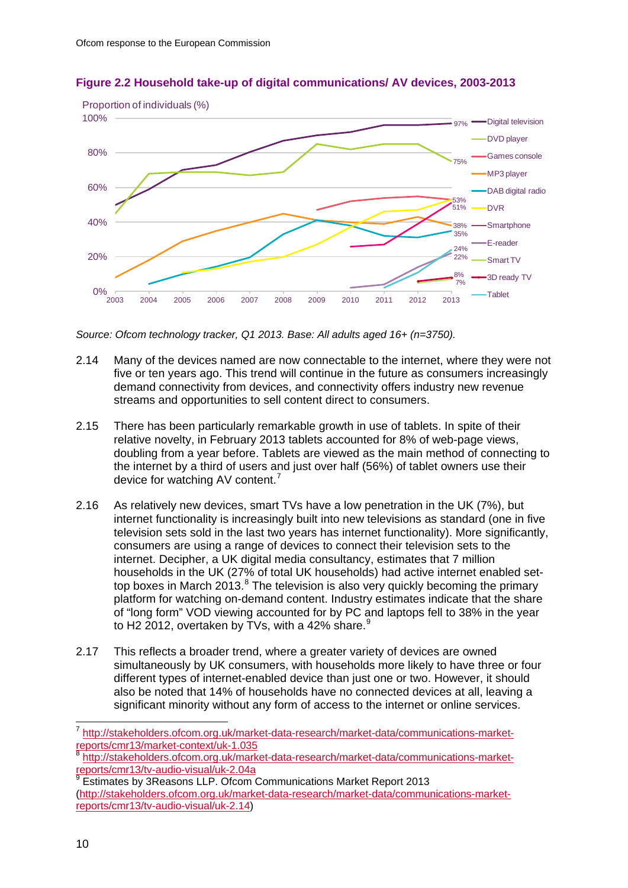**Figure 2.2 Household take-up of digital communications/ AV devices, 2003-2013**

Source: Ofcom technology tracker, Q1 2013. Base: All adults aged 16+ (n=3750).

2.14 Many of the devices named are now connectable to the internet, where they were not five or ten years ago. This trend will continue in the future as consumers increasingly demand connectivity from devices, and connectivity offers industry new revenue streams and opportunities to sell content direct to consumers.

2.15 There has been particularly remarkable growth in use of tablets. In spite of their relative novelty, in February 2013 tablets accounted for 8% of web-page views, doubling from a year before. Tablets are viewed as the main method of connecting to the internet by a third of users and just over half (56%) of tablet owners use their device for watching AV content.[7]

2.16 As relatively new devices, smart TVs have a low penetration in the UK (7%), but internet functionality is increasingly built into new televisions as standard (one in five television sets sold in the last two years has internet functionality). More significantly, consumers are using a range of devices to connect their television sets to the internet. Decipher, a UK digital media consultancy, estimates that 7 million households in the UK (27% of total UK households) had active internet enabled set-top boxes in March 2013.[8] The television is also very quickly becoming the primary platform for watching on-demand content. Industry estimates indicate that the share of "long form" VOD viewing accounted for by PC and laptops fell to 38% in the year to H2 2012, overtaken by TVs, with a 42% share.[9]

2.17 This reflects a broader trend, where a greater variety of devices are owned simultaneously by UK consumers, with households more likely to have three or four different types of internet-enabled device than just one or two. However, it should also be noted that 14% of households have no connected devices at all, leaving a significant minority without any form of access to the internet or online services.

---

[7] http://stakeholders.ofcom.org.uk/market-data-research/market-data/communications-market-reports/cmr13/market-context/uk-1.035

[8] http://stakeholders.ofcom.org.uk/market-data-research/market-data/communications-market-reports/cmr13/tv-audio-visual/uk-2.04a

[9] Estimates by 3Reasons LLP. Ofcom Communications Market Report 2013 (http://stakeholders.ofcom.org.uk/market-data-research/market-data/communications-market-reports/cmr13/tv-audio-visual/uk-2.14)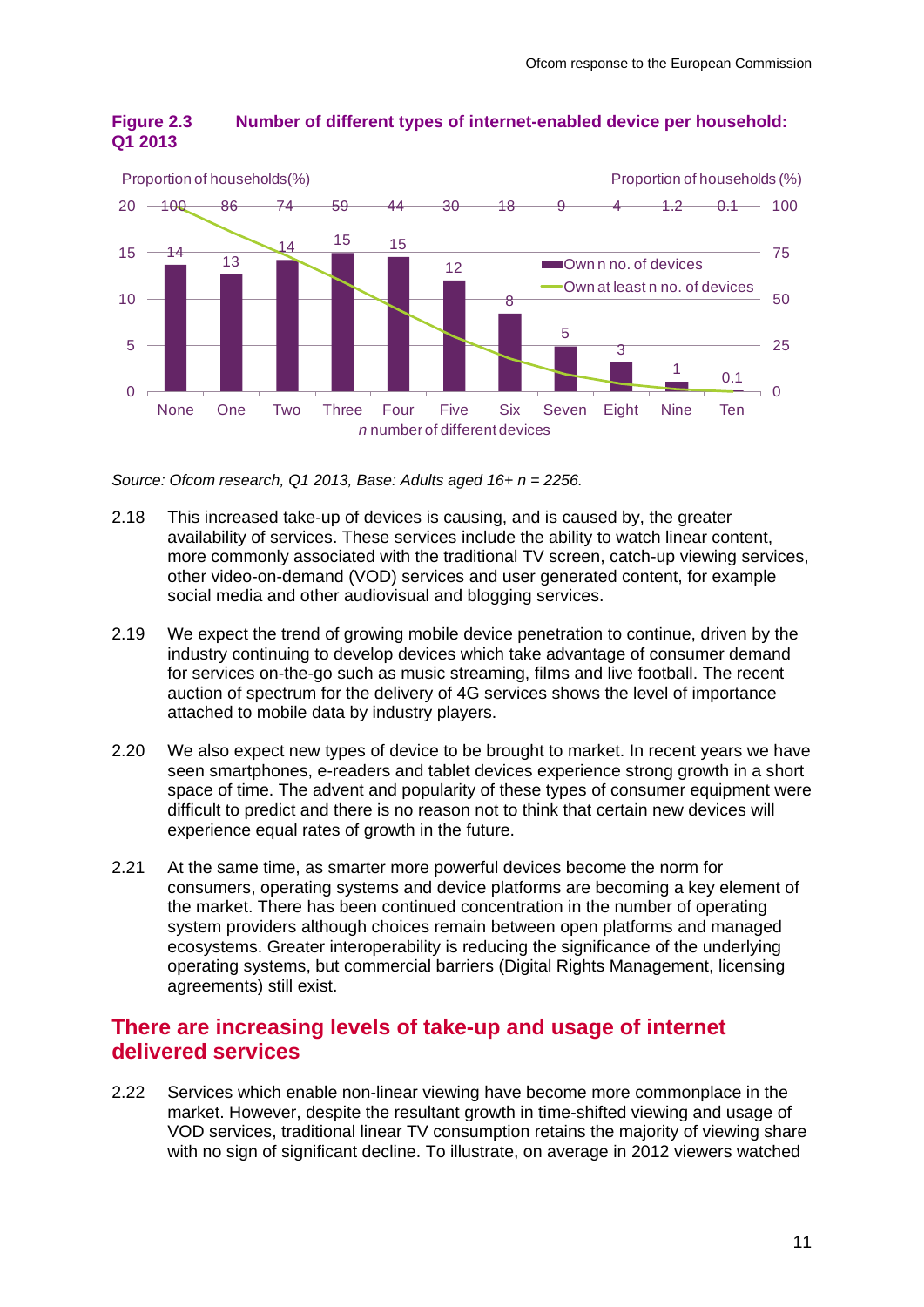**Figure 2.3 Number of different types of internet-enabled device per household: Q1 2013**

| *n* number of different devices | Own n no. of devices – Proportion of households (%) | Own at least n no. of devices – Proportion of households (%) |
|---|---|---|
| None | 14 | 100 |
| One | 13 | 86 |
| Two | 14 | 74 |
| Three | 15 | 59 |
| Four | 15 | 44 |
| Five | 12 | 30 |
| Six | 8 | 18 |
| Seven | 5 | 9 |
| Eight | 3 | 4 |
| Nine | 1 | 1.2 |
| Ten | 0.1 | 0.1 |

*Source: Ofcom research, Q1 2013, Base: Adults aged 16+ n = 2256.*

2.18 This increased take-up of devices is causing, and is caused by, the greater availability of services. These services include the ability to watch linear content, more commonly associated with the traditional TV screen, catch-up viewing services, other video-on-demand (VOD) services and user generated content, for example social media and other audiovisual and blogging services.

2.19 We expect the trend of growing mobile device penetration to continue, driven by the industry continuing to develop devices which take advantage of consumer demand for services on-the-go such as music streaming, films and live football. The recent auction of spectrum for the delivery of 4G services shows the level of importance attached to mobile data by industry players.

2.20 We also expect new types of device to be brought to market. In recent years we have seen smartphones, e-readers and tablet devices experience strong growth in a short space of time. The advent and popularity of these types of consumer equipment were difficult to predict and there is no reason not to think that certain new devices will experience equal rates of growth in the future.

2.21 At the same time, as smarter more powerful devices become the norm for consumers, operating systems and device platforms are becoming a key element of the market. There has been continued concentration in the number of operating system providers although choices remain between open platforms and managed ecosystems. Greater interoperability is reducing the significance of the underlying operating systems, but commercial barriers (Digital Rights Management, licensing agreements) still exist.

## There are increasing levels of take-up and usage of internet delivered services

2.22 Services which enable non-linear viewing have become more commonplace in the market. However, despite the resultant growth in time-shifted viewing and usage of VOD services, traditional linear TV consumption retains the majority of viewing share with no sign of significant decline. To illustrate, on average in 2012 viewers watched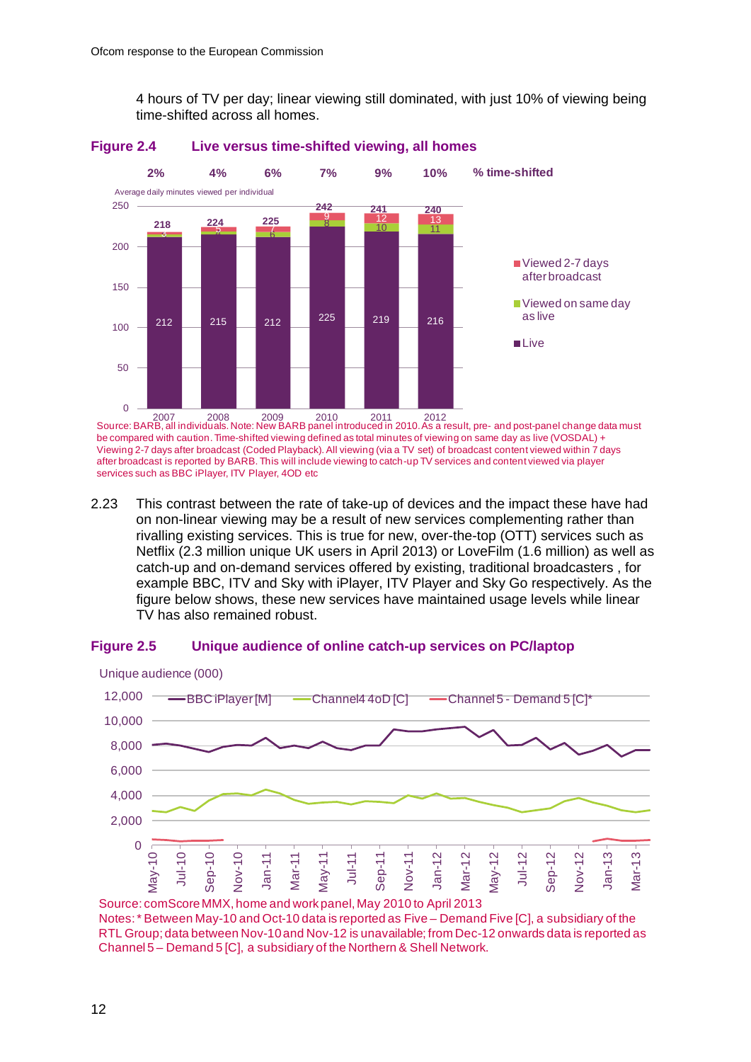4 hours of TV per day; linear viewing still dominated, with just 10% of viewing being time-shifted across all homes.

**Figure 2.4 Live versus time-shifted viewing, all homes**

Average daily minutes viewed per individual

| | 2007 | 2008 | 2009 | 2010 | 2011 | 2012 |
|---|---|---|---|---|---|---|
| % time-shifted | 2% | 4% | 6% | 7% | 9% | 10% |
| Live | 212 | 215 | 212 | 225 | 219 | 216 |
| Viewed on same day as live | 3 | 4 | 6 | 8 | 10 | 11 |
| Viewed 2-7 days after broadcast | 3 | 5 | 7 | 9 | 12 | 13 |
| Total | 218 | 224 | 225 | 242 | 241 | 240 |

Source: BARB, all individuals. Note: New BARB panel introduced in 2010. As a result, pre- and post-panel change data must be compared with caution. Time-shifted viewing defined as total minutes of viewing on same day as live (VOSDAL) + Viewing 2-7 days after broadcast (Coded Playback). All viewing (via a TV set) of broadcast content viewed within 7 days after broadcast is reported by BARB. This will include viewing to catch-up TV services and content viewed via player services such as BBC iPlayer, ITV Player, 4OD etc

2.23 This contrast between the rate of take-up of devices and the impact these have had on non-linear viewing may be a result of new services complementing rather than rivalling existing services. This is true for new, over-the-top (OTT) services such as Netflix (2.3 million unique UK users in April 2013) or LoveFilm (1.6 million) as well as catch-up and on-demand services offered by existing, traditional broadcasters , for example BBC, ITV and Sky with iPlayer, ITV Player and Sky Go respectively. As the figure below shows, these new services have maintained usage levels while linear TV has also remained robust.

**Figure 2.5 Unique audience of online catch-up services on PC/laptop**

Unique audience (000)

Series: BBC iPlayer [M]; Channel4 4oD [C]; Channel 5 - Demand 5 [C]*

Source: comScore MMX, home and work panel, May 2010 to April 2013
Notes: * Between May-10 and Oct-10 data is reported as Five – Demand Five [C], a subsidiary of the RTL Group; data between Nov-10 and Nov-12 is unavailable; from Dec-12 onwards data is reported as Channel 5 – Demand 5 [C], a subsidiary of the Northern & Shell Network.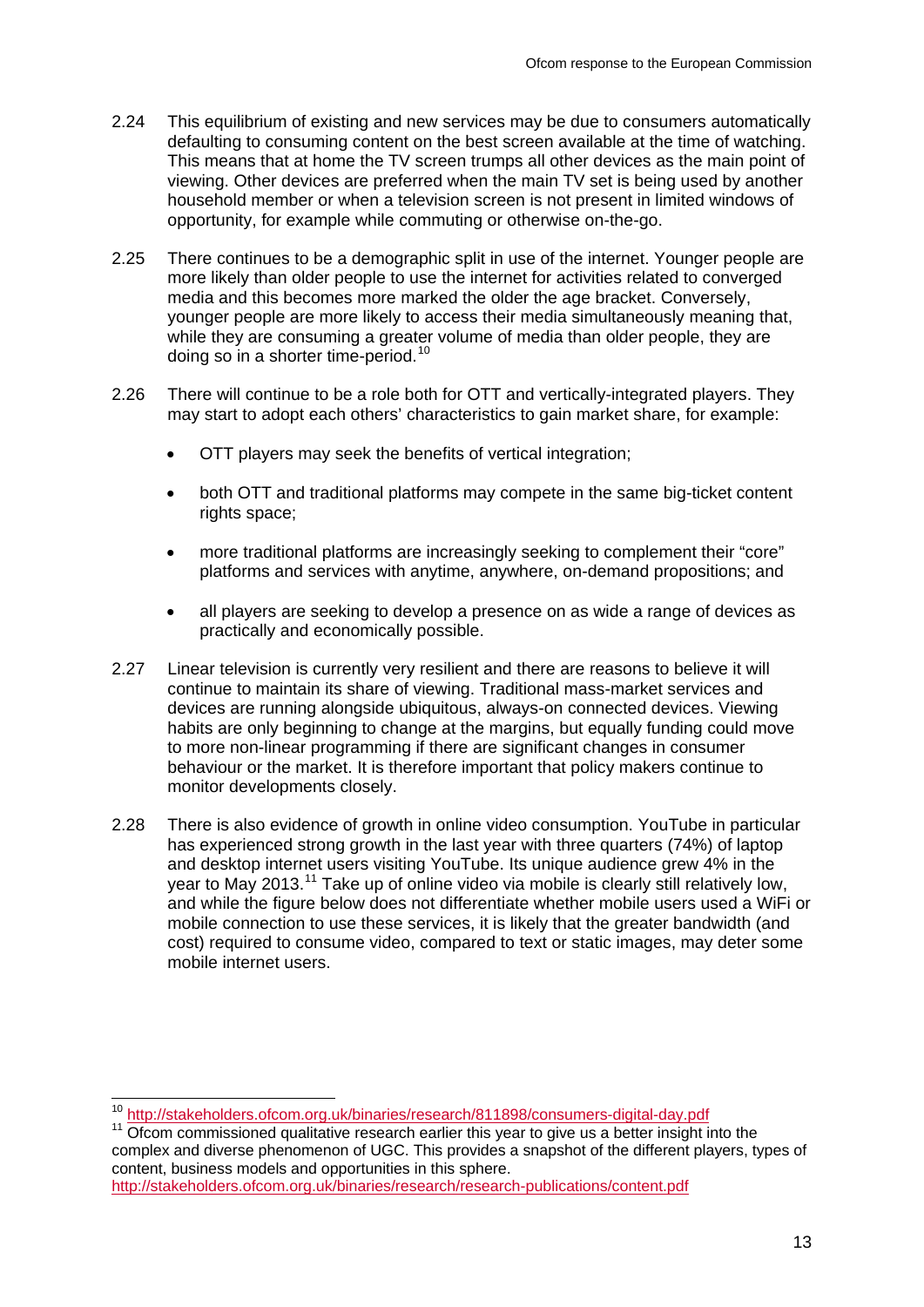2.24 This equilibrium of existing and new services may be due to consumers automatically defaulting to consuming content on the best screen available at the time of watching. This means that at home the TV screen trumps all other devices as the main point of viewing. Other devices are preferred when the main TV set is being used by another household member or when a television screen is not present in limited windows of opportunity, for example while commuting or otherwise on-the-go.

2.25 There continues to be a demographic split in use of the internet. Younger people are more likely than older people to use the internet for activities related to converged media and this becomes more marked the older the age bracket. Conversely, younger people are more likely to access their media simultaneously meaning that, while they are consuming a greater volume of media than older people, they are doing so in a shorter time-period.[10]

2.26 There will continue to be a role both for OTT and vertically-integrated players. They may start to adopt each others' characteristics to gain market share, for example:

- OTT players may seek the benefits of vertical integration;
- both OTT and traditional platforms may compete in the same big-ticket content rights space;
- more traditional platforms are increasingly seeking to complement their "core" platforms and services with anytime, anywhere, on-demand propositions; and
- all players are seeking to develop a presence on as wide a range of devices as practically and economically possible.

2.27 Linear television is currently very resilient and there are reasons to believe it will continue to maintain its share of viewing. Traditional mass-market services and devices are running alongside ubiquitous, always-on connected devices. Viewing habits are only beginning to change at the margins, but equally funding could move to more non-linear programming if there are significant changes in consumer behaviour or the market. It is therefore important that policy makers continue to monitor developments closely.

2.28 There is also evidence of growth in online video consumption. YouTube in particular has experienced strong growth in the last year with three quarters (74%) of laptop and desktop internet users visiting YouTube. Its unique audience grew 4% in the year to May 2013.[11] Take up of online video via mobile is clearly still relatively low, and while the figure below does not differentiate whether mobile users used a WiFi or mobile connection to use these services, it is likely that the greater bandwidth (and cost) required to consume video, compared to text or static images, may deter some mobile internet users.

---

[10] http://stakeholders.ofcom.org.uk/binaries/research/811898/consumers-digital-day.pdf

[11] Ofcom commissioned qualitative research earlier this year to give us a better insight into the complex and diverse phenomenon of UGC. This provides a snapshot of the different players, types of content, business models and opportunities in this sphere. http://stakeholders.ofcom.org.uk/binaries/research/research-publications/content.pdf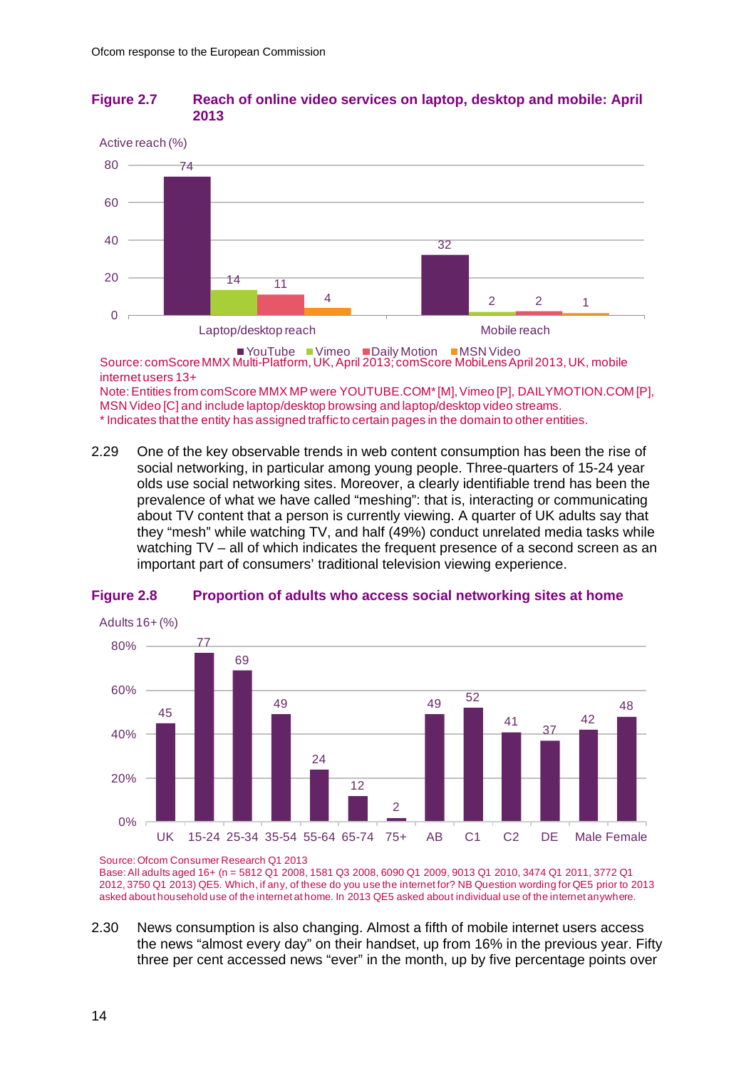**Figure 2.7 Reach of online video services on laptop, desktop and mobile: April 2013**

Active reach (%)

| | YouTube | Vimeo | Daily Motion | MSN Video |
|---|---|---|---|---|
| Laptop/desktop reach | 74 | 14 | 11 | 4 |
| Mobile reach | 32 | 2 | 2 | 1 |

Source: comScore MMX Multi-Platform, UK, April 2013; comScore MobiLens April 2013, UK, mobile internet users 13+

Note: Entities from comScore MMX MP were YOUTUBE.COM* [M], Vimeo [P], DAILYMOTION.COM [P], MSN Video [C] and include laptop/desktop browsing and laptop/desktop video streams.

* Indicates that the entity has assigned traffic to certain pages in the domain to other entities.

2.29 One of the key observable trends in web content consumption has been the rise of social networking, in particular among young people. Three-quarters of 15-24 year olds use social networking sites. Moreover, a clearly identifiable trend has been the prevalence of what we have called "meshing": that is, interacting or communicating about TV content that a person is currently viewing. A quarter of UK adults say that they "mesh" while watching TV, and half (49%) conduct unrelated media tasks while watching TV – all of which indicates the frequent presence of a second screen as an important part of consumers' traditional television viewing experience.

**Figure 2.8 Proportion of adults who access social networking sites at home**

Adults 16+ (%)

| UK | 15-24 | 25-34 | 35-54 | 55-64 | 65-74 | 75+ | AB | C1 | C2 | DE | Male | Female |
|---|---|---|---|---|---|---|---|---|---|---|---|---|
| 45 | 77 | 69 | 49 | 24 | 12 | 2 | 49 | 52 | 41 | 37 | 42 | 48 |

Source: Ofcom Consumer Research Q1 2013

Base: All adults aged 16+ (n = 5812 Q1 2008, 1581 Q3 2008, 6090 Q1 2009, 9013 Q1 2010, 3474 Q1 2011, 3772 Q1 2012, 3750 Q1 2013) QE5. Which, if any, of these do you use the internet for? NB Question wording for QE5 prior to 2013 asked about household use of the internet at home. In 2013 QE5 asked about individual use of the internet anywhere.

2.30 News consumption is also changing. Almost a fifth of mobile internet users access the news "almost every day" on their handset, up from 16% in the previous year. Fifty three per cent accessed news "ever" in the month, up by five percentage points over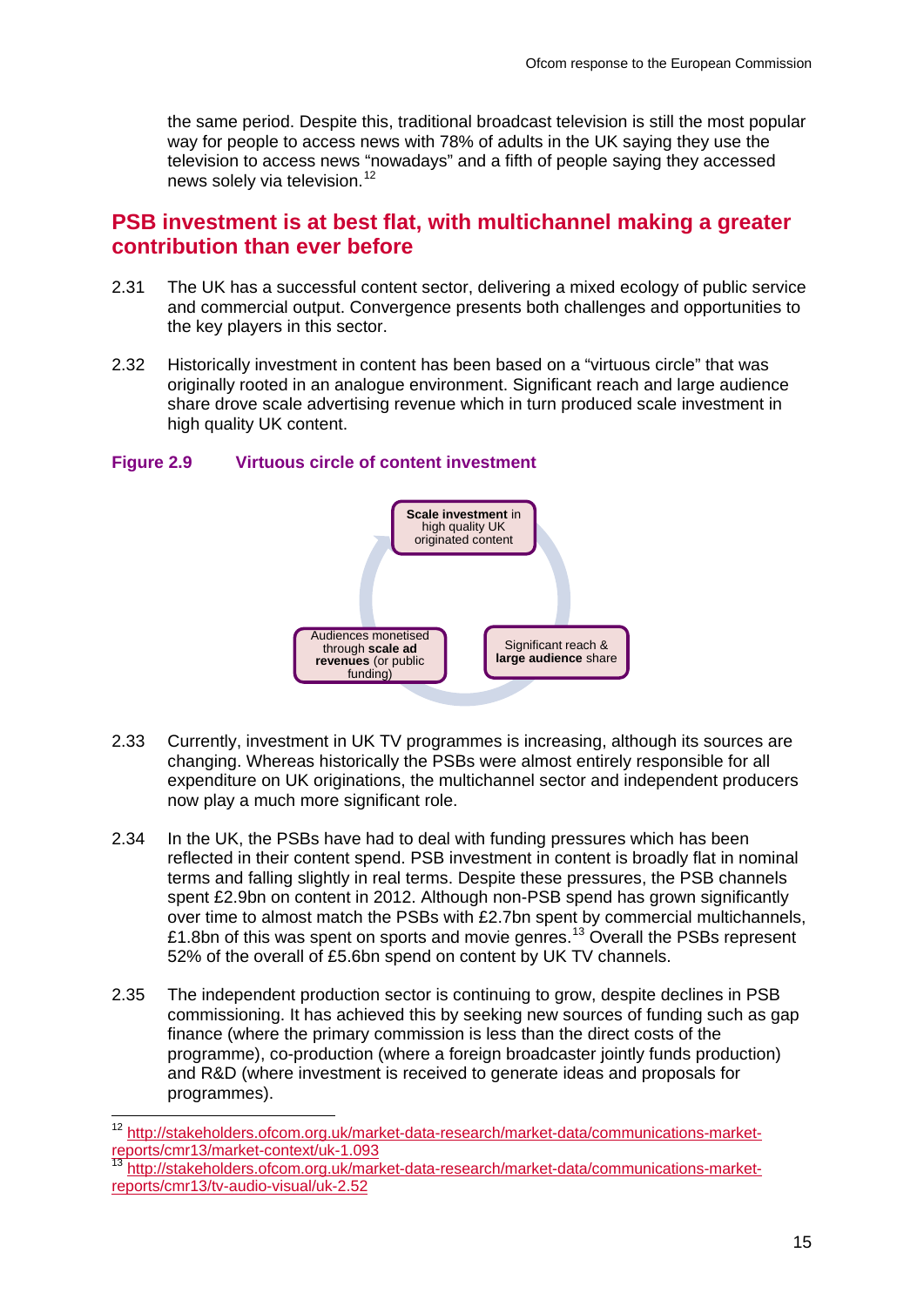the same period. Despite this, traditional broadcast television is still the most popular way for people to access news with 78% of adults in the UK saying they use the television to access news "nowadays" and a fifth of people saying they accessed news solely via television.[12]

## PSB investment is at best flat, with multichannel making a greater contribution than ever before

2.31 The UK has a successful content sector, delivering a mixed ecology of public service and commercial output. Convergence presents both challenges and opportunities to the key players in this sector.

2.32 Historically investment in content has been based on a "virtuous circle" that was originally rooted in an analogue environment. Significant reach and large audience share drove scale advertising revenue which in turn produced scale investment in high quality UK content.

**Figure 2.9 Virtuous circle of content investment**

**Scale investment** in high quality UK originated content

Significant reach & **large audience** share

Audiences monetised through **scale ad revenues** (or public funding)

2.33 Currently, investment in UK TV programmes is increasing, although its sources are changing. Whereas historically the PSBs were almost entirely responsible for all expenditure on UK originations, the multichannel sector and independent producers now play a much more significant role.

2.34 In the UK, the PSBs have had to deal with funding pressures which has been reflected in their content spend. PSB investment in content is broadly flat in nominal terms and falling slightly in real terms. Despite these pressures, the PSB channels spent £2.9bn on content in 2012. Although non-PSB spend has grown significantly over time to almost match the PSBs with £2.7bn spent by commercial multichannels, £1.8bn of this was spent on sports and movie genres.[13] Overall the PSBs represent 52% of the overall of £5.6bn spend on content by UK TV channels.

2.35 The independent production sector is continuing to grow, despite declines in PSB commissioning. It has achieved this by seeking new sources of funding such as gap finance (where the primary commission is less than the direct costs of the programme), co-production (where a foreign broadcaster jointly funds production) and R&D (where investment is received to generate ideas and proposals for programmes).

---

[12] http://stakeholders.ofcom.org.uk/market-data-research/market-data/communications-market-reports/cmr13/market-context/uk-1.093

[13] http://stakeholders.ofcom.org.uk/market-data-research/market-data/communications-market-reports/cmr13/tv-audio-visual/uk-2.52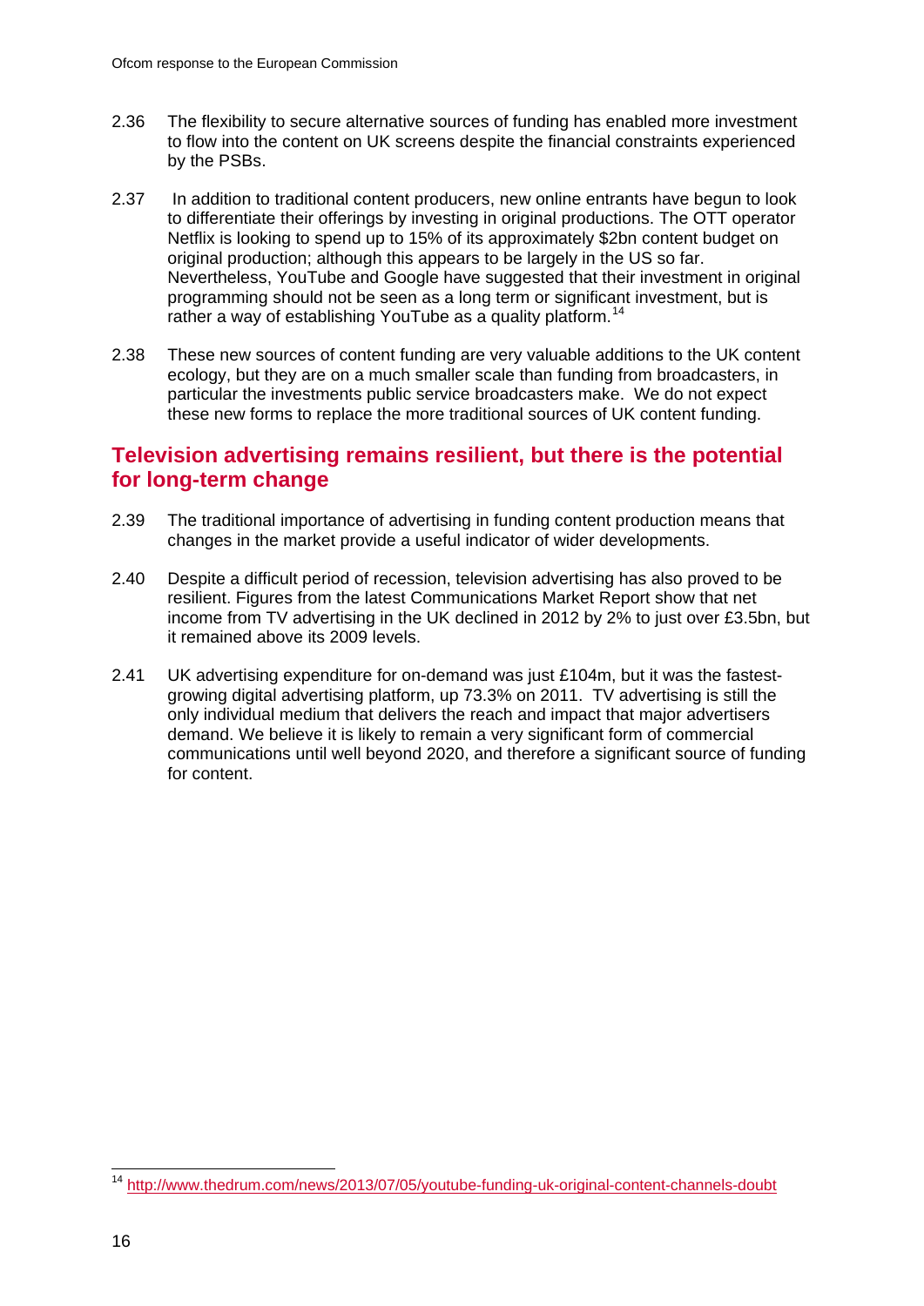2.36 The flexibility to secure alternative sources of funding has enabled more investment to flow into the content on UK screens despite the financial constraints experienced by the PSBs.

2.37 In addition to traditional content producers, new online entrants have begun to look to differentiate their offerings by investing in original productions. The OTT operator Netflix is looking to spend up to 15% of its approximately $2bn content budget on original production; although this appears to be largely in the US so far. Nevertheless, YouTube and Google have suggested that their investment in original programming should not be seen as a long term or significant investment, but is rather a way of establishing YouTube as a quality platform.[14]

2.38 These new sources of content funding are very valuable additions to the UK content ecology, but they are on a much smaller scale than funding from broadcasters, in particular the investments public service broadcasters make. We do not expect these new forms to replace the more traditional sources of UK content funding.

## Television advertising remains resilient, but there is the potential for long-term change

2.39 The traditional importance of advertising in funding content production means that changes in the market provide a useful indicator of wider developments.

2.40 Despite a difficult period of recession, television advertising has also proved to be resilient. Figures from the latest Communications Market Report show that net income from TV advertising in the UK declined in 2012 by 2% to just over £3.5bn, but it remained above its 2009 levels.

2.41 UK advertising expenditure for on-demand was just £104m, but it was the fastest-growing digital advertising platform, up 73.3% on 2011. TV advertising is still the only individual medium that delivers the reach and impact that major advertisers demand. We believe it is likely to remain a very significant form of commercial communications until well beyond 2020, and therefore a significant source of funding for content.

---

[14] http://www.thedrum.com/news/2013/07/05/youtube-funding-uk-original-content-channels-doubt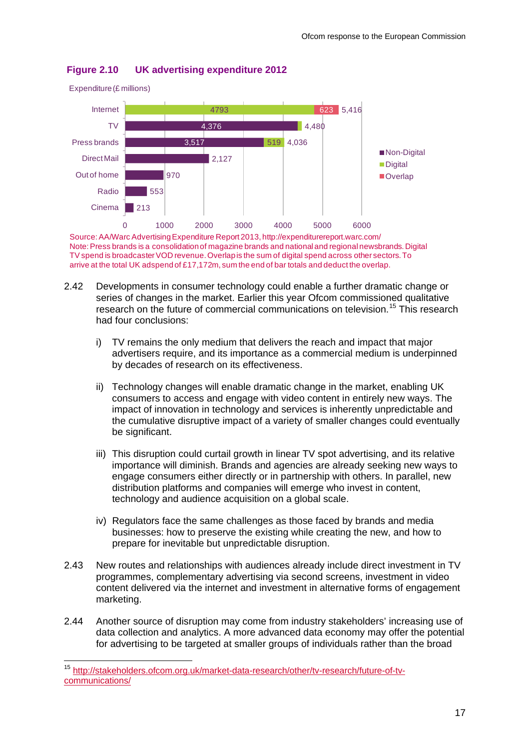**Figure 2.10 UK advertising expenditure 2012**

Expenditure (£ millions)

| | Non-Digital | Digital | Overlap | Total |
|---|---|---|---|---|
| Internet | | 4793 | 623 | 5,416 |
| TV | 4,376 | | | 4,480 |
| Press brands | 3,517 | 519 | | 4,036 |
| Direct Mail | 2,127 | | | 2,127 |
| Out of home | 970 | | | 970 |
| Radio | 553 | | | 553 |
| Cinema | 213 | | | 213 |

Source: AA/Warc Advertising Expenditure Report 2013, http://expenditurereport.warc.com/
Note: Press brands is a consolidation of magazine brands and national and regional newsbrands. Digital TV spend is broadcaster VOD revenue. Overlap is the sum of digital spend across other sectors. To arrive at the total UK adspend of £17,172m, sum the end of bar totals and deduct the overlap.

2.42 Developments in consumer technology could enable a further dramatic change or series of changes in the market. Earlier this year Ofcom commissioned qualitative research on the future of commercial communications on television.[15] This research had four conclusions:

i) TV remains the only medium that delivers the reach and impact that major advertisers require, and its importance as a commercial medium is underpinned by decades of research on its effectiveness.

ii) Technology changes will enable dramatic change in the market, enabling UK consumers to access and engage with video content in entirely new ways. The impact of innovation in technology and services is inherently unpredictable and the cumulative disruptive impact of a variety of smaller changes could eventually be significant.

iii) This disruption could curtail growth in linear TV spot advertising, and its relative importance will diminish. Brands and agencies are already seeking new ways to engage consumers either directly or in partnership with others. In parallel, new distribution platforms and companies will emerge who invest in content, technology and audience acquisition on a global scale.

iv) Regulators face the same challenges as those faced by brands and media businesses: how to preserve the existing while creating the new, and how to prepare for inevitable but unpredictable disruption.

2.43 New routes and relationships with audiences already include direct investment in TV programmes, complementary advertising via second screens, investment in video content delivered via the internet and investment in alternative forms of engagement marketing.

2.44 Another source of disruption may come from industry stakeholders' increasing use of data collection and analytics. A more advanced data economy may offer the potential for advertising to be targeted at smaller groups of individuals rather than the broad

---

[15] http://stakeholders.ofcom.org.uk/market-data-research/other/tv-research/future-of-tv-communications/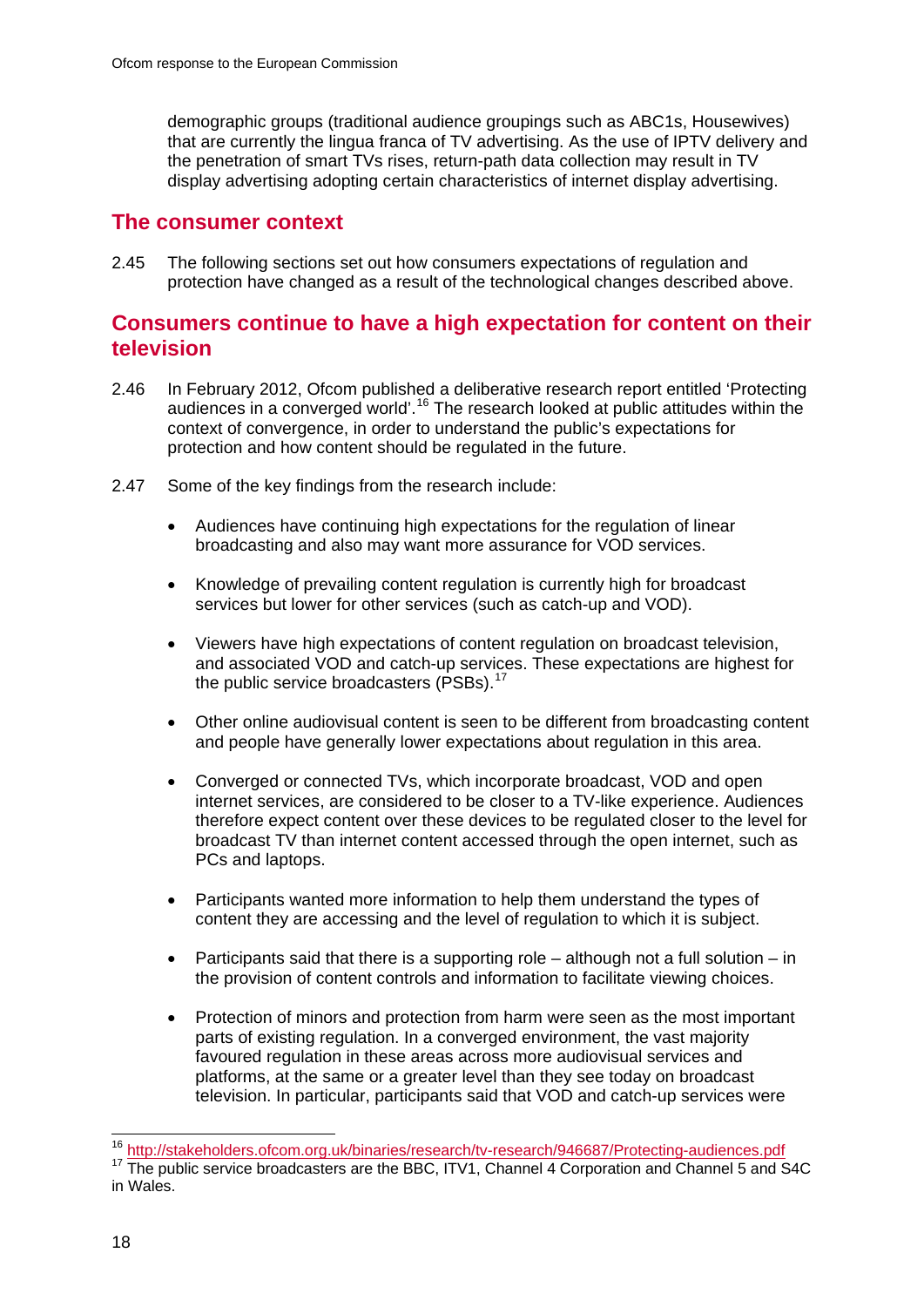demographic groups (traditional audience groupings such as ABC1s, Housewives) that are currently the lingua franca of TV advertising. As the use of IPTV delivery and the penetration of smart TVs rises, return-path data collection may result in TV display advertising adopting certain characteristics of internet display advertising.

## The consumer context

2.45 The following sections set out how consumers expectations of regulation and protection have changed as a result of the technological changes described above.

## Consumers continue to have a high expectation for content on their television

2.46 In February 2012, Ofcom published a deliberative research report entitled 'Protecting audiences in a converged world'.[16] The research looked at public attitudes within the context of convergence, in order to understand the public's expectations for protection and how content should be regulated in the future.

2.47 Some of the key findings from the research include:

- Audiences have continuing high expectations for the regulation of linear broadcasting and also may want more assurance for VOD services.
- Knowledge of prevailing content regulation is currently high for broadcast services but lower for other services (such as catch-up and VOD).
- Viewers have high expectations of content regulation on broadcast television, and associated VOD and catch-up services. These expectations are highest for the public service broadcasters (PSBs).[17]
- Other online audiovisual content is seen to be different from broadcasting content and people have generally lower expectations about regulation in this area.
- Converged or connected TVs, which incorporate broadcast, VOD and open internet services, are considered to be closer to a TV-like experience. Audiences therefore expect content over these devices to be regulated closer to the level for broadcast TV than internet content accessed through the open internet, such as PCs and laptops.
- Participants wanted more information to help them understand the types of content they are accessing and the level of regulation to which it is subject.
- Participants said that there is a supporting role – although not a full solution – in the provision of content controls and information to facilitate viewing choices.
- Protection of minors and protection from harm were seen as the most important parts of existing regulation. In a converged environment, the vast majority favoured regulation in these areas across more audiovisual services and platforms, at the same or a greater level than they see today on broadcast television. In particular, participants said that VOD and catch-up services were

[16] http://stakeholders.ofcom.org.uk/binaries/research/tv-research/946687/Protecting-audiences.pdf

[17] The public service broadcasters are the BBC, ITV1, Channel 4 Corporation and Channel 5 and S4C in Wales.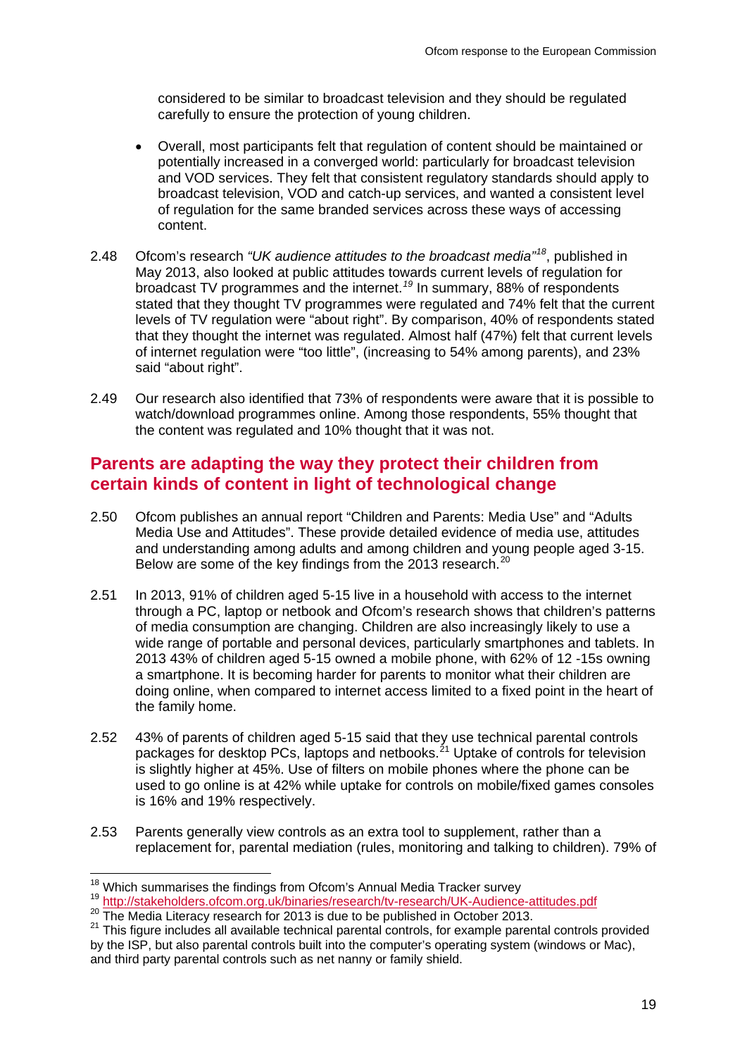considered to be similar to broadcast television and they should be regulated carefully to ensure the protection of young children.

- Overall, most participants felt that regulation of content should be maintained or potentially increased in a converged world: particularly for broadcast television and VOD services. They felt that consistent regulatory standards should apply to broadcast television, VOD and catch-up services, and wanted a consistent level of regulation for the same branded services across these ways of accessing content.

2.48 Ofcom's research *"UK audience attitudes to the broadcast media"*[18], published in May 2013, also looked at public attitudes towards current levels of regulation for broadcast TV programmes and the internet.[19] In summary, 88% of respondents stated that they thought TV programmes were regulated and 74% felt that the current levels of TV regulation were "about right". By comparison, 40% of respondents stated that they thought the internet was regulated. Almost half (47%) felt that current levels of internet regulation were "too little", (increasing to 54% among parents), and 23% said "about right".

2.49 Our research also identified that 73% of respondents were aware that it is possible to watch/download programmes online. Among those respondents, 55% thought that the content was regulated and 10% thought that it was not.

## Parents are adapting the way they protect their children from certain kinds of content in light of technological change

2.50 Ofcom publishes an annual report "Children and Parents: Media Use" and "Adults Media Use and Attitudes". These provide detailed evidence of media use, attitudes and understanding among adults and among children and young people aged 3-15. Below are some of the key findings from the 2013 research.[20]

2.51 In 2013, 91% of children aged 5-15 live in a household with access to the internet through a PC, laptop or netbook and Ofcom's research shows that children's patterns of media consumption are changing. Children are also increasingly likely to use a wide range of portable and personal devices, particularly smartphones and tablets. In 2013 43% of children aged 5-15 owned a mobile phone, with 62% of 12 -15s owning a smartphone. It is becoming harder for parents to monitor what their children are doing online, when compared to internet access limited to a fixed point in the heart of the family home.

2.52 43% of parents of children aged 5-15 said that they use technical parental controls packages for desktop PCs, laptops and netbooks.[21] Uptake of controls for television is slightly higher at 45%. Use of filters on mobile phones where the phone can be used to go online is at 42% while uptake for controls on mobile/fixed games consoles is 16% and 19% respectively.

2.53 Parents generally view controls as an extra tool to supplement, rather than a replacement for, parental mediation (rules, monitoring and talking to children). 79% of

---

[18] Which summarises the findings from Ofcom's Annual Media Tracker survey

[19] http://stakeholders.ofcom.org.uk/binaries/research/tv-research/UK-Audience-attitudes.pdf

[20] The Media Literacy research for 2013 is due to be published in October 2013.

[21] This figure includes all available technical parental controls, for example parental controls provided by the ISP, but also parental controls built into the computer's operating system (windows or Mac), and third party parental controls such as net nanny or family shield.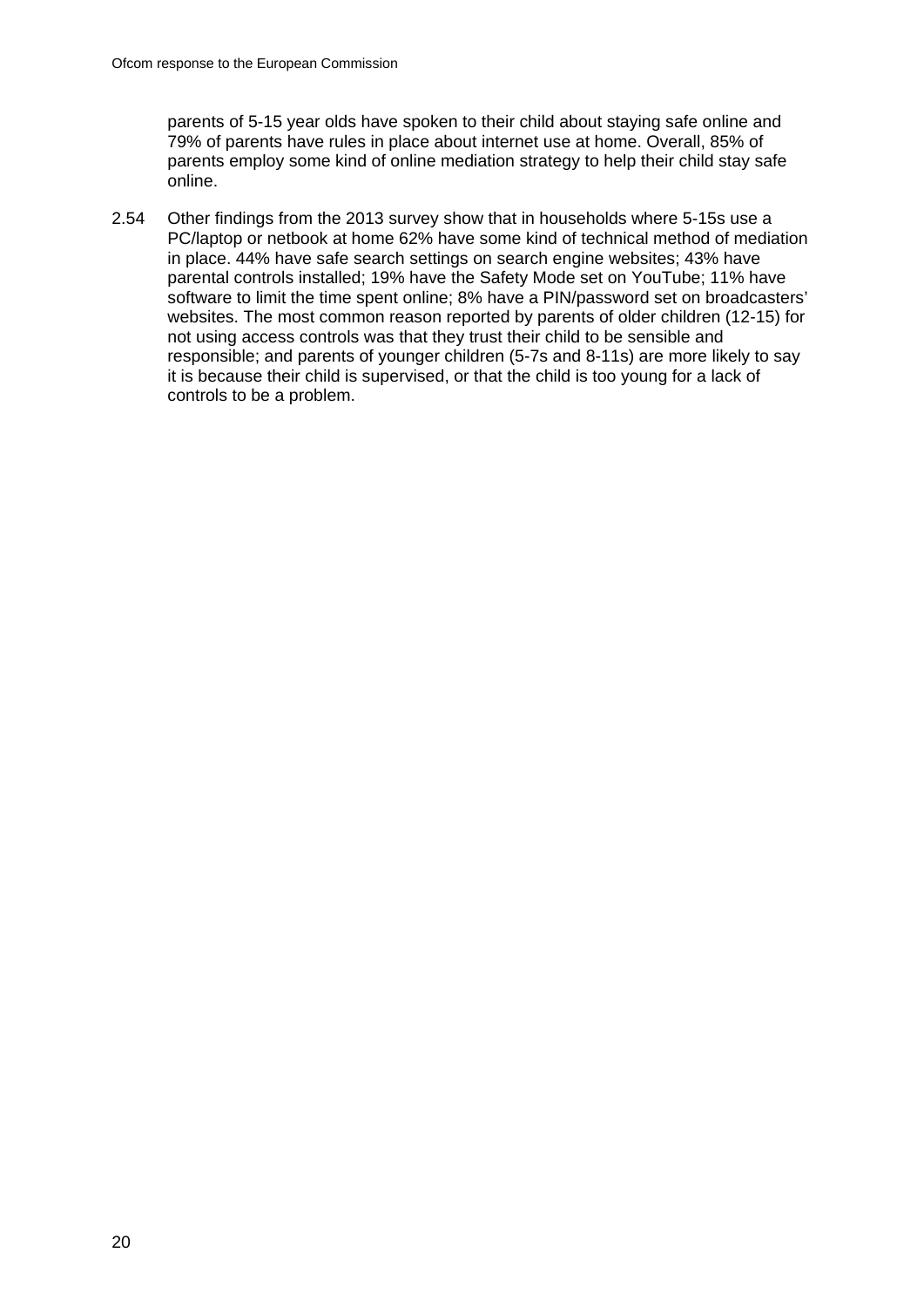parents of 5-15 year olds have spoken to their child about staying safe online and 79% of parents have rules in place about internet use at home. Overall, 85% of parents employ some kind of online mediation strategy to help their child stay safe online.

2.54 Other findings from the 2013 survey show that in households where 5-15s use a PC/laptop or netbook at home 62% have some kind of technical method of mediation in place. 44% have safe search settings on search engine websites; 43% have parental controls installed; 19% have the Safety Mode set on YouTube; 11% have software to limit the time spent online; 8% have a PIN/password set on broadcasters' websites. The most common reason reported by parents of older children (12-15) for not using access controls was that they trust their child to be sensible and responsible; and parents of younger children (5-7s and 8-11s) are more likely to say it is because their child is supervised, or that the child is too young for a lack of controls to be a problem.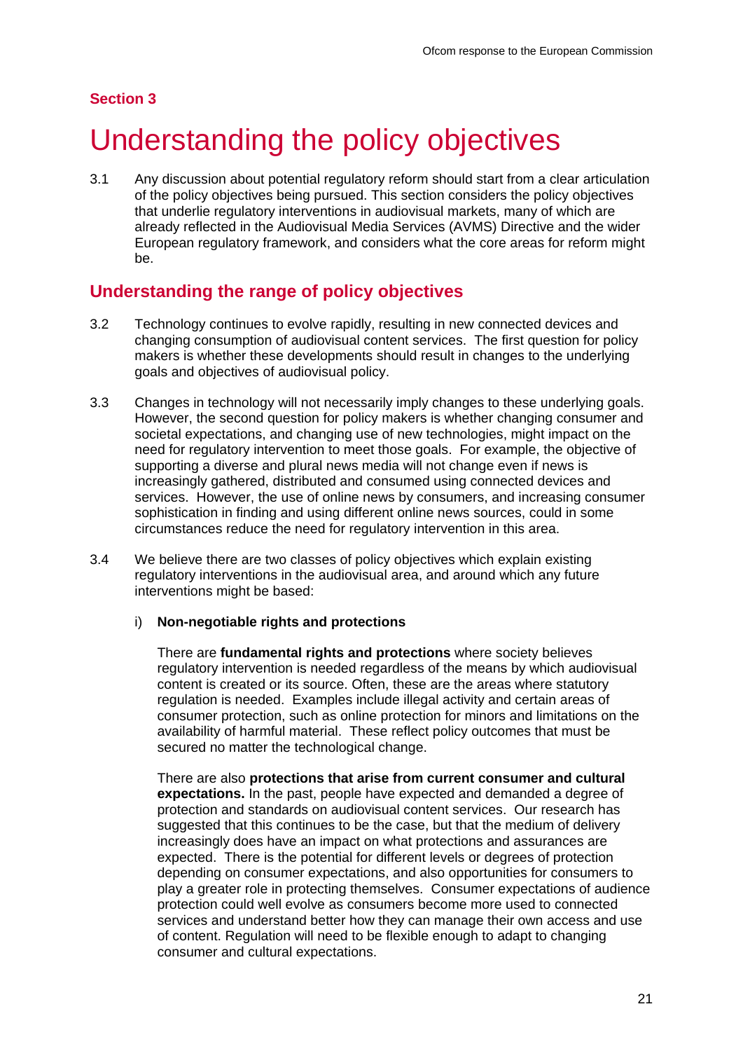**Section 3**

# Understanding the policy objectives

3.1 Any discussion about potential regulatory reform should start from a clear articulation of the policy objectives being pursued. This section considers the policy objectives that underlie regulatory interventions in audiovisual markets, many of which are already reflected in the Audiovisual Media Services (AVMS) Directive and the wider European regulatory framework, and considers what the core areas for reform might be.

## Understanding the range of policy objectives

3.2 Technology continues to evolve rapidly, resulting in new connected devices and changing consumption of audiovisual content services. The first question for policy makers is whether these developments should result in changes to the underlying goals and objectives of audiovisual policy.

3.3 Changes in technology will not necessarily imply changes to these underlying goals. However, the second question for policy makers is whether changing consumer and societal expectations, and changing use of new technologies, might impact on the need for regulatory intervention to meet those goals. For example, the objective of supporting a diverse and plural news media will not change even if news is increasingly gathered, distributed and consumed using connected devices and services. However, the use of online news by consumers, and increasing consumer sophistication in finding and using different online news sources, could in some circumstances reduce the need for regulatory intervention in this area.

3.4 We believe there are two classes of policy objectives which explain existing regulatory interventions in the audiovisual area, and around which any future interventions might be based:

i) **Non-negotiable rights and protections**

There are **fundamental rights and protections** where society believes regulatory intervention is needed regardless of the means by which audiovisual content is created or its source. Often, these are the areas where statutory regulation is needed. Examples include illegal activity and certain areas of consumer protection, such as online protection for minors and limitations on the availability of harmful material. These reflect policy outcomes that must be secured no matter the technological change.

There are also **protections that arise from current consumer and cultural expectations.** In the past, people have expected and demanded a degree of protection and standards on audiovisual content services. Our research has suggested that this continues to be the case, but that the medium of delivery increasingly does have an impact on what protections and assurances are expected. There is the potential for different levels or degrees of protection depending on consumer expectations, and also opportunities for consumers to play a greater role in protecting themselves. Consumer expectations of audience protection could well evolve as consumers become more used to connected services and understand better how they can manage their own access and use of content. Regulation will need to be flexible enough to adapt to changing consumer and cultural expectations.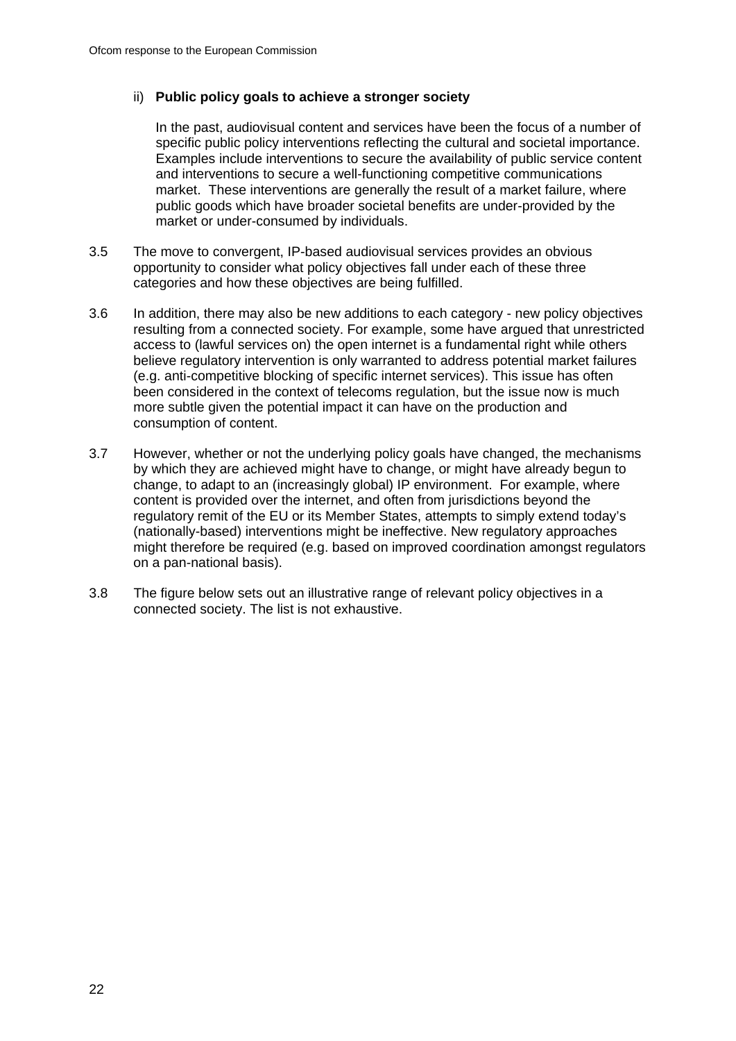ii) **Public policy goals to achieve a stronger society**

In the past, audiovisual content and services have been the focus of a number of specific public policy interventions reflecting the cultural and societal importance. Examples include interventions to secure the availability of public service content and interventions to secure a well-functioning competitive communications market. These interventions are generally the result of a market failure, where public goods which have broader societal benefits are under-provided by the market or under-consumed by individuals.

3.5 The move to convergent, IP-based audiovisual services provides an obvious opportunity to consider what policy objectives fall under each of these three categories and how these objectives are being fulfilled.

3.6 In addition, there may also be new additions to each category - new policy objectives resulting from a connected society. For example, some have argued that unrestricted access to (lawful services on) the open internet is a fundamental right while others believe regulatory intervention is only warranted to address potential market failures (e.g. anti-competitive blocking of specific internet services). This issue has often been considered in the context of telecoms regulation, but the issue now is much more subtle given the potential impact it can have on the production and consumption of content.

3.7 However, whether or not the underlying policy goals have changed, the mechanisms by which they are achieved might have to change, or might have already begun to change, to adapt to an (increasingly global) IP environment. For example, where content is provided over the internet, and often from jurisdictions beyond the regulatory remit of the EU or its Member States, attempts to simply extend today's (nationally-based) interventions might be ineffective. New regulatory approaches might therefore be required (e.g. based on improved coordination amongst regulators on a pan-national basis).

3.8 The figure below sets out an illustrative range of relevant policy objectives in a connected society. The list is not exhaustive.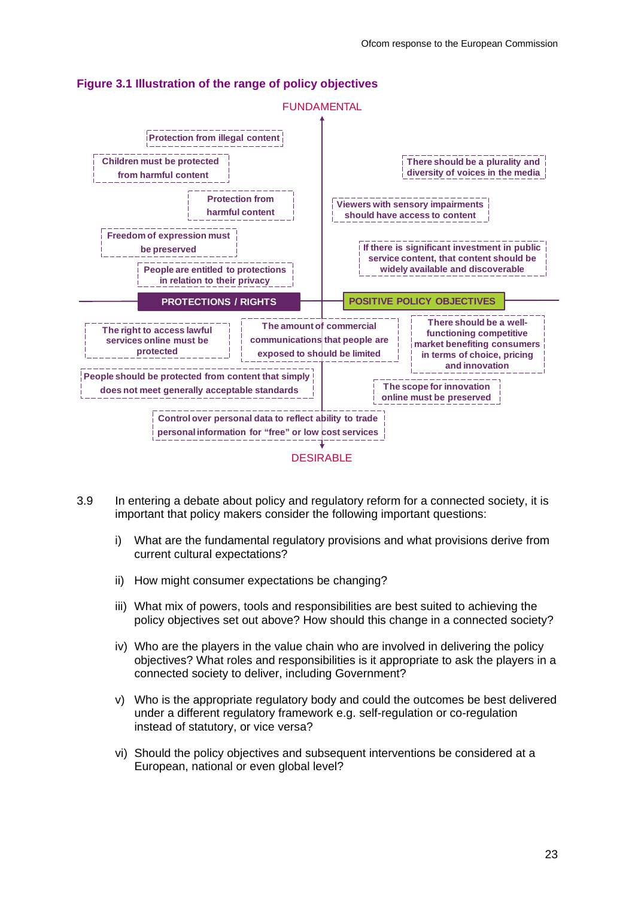### Figure 3.1 Illustration of the range of policy objectives

FUNDAMENTAL

Protection from illegal content

Children must be protected from harmful content

Protection from harmful content

Freedom of expression must be preserved

People are entitled to protections in relation to their privacy

There should be a plurality and diversity of voices in the media

Viewers with sensory impairments should have access to content

If there is significant investment in public service content, that content should be widely available and discoverable

**PROTECTIONS / RIGHTS**

**POSITIVE POLICY OBJECTIVES**

The right to access lawful services online must be protected

The amount of commercial communications that people are exposed to should be limited

There should be a well-functioning competitive market benefiting consumers in terms of choice, pricing and innovation

People should be protected from content that simply does not meet generally acceptable standards

The scope for innovation online must be preserved

Control over personal data to reflect ability to trade personal information for "free" or low cost services

DESIRABLE

3.9 In entering a debate about policy and regulatory reform for a connected society, it is important that policy makers consider the following important questions:

i) What are the fundamental regulatory provisions and what provisions derive from current cultural expectations?

ii) How might consumer expectations be changing?

iii) What mix of powers, tools and responsibilities are best suited to achieving the policy objectives set out above? How should this change in a connected society?

iv) Who are the players in the value chain who are involved in delivering the policy objectives? What roles and responsibilities is it appropriate to ask the players in a connected society to deliver, including Government?

v) Who is the appropriate regulatory body and could the outcomes be best delivered under a different regulatory framework e.g. self-regulation or co-regulation instead of statutory, or vice versa?

vi) Should the policy objectives and subsequent interventions be considered at a European, national or even global level?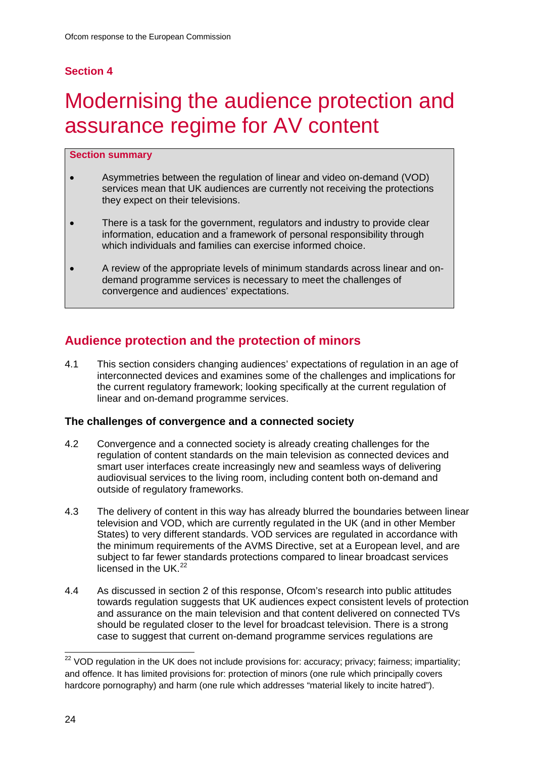**Section 4**

# Modernising the audience protection and assurance regime for AV content

**Section summary**

- Asymmetries between the regulation of linear and video on-demand (VOD) services mean that UK audiences are currently not receiving the protections they expect on their televisions.
- There is a task for the government, regulators and industry to provide clear information, education and a framework of personal responsibility through which individuals and families can exercise informed choice.
- A review of the appropriate levels of minimum standards across linear and on-demand programme services is necessary to meet the challenges of convergence and audiences' expectations.

## Audience protection and the protection of minors

4.1 This section considers changing audiences' expectations of regulation in an age of interconnected devices and examines some of the challenges and implications for the current regulatory framework; looking specifically at the current regulation of linear and on-demand programme services.

### The challenges of convergence and a connected society

4.2 Convergence and a connected society is already creating challenges for the regulation of content standards on the main television as connected devices and smart user interfaces create increasingly new and seamless ways of delivering audiovisual services to the living room, including content both on-demand and outside of regulatory frameworks.

4.3 The delivery of content in this way has already blurred the boundaries between linear television and VOD, which are currently regulated in the UK (and in other Member States) to very different standards. VOD services are regulated in accordance with the minimum requirements of the AVMS Directive, set at a European level, and are subject to far fewer standards protections compared to linear broadcast services licensed in the UK.[22]

4.4 As discussed in section 2 of this response, Ofcom's research into public attitudes towards regulation suggests that UK audiences expect consistent levels of protection and assurance on the main television and that content delivered on connected TVs should be regulated closer to the level for broadcast television. There is a strong case to suggest that current on-demand programme services regulations are

[22] VOD regulation in the UK does not include provisions for: accuracy; privacy; fairness; impartiality; and offence. It has limited provisions for: protection of minors (one rule which principally covers hardcore pornography) and harm (one rule which addresses "material likely to incite hatred").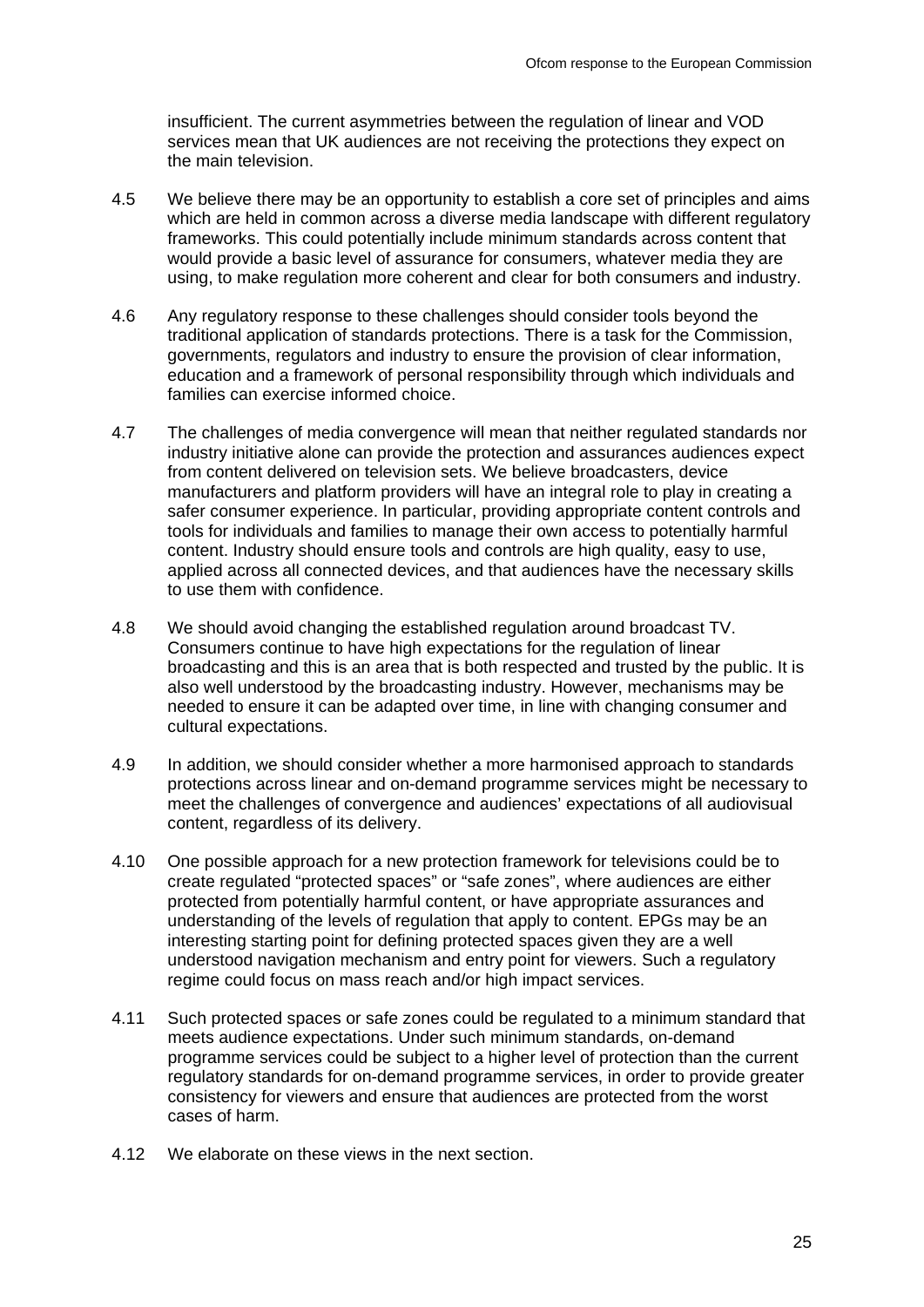insufficient. The current asymmetries between the regulation of linear and VOD services mean that UK audiences are not receiving the protections they expect on the main television.

4.5 We believe there may be an opportunity to establish a core set of principles and aims which are held in common across a diverse media landscape with different regulatory frameworks. This could potentially include minimum standards across content that would provide a basic level of assurance for consumers, whatever media they are using, to make regulation more coherent and clear for both consumers and industry.

4.6 Any regulatory response to these challenges should consider tools beyond the traditional application of standards protections. There is a task for the Commission, governments, regulators and industry to ensure the provision of clear information, education and a framework of personal responsibility through which individuals and families can exercise informed choice.

4.7 The challenges of media convergence will mean that neither regulated standards nor industry initiative alone can provide the protection and assurances audiences expect from content delivered on television sets. We believe broadcasters, device manufacturers and platform providers will have an integral role to play in creating a safer consumer experience. In particular, providing appropriate content controls and tools for individuals and families to manage their own access to potentially harmful content. Industry should ensure tools and controls are high quality, easy to use, applied across all connected devices, and that audiences have the necessary skills to use them with confidence.

4.8 We should avoid changing the established regulation around broadcast TV. Consumers continue to have high expectations for the regulation of linear broadcasting and this is an area that is both respected and trusted by the public. It is also well understood by the broadcasting industry. However, mechanisms may be needed to ensure it can be adapted over time, in line with changing consumer and cultural expectations.

4.9 In addition, we should consider whether a more harmonised approach to standards protections across linear and on-demand programme services might be necessary to meet the challenges of convergence and audiences' expectations of all audiovisual content, regardless of its delivery.

4.10 One possible approach for a new protection framework for televisions could be to create regulated "protected spaces" or "safe zones", where audiences are either protected from potentially harmful content, or have appropriate assurances and understanding of the levels of regulation that apply to content. EPGs may be an interesting starting point for defining protected spaces given they are a well understood navigation mechanism and entry point for viewers. Such a regulatory regime could focus on mass reach and/or high impact services.

4.11 Such protected spaces or safe zones could be regulated to a minimum standard that meets audience expectations. Under such minimum standards, on-demand programme services could be subject to a higher level of protection than the current regulatory standards for on-demand programme services, in order to provide greater consistency for viewers and ensure that audiences are protected from the worst cases of harm.

4.12 We elaborate on these views in the next section.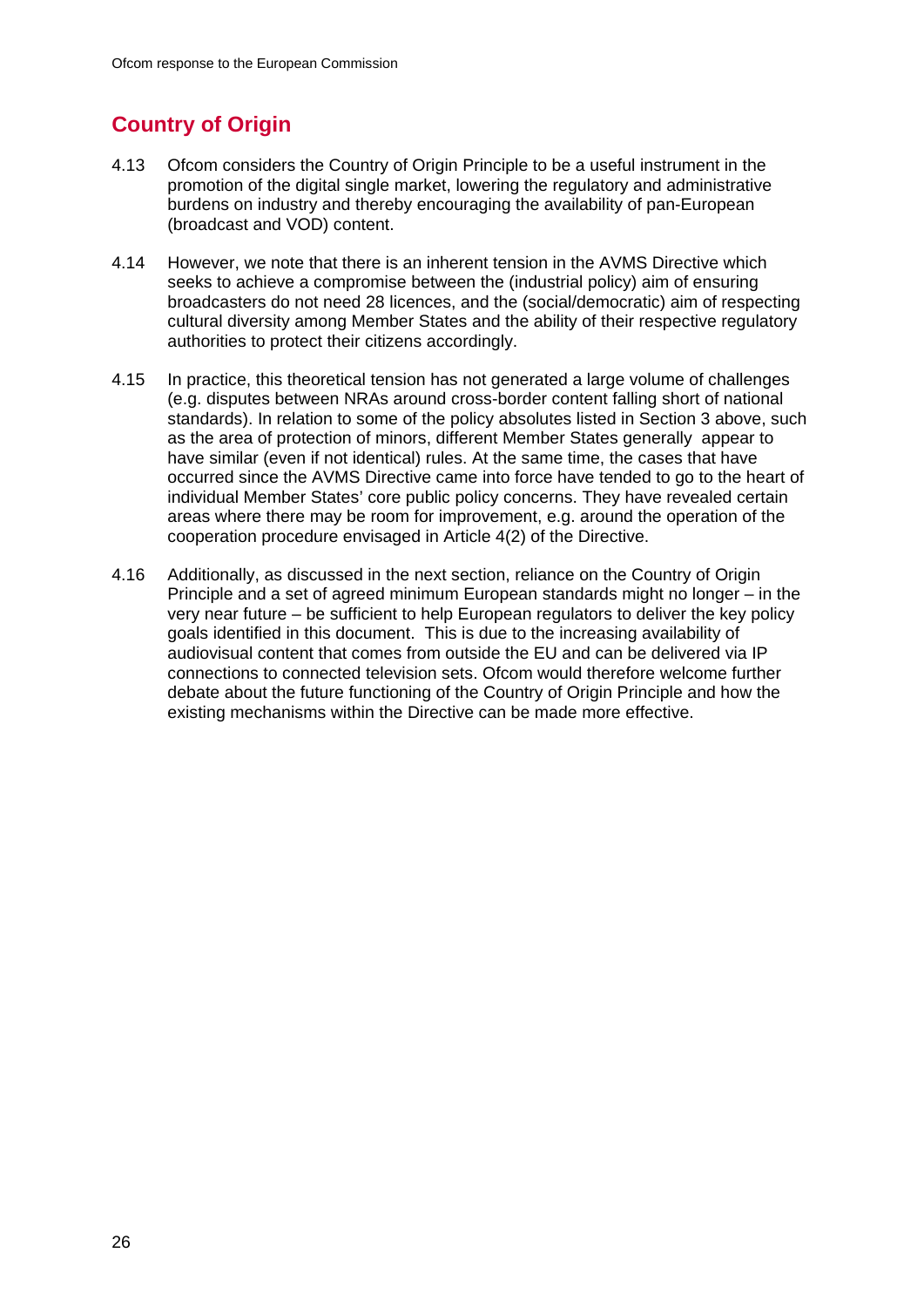## Country of Origin

4.13 Ofcom considers the Country of Origin Principle to be a useful instrument in the promotion of the digital single market, lowering the regulatory and administrative burdens on industry and thereby encouraging the availability of pan-European (broadcast and VOD) content.

4.14 However, we note that there is an inherent tension in the AVMS Directive which seeks to achieve a compromise between the (industrial policy) aim of ensuring broadcasters do not need 28 licences, and the (social/democratic) aim of respecting cultural diversity among Member States and the ability of their respective regulatory authorities to protect their citizens accordingly.

4.15 In practice, this theoretical tension has not generated a large volume of challenges (e.g. disputes between NRAs around cross-border content falling short of national standards). In relation to some of the policy absolutes listed in Section 3 above, such as the area of protection of minors, different Member States generally appear to have similar (even if not identical) rules. At the same time, the cases that have occurred since the AVMS Directive came into force have tended to go to the heart of individual Member States' core public policy concerns. They have revealed certain areas where there may be room for improvement, e.g. around the operation of the cooperation procedure envisaged in Article 4(2) of the Directive.

4.16 Additionally, as discussed in the next section, reliance on the Country of Origin Principle and a set of agreed minimum European standards might no longer – in the very near future – be sufficient to help European regulators to deliver the key policy goals identified in this document. This is due to the increasing availability of audiovisual content that comes from outside the EU and can be delivered via IP connections to connected television sets. Ofcom would therefore welcome further debate about the future functioning of the Country of Origin Principle and how the existing mechanisms within the Directive can be made more effective.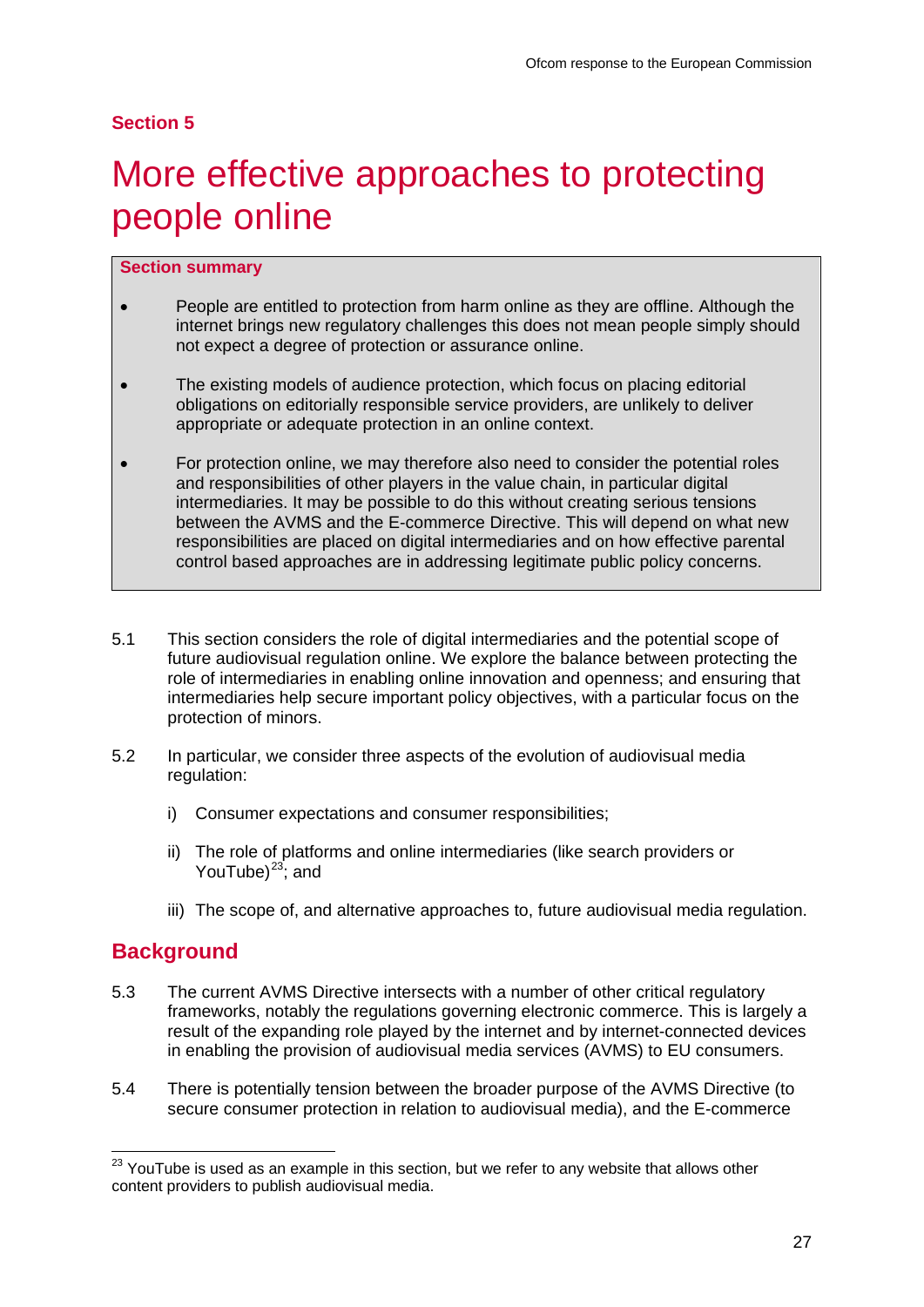**Section 5**

# More effective approaches to protecting people online

**Section summary**

- People are entitled to protection from harm online as they are offline. Although the internet brings new regulatory challenges this does not mean people simply should not expect a degree of protection or assurance online.
- The existing models of audience protection, which focus on placing editorial obligations on editorially responsible service providers, are unlikely to deliver appropriate or adequate protection in an online context.
- For protection online, we may therefore also need to consider the potential roles and responsibilities of other players in the value chain, in particular digital intermediaries. It may be possible to do this without creating serious tensions between the AVMS and the E-commerce Directive. This will depend on what new responsibilities are placed on digital intermediaries and on how effective parental control based approaches are in addressing legitimate public policy concerns.

5.1 This section considers the role of digital intermediaries and the potential scope of future audiovisual regulation online. We explore the balance between protecting the role of intermediaries in enabling online innovation and openness; and ensuring that intermediaries help secure important policy objectives, with a particular focus on the protection of minors.

5.2 In particular, we consider three aspects of the evolution of audiovisual media regulation:

i) Consumer expectations and consumer responsibilities;

ii) The role of platforms and online intermediaries (like search providers or YouTube)[23]; and

iii) The scope of, and alternative approaches to, future audiovisual media regulation.

## Background

5.3 The current AVMS Directive intersects with a number of other critical regulatory frameworks, notably the regulations governing electronic commerce. This is largely a result of the expanding role played by the internet and by internet-connected devices in enabling the provision of audiovisual media services (AVMS) to EU consumers.

5.4 There is potentially tension between the broader purpose of the AVMS Directive (to secure consumer protection in relation to audiovisual media), and the E-commerce

[23] YouTube is used as an example in this section, but we refer to any website that allows other content providers to publish audiovisual media.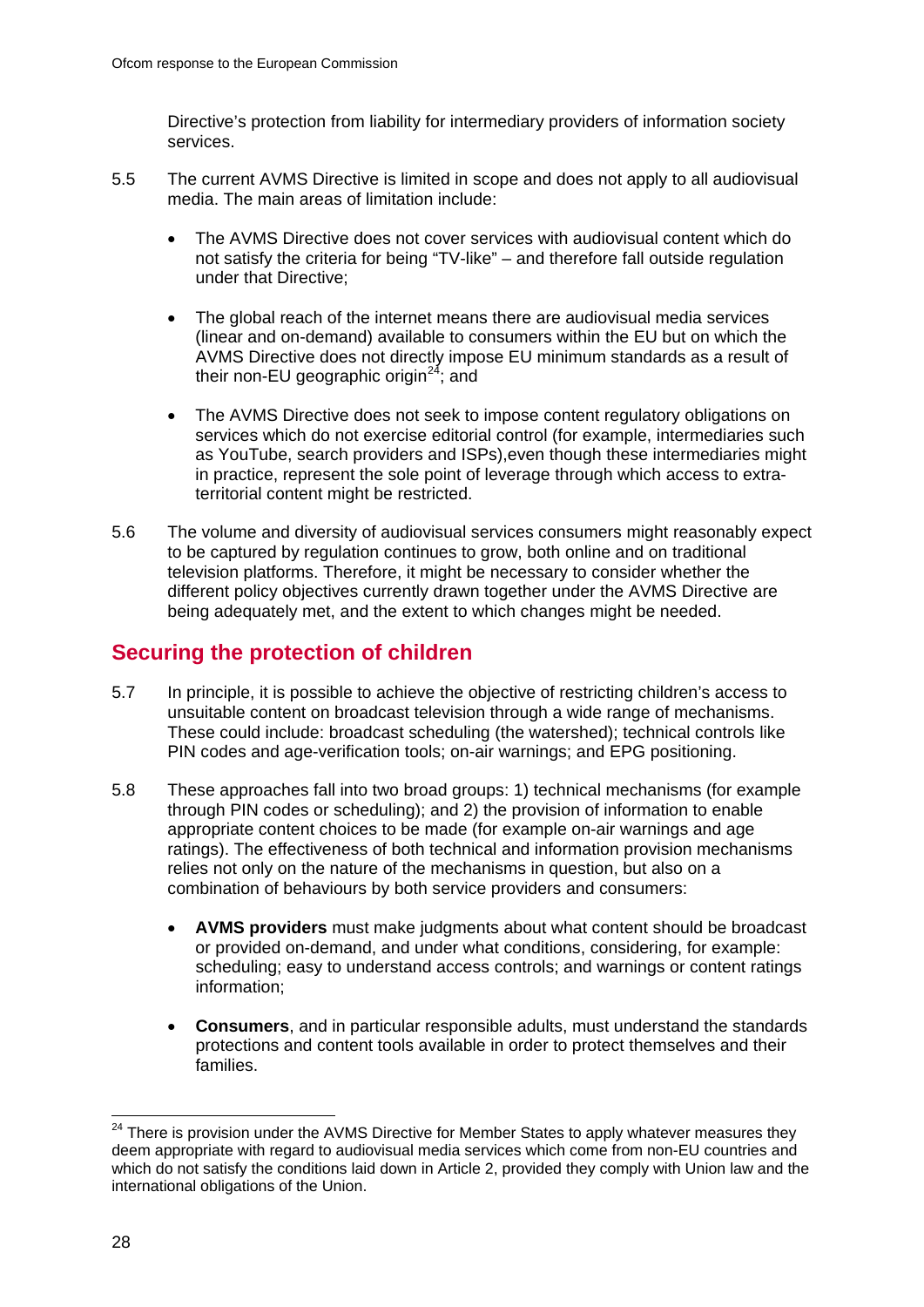Directive's protection from liability for intermediary providers of information society services.

5.5 The current AVMS Directive is limited in scope and does not apply to all audiovisual media. The main areas of limitation include:

- The AVMS Directive does not cover services with audiovisual content which do not satisfy the criteria for being "TV-like" – and therefore fall outside regulation under that Directive;
- The global reach of the internet means there are audiovisual media services (linear and on-demand) available to consumers within the EU but on which the AVMS Directive does not directly impose EU minimum standards as a result of their non-EU geographic origin[24]; and
- The AVMS Directive does not seek to impose content regulatory obligations on services which do not exercise editorial control (for example, intermediaries such as YouTube, search providers and ISPs),even though these intermediaries might in practice, represent the sole point of leverage through which access to extra-territorial content might be restricted.

5.6 The volume and diversity of audiovisual services consumers might reasonably expect to be captured by regulation continues to grow, both online and on traditional television platforms. Therefore, it might be necessary to consider whether the different policy objectives currently drawn together under the AVMS Directive are being adequately met, and the extent to which changes might be needed.

## Securing the protection of children

5.7 In principle, it is possible to achieve the objective of restricting children's access to unsuitable content on broadcast television through a wide range of mechanisms. These could include: broadcast scheduling (the watershed); technical controls like PIN codes and age-verification tools; on-air warnings; and EPG positioning.

5.8 These approaches fall into two broad groups: 1) technical mechanisms (for example through PIN codes or scheduling); and 2) the provision of information to enable appropriate content choices to be made (for example on-air warnings and age ratings). The effectiveness of both technical and information provision mechanisms relies not only on the nature of the mechanisms in question, but also on a combination of behaviours by both service providers and consumers:

- **AVMS providers** must make judgments about what content should be broadcast or provided on-demand, and under what conditions, considering, for example: scheduling; easy to understand access controls; and warnings or content ratings information;
- **Consumers**, and in particular responsible adults, must understand the standards protections and content tools available in order to protect themselves and their families.

[24] There is provision under the AVMS Directive for Member States to apply whatever measures they deem appropriate with regard to audiovisual media services which come from non-EU countries and which do not satisfy the conditions laid down in Article 2, provided they comply with Union law and the international obligations of the Union.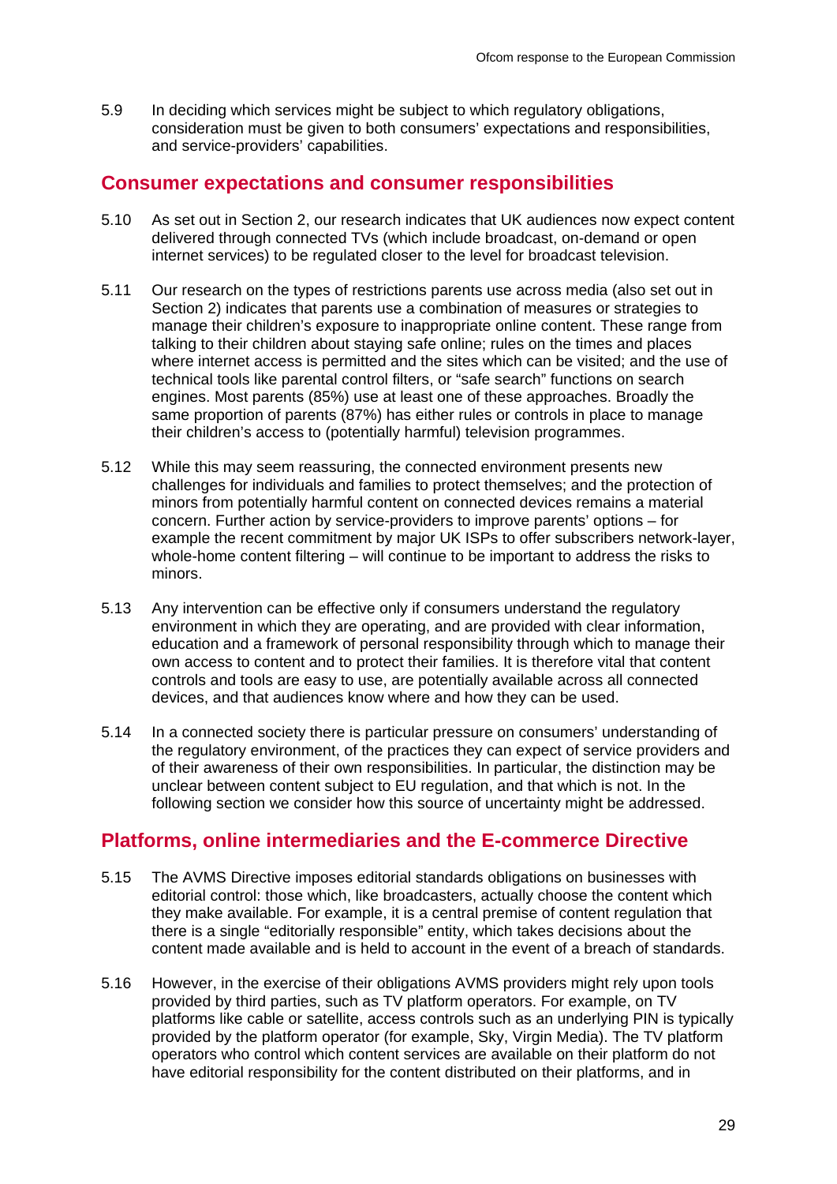5.9 In deciding which services might be subject to which regulatory obligations, consideration must be given to both consumers' expectations and responsibilities, and service-providers' capabilities.

## Consumer expectations and consumer responsibilities

5.10 As set out in Section 2, our research indicates that UK audiences now expect content delivered through connected TVs (which include broadcast, on-demand or open internet services) to be regulated closer to the level for broadcast television.

5.11 Our research on the types of restrictions parents use across media (also set out in Section 2) indicates that parents use a combination of measures or strategies to manage their children's exposure to inappropriate online content. These range from talking to their children about staying safe online; rules on the times and places where internet access is permitted and the sites which can be visited; and the use of technical tools like parental control filters, or "safe search" functions on search engines. Most parents (85%) use at least one of these approaches. Broadly the same proportion of parents (87%) has either rules or controls in place to manage their children's access to (potentially harmful) television programmes.

5.12 While this may seem reassuring, the connected environment presents new challenges for individuals and families to protect themselves; and the protection of minors from potentially harmful content on connected devices remains a material concern. Further action by service-providers to improve parents' options – for example the recent commitment by major UK ISPs to offer subscribers network-layer, whole-home content filtering – will continue to be important to address the risks to minors.

5.13 Any intervention can be effective only if consumers understand the regulatory environment in which they are operating, and are provided with clear information, education and a framework of personal responsibility through which to manage their own access to content and to protect their families. It is therefore vital that content controls and tools are easy to use, are potentially available across all connected devices, and that audiences know where and how they can be used.

5.14 In a connected society there is particular pressure on consumers' understanding of the regulatory environment, of the practices they can expect of service providers and of their awareness of their own responsibilities. In particular, the distinction may be unclear between content subject to EU regulation, and that which is not. In the following section we consider how this source of uncertainty might be addressed.

## Platforms, online intermediaries and the E-commerce Directive

5.15 The AVMS Directive imposes editorial standards obligations on businesses with editorial control: those which, like broadcasters, actually choose the content which they make available. For example, it is a central premise of content regulation that there is a single "editorially responsible" entity, which takes decisions about the content made available and is held to account in the event of a breach of standards.

5.16 However, in the exercise of their obligations AVMS providers might rely upon tools provided by third parties, such as TV platform operators. For example, on TV platforms like cable or satellite, access controls such as an underlying PIN is typically provided by the platform operator (for example, Sky, Virgin Media). The TV platform operators who control which content services are available on their platform do not have editorial responsibility for the content distributed on their platforms, and in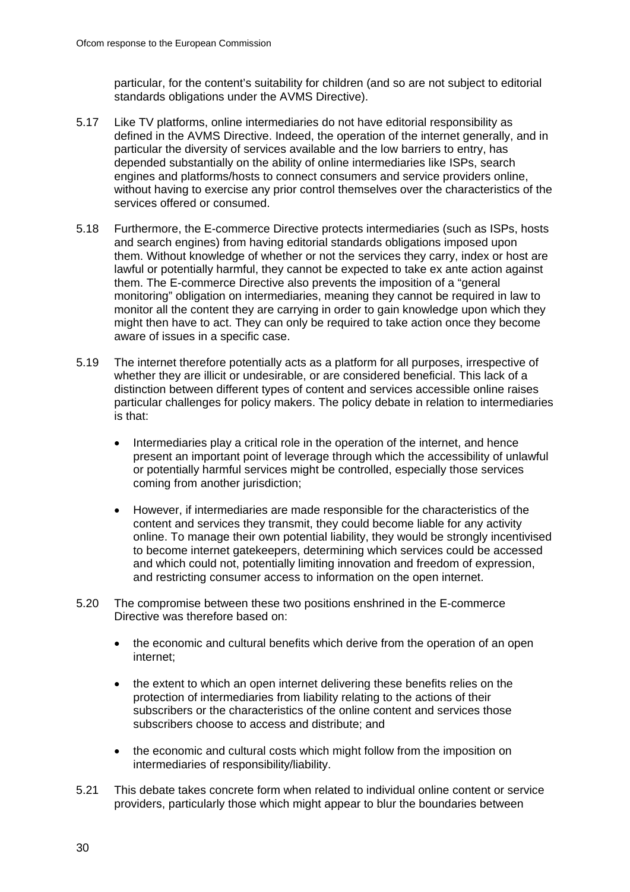particular, for the content's suitability for children (and so are not subject to editorial standards obligations under the AVMS Directive).

5.17 Like TV platforms, online intermediaries do not have editorial responsibility as defined in the AVMS Directive. Indeed, the operation of the internet generally, and in particular the diversity of services available and the low barriers to entry, has depended substantially on the ability of online intermediaries like ISPs, search engines and platforms/hosts to connect consumers and service providers online, without having to exercise any prior control themselves over the characteristics of the services offered or consumed.

5.18 Furthermore, the E-commerce Directive protects intermediaries (such as ISPs, hosts and search engines) from having editorial standards obligations imposed upon them. Without knowledge of whether or not the services they carry, index or host are lawful or potentially harmful, they cannot be expected to take ex ante action against them. The E-commerce Directive also prevents the imposition of a "general monitoring" obligation on intermediaries, meaning they cannot be required in law to monitor all the content they are carrying in order to gain knowledge upon which they might then have to act. They can only be required to take action once they become aware of issues in a specific case.

5.19 The internet therefore potentially acts as a platform for all purposes, irrespective of whether they are illicit or undesirable, or are considered beneficial. This lack of a distinction between different types of content and services accessible online raises particular challenges for policy makers. The policy debate in relation to intermediaries is that:

- Intermediaries play a critical role in the operation of the internet, and hence present an important point of leverage through which the accessibility of unlawful or potentially harmful services might be controlled, especially those services coming from another jurisdiction;

- However, if intermediaries are made responsible for the characteristics of the content and services they transmit, they could become liable for any activity online. To manage their own potential liability, they would be strongly incentivised to become internet gatekeepers, determining which services could be accessed and which could not, potentially limiting innovation and freedom of expression, and restricting consumer access to information on the open internet.

5.20 The compromise between these two positions enshrined in the E-commerce Directive was therefore based on:

- the economic and cultural benefits which derive from the operation of an open internet;

- the extent to which an open internet delivering these benefits relies on the protection of intermediaries from liability relating to the actions of their subscribers or the characteristics of the online content and services those subscribers choose to access and distribute; and

- the economic and cultural costs which might follow from the imposition on intermediaries of responsibility/liability.

5.21 This debate takes concrete form when related to individual online content or service providers, particularly those which might appear to blur the boundaries between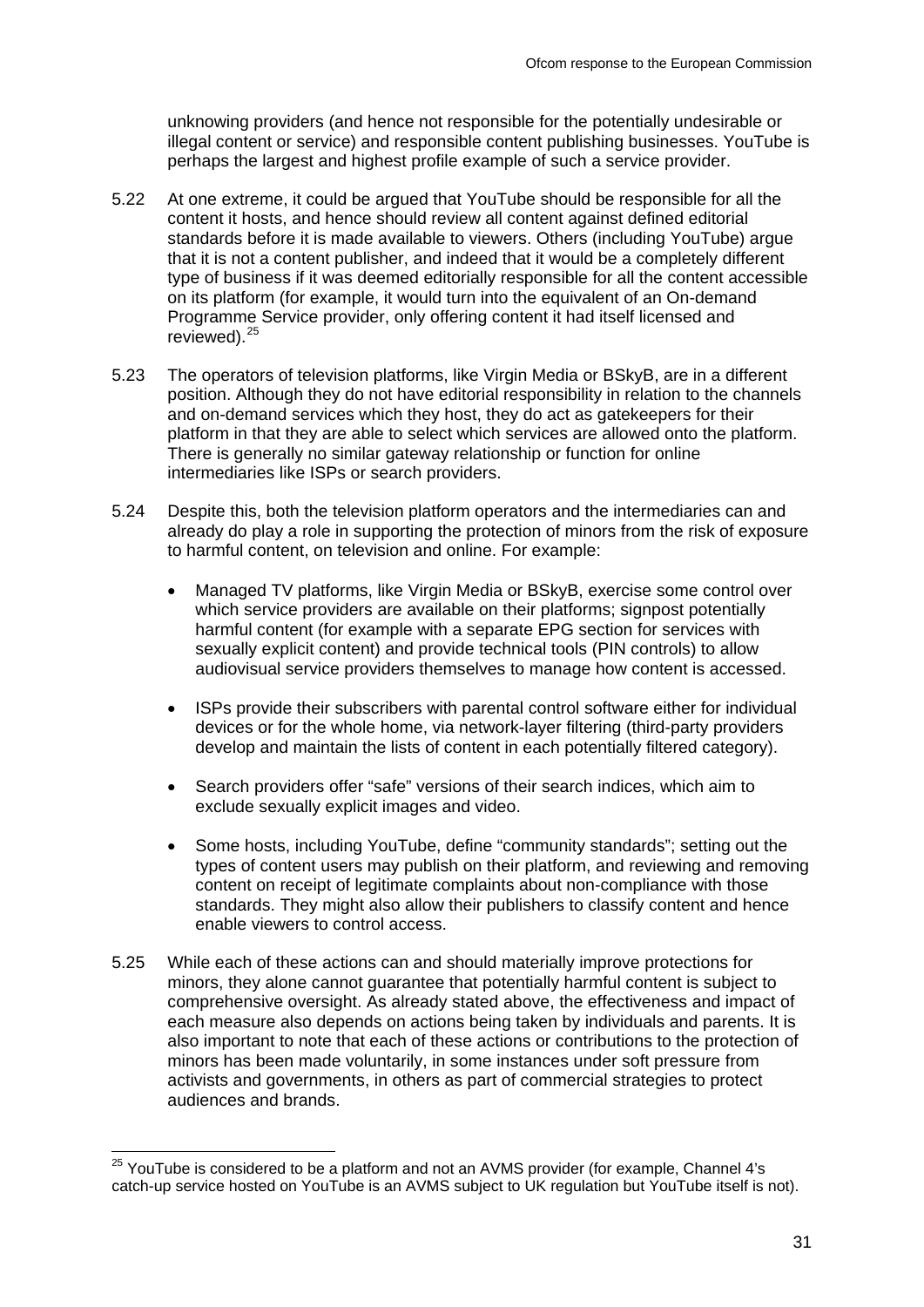unknowing providers (and hence not responsible for the potentially undesirable or illegal content or service) and responsible content publishing businesses. YouTube is perhaps the largest and highest profile example of such a service provider.

5.22 At one extreme, it could be argued that YouTube should be responsible for all the content it hosts, and hence should review all content against defined editorial standards before it is made available to viewers. Others (including YouTube) argue that it is not a content publisher, and indeed that it would be a completely different type of business if it was deemed editorially responsible for all the content accessible on its platform (for example, it would turn into the equivalent of an On-demand Programme Service provider, only offering content it had itself licensed and reviewed).[25]

5.23 The operators of television platforms, like Virgin Media or BSkyB, are in a different position. Although they do not have editorial responsibility in relation to the channels and on-demand services which they host, they do act as gatekeepers for their platform in that they are able to select which services are allowed onto the platform. There is generally no similar gateway relationship or function for online intermediaries like ISPs or search providers.

5.24 Despite this, both the television platform operators and the intermediaries can and already do play a role in supporting the protection of minors from the risk of exposure to harmful content, on television and online. For example:

- Managed TV platforms, like Virgin Media or BSkyB, exercise some control over which service providers are available on their platforms; signpost potentially harmful content (for example with a separate EPG section for services with sexually explicit content) and provide technical tools (PIN controls) to allow audiovisual service providers themselves to manage how content is accessed.
- ISPs provide their subscribers with parental control software either for individual devices or for the whole home, via network-layer filtering (third-party providers develop and maintain the lists of content in each potentially filtered category).
- Search providers offer "safe" versions of their search indices, which aim to exclude sexually explicit images and video.
- Some hosts, including YouTube, define "community standards"; setting out the types of content users may publish on their platform, and reviewing and removing content on receipt of legitimate complaints about non-compliance with those standards. They might also allow their publishers to classify content and hence enable viewers to control access.

5.25 While each of these actions can and should materially improve protections for minors, they alone cannot guarantee that potentially harmful content is subject to comprehensive oversight. As already stated above, the effectiveness and impact of each measure also depends on actions being taken by individuals and parents. It is also important to note that each of these actions or contributions to the protection of minors has been made voluntarily, in some instances under soft pressure from activists and governments, in others as part of commercial strategies to protect audiences and brands.

[25] YouTube is considered to be a platform and not an AVMS provider (for example, Channel 4's catch-up service hosted on YouTube is an AVMS subject to UK regulation but YouTube itself is not).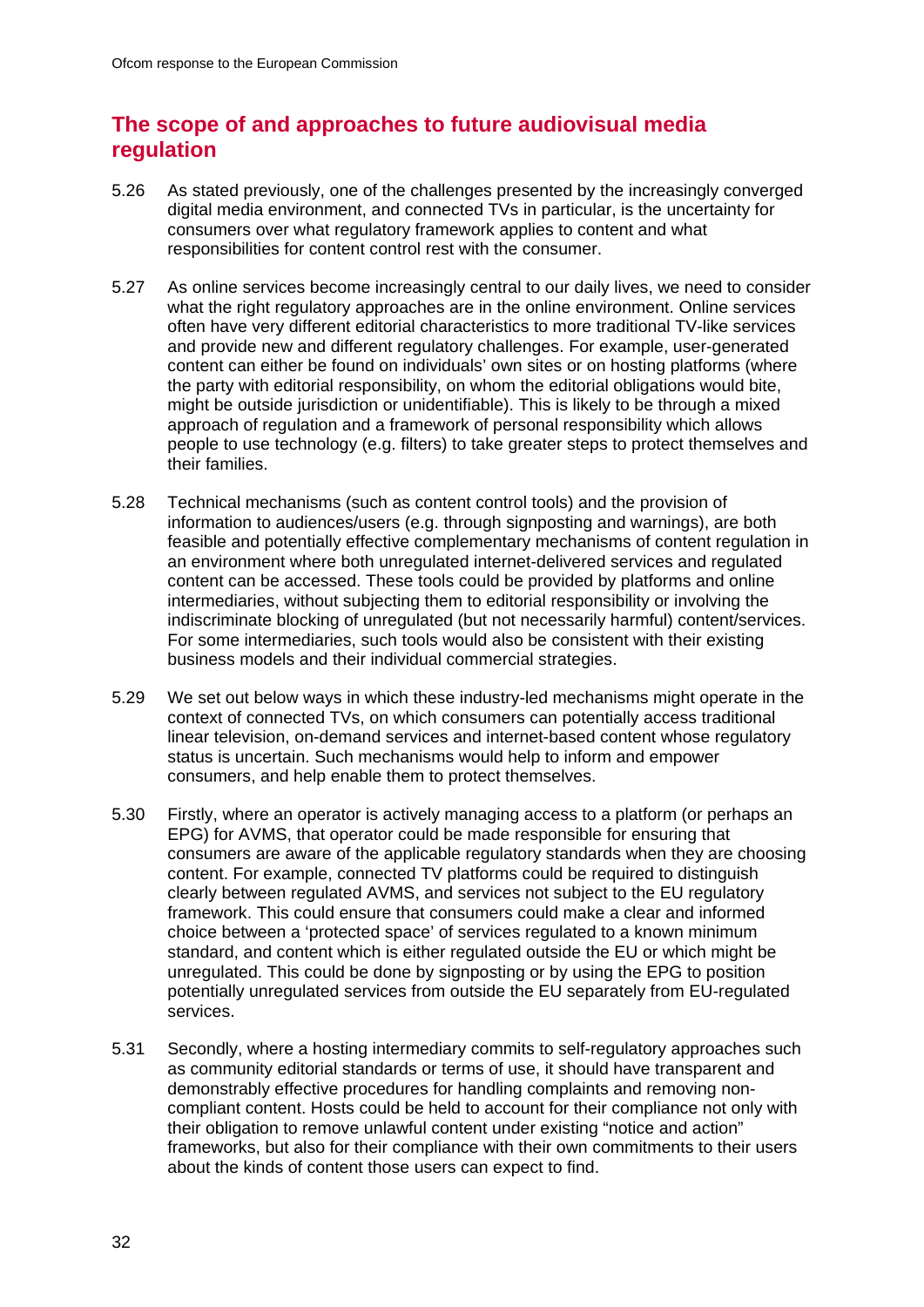## The scope of and approaches to future audiovisual media regulation

5.26 As stated previously, one of the challenges presented by the increasingly converged digital media environment, and connected TVs in particular, is the uncertainty for consumers over what regulatory framework applies to content and what responsibilities for content control rest with the consumer.

5.27 As online services become increasingly central to our daily lives, we need to consider what the right regulatory approaches are in the online environment. Online services often have very different editorial characteristics to more traditional TV-like services and provide new and different regulatory challenges. For example, user-generated content can either be found on individuals' own sites or on hosting platforms (where the party with editorial responsibility, on whom the editorial obligations would bite, might be outside jurisdiction or unidentifiable). This is likely to be through a mixed approach of regulation and a framework of personal responsibility which allows people to use technology (e.g. filters) to take greater steps to protect themselves and their families.

5.28 Technical mechanisms (such as content control tools) and the provision of information to audiences/users (e.g. through signposting and warnings), are both feasible and potentially effective complementary mechanisms of content regulation in an environment where both unregulated internet-delivered services and regulated content can be accessed. These tools could be provided by platforms and online intermediaries, without subjecting them to editorial responsibility or involving the indiscriminate blocking of unregulated (but not necessarily harmful) content/services. For some intermediaries, such tools would also be consistent with their existing business models and their individual commercial strategies.

5.29 We set out below ways in which these industry-led mechanisms might operate in the context of connected TVs, on which consumers can potentially access traditional linear television, on-demand services and internet-based content whose regulatory status is uncertain. Such mechanisms would help to inform and empower consumers, and help enable them to protect themselves.

5.30 Firstly, where an operator is actively managing access to a platform (or perhaps an EPG) for AVMS, that operator could be made responsible for ensuring that consumers are aware of the applicable regulatory standards when they are choosing content. For example, connected TV platforms could be required to distinguish clearly between regulated AVMS, and services not subject to the EU regulatory framework. This could ensure that consumers could make a clear and informed choice between a 'protected space' of services regulated to a known minimum standard, and content which is either regulated outside the EU or which might be unregulated. This could be done by signposting or by using the EPG to position potentially unregulated services from outside the EU separately from EU-regulated services.

5.31 Secondly, where a hosting intermediary commits to self-regulatory approaches such as community editorial standards or terms of use, it should have transparent and demonstrably effective procedures for handling complaints and removing non-compliant content. Hosts could be held to account for their compliance not only with their obligation to remove unlawful content under existing "notice and action" frameworks, but also for their compliance with their own commitments to their users about the kinds of content those users can expect to find.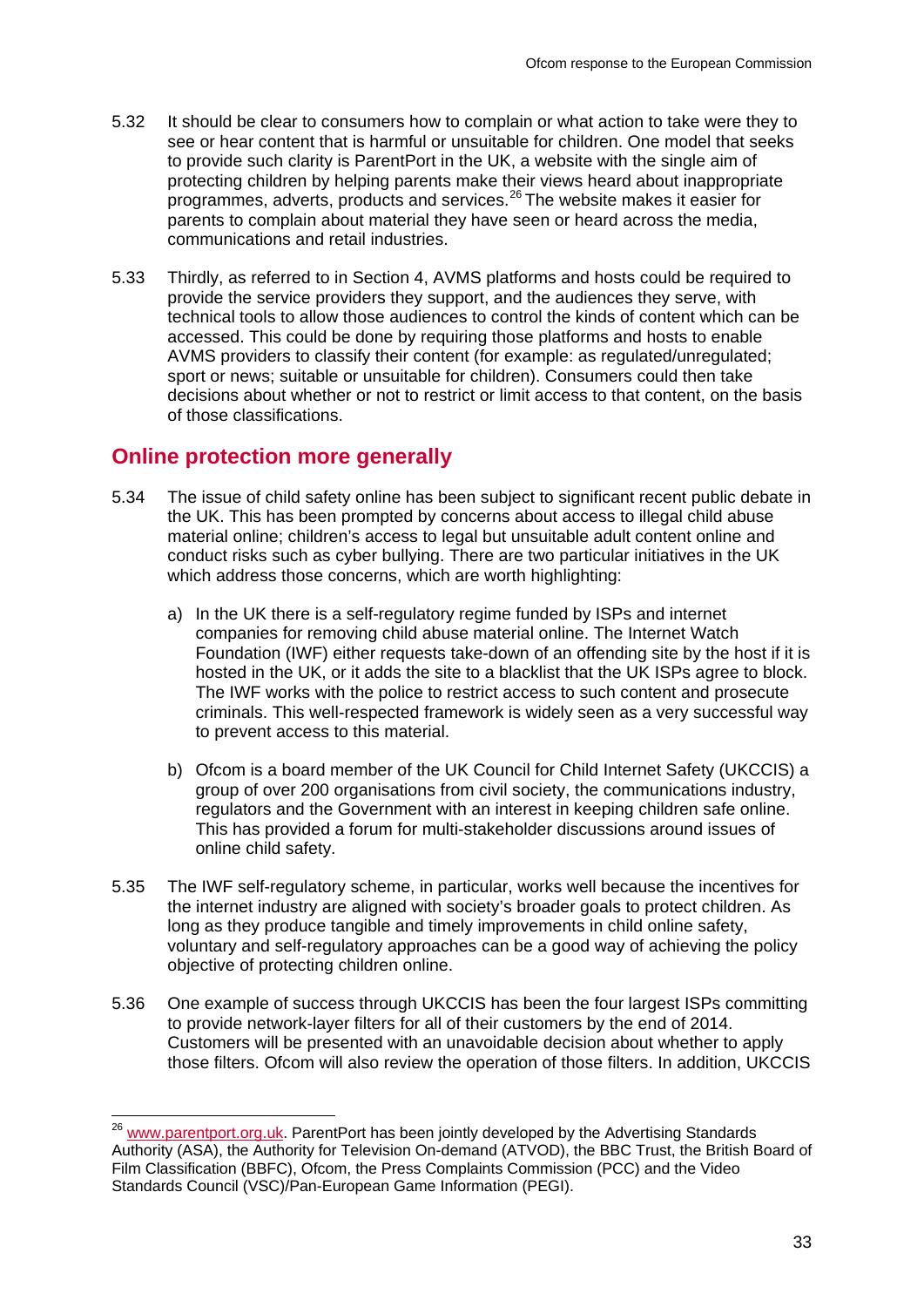5.32 It should be clear to consumers how to complain or what action to take were they to see or hear content that is harmful or unsuitable for children. One model that seeks to provide such clarity is ParentPort in the UK, a website with the single aim of protecting children by helping parents make their views heard about inappropriate programmes, adverts, products and services.[26] The website makes it easier for parents to complain about material they have seen or heard across the media, communications and retail industries.

5.33 Thirdly, as referred to in Section 4, AVMS platforms and hosts could be required to provide the service providers they support, and the audiences they serve, with technical tools to allow those audiences to control the kinds of content which can be accessed. This could be done by requiring those platforms and hosts to enable AVMS providers to classify their content (for example: as regulated/unregulated; sport or news; suitable or unsuitable for children). Consumers could then take decisions about whether or not to restrict or limit access to that content, on the basis of those classifications.

## Online protection more generally

5.34 The issue of child safety online has been subject to significant recent public debate in the UK. This has been prompted by concerns about access to illegal child abuse material online; children's access to legal but unsuitable adult content online and conduct risks such as cyber bullying. There are two particular initiatives in the UK which address those concerns, which are worth highlighting:

a) In the UK there is a self-regulatory regime funded by ISPs and internet companies for removing child abuse material online. The Internet Watch Foundation (IWF) either requests take-down of an offending site by the host if it is hosted in the UK, or it adds the site to a blacklist that the UK ISPs agree to block. The IWF works with the police to restrict access to such content and prosecute criminals. This well-respected framework is widely seen as a very successful way to prevent access to this material.

b) Ofcom is a board member of the UK Council for Child Internet Safety (UKCCIS) a group of over 200 organisations from civil society, the communications industry, regulators and the Government with an interest in keeping children safe online. This has provided a forum for multi-stakeholder discussions around issues of online child safety.

5.35 The IWF self-regulatory scheme, in particular, works well because the incentives for the internet industry are aligned with society's broader goals to protect children. As long as they produce tangible and timely improvements in child online safety, voluntary and self-regulatory approaches can be a good way of achieving the policy objective of protecting children online.

5.36 One example of success through UKCCIS has been the four largest ISPs committing to provide network-layer filters for all of their customers by the end of 2014. Customers will be presented with an unavoidable decision about whether to apply those filters. Ofcom will also review the operation of those filters. In addition, UKCCIS

---

[26] www.parentport.org.uk. ParentPort has been jointly developed by the Advertising Standards Authority (ASA), the Authority for Television On-demand (ATVOD), the BBC Trust, the British Board of Film Classification (BBFC), Ofcom, the Press Complaints Commission (PCC) and the Video Standards Council (VSC)/Pan-European Game Information (PEGI).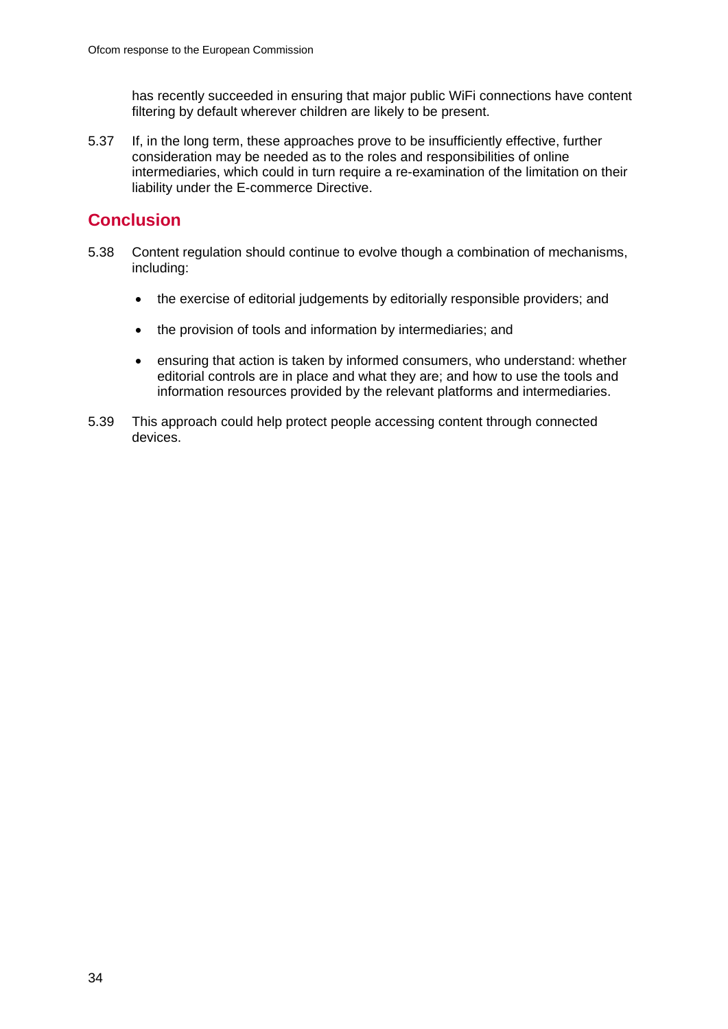has recently succeeded in ensuring that major public WiFi connections have content filtering by default wherever children are likely to be present.

5.37 If, in the long term, these approaches prove to be insufficiently effective, further consideration may be needed as to the roles and responsibilities of online intermediaries, which could in turn require a re-examination of the limitation on their liability under the E-commerce Directive.

## Conclusion

5.38 Content regulation should continue to evolve though a combination of mechanisms, including:

- the exercise of editorial judgements by editorially responsible providers; and
- the provision of tools and information by intermediaries; and
- ensuring that action is taken by informed consumers, who understand: whether editorial controls are in place and what they are; and how to use the tools and information resources provided by the relevant platforms and intermediaries.

5.39 This approach could help protect people accessing content through connected devices.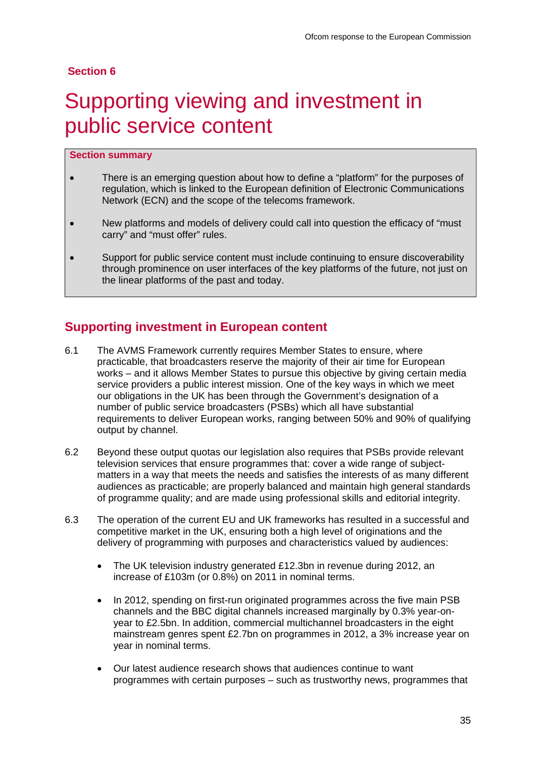## Section 6

# Supporting viewing and investment in public service content

**Section summary**

- There is an emerging question about how to define a "platform" for the purposes of regulation, which is linked to the European definition of Electronic Communications Network (ECN) and the scope of the telecoms framework.
- New platforms and models of delivery could call into question the efficacy of "must carry" and "must offer" rules.
- Support for public service content must include continuing to ensure discoverability through prominence on user interfaces of the key platforms of the future, not just on the linear platforms of the past and today.

## Supporting investment in European content

6.1 The AVMS Framework currently requires Member States to ensure, where practicable, that broadcasters reserve the majority of their air time for European works – and it allows Member States to pursue this objective by giving certain media service providers a public interest mission. One of the key ways in which we meet our obligations in the UK has been through the Government's designation of a number of public service broadcasters (PSBs) which all have substantial requirements to deliver European works, ranging between 50% and 90% of qualifying output by channel.

6.2 Beyond these output quotas our legislation also requires that PSBs provide relevant television services that ensure programmes that: cover a wide range of subject-matters in a way that meets the needs and satisfies the interests of as many different audiences as practicable; are properly balanced and maintain high general standards of programme quality; and are made using professional skills and editorial integrity.

6.3 The operation of the current EU and UK frameworks has resulted in a successful and competitive market in the UK, ensuring both a high level of originations and the delivery of programming with purposes and characteristics valued by audiences:

- The UK television industry generated £12.3bn in revenue during 2012, an increase of £103m (or 0.8%) on 2011 in nominal terms.
- In 2012, spending on first-run originated programmes across the five main PSB channels and the BBC digital channels increased marginally by 0.3% year-on-year to £2.5bn. In addition, commercial multichannel broadcasters in the eight mainstream genres spent £2.7bn on programmes in 2012, a 3% increase year on year in nominal terms.
- Our latest audience research shows that audiences continue to want programmes with certain purposes – such as trustworthy news, programmes that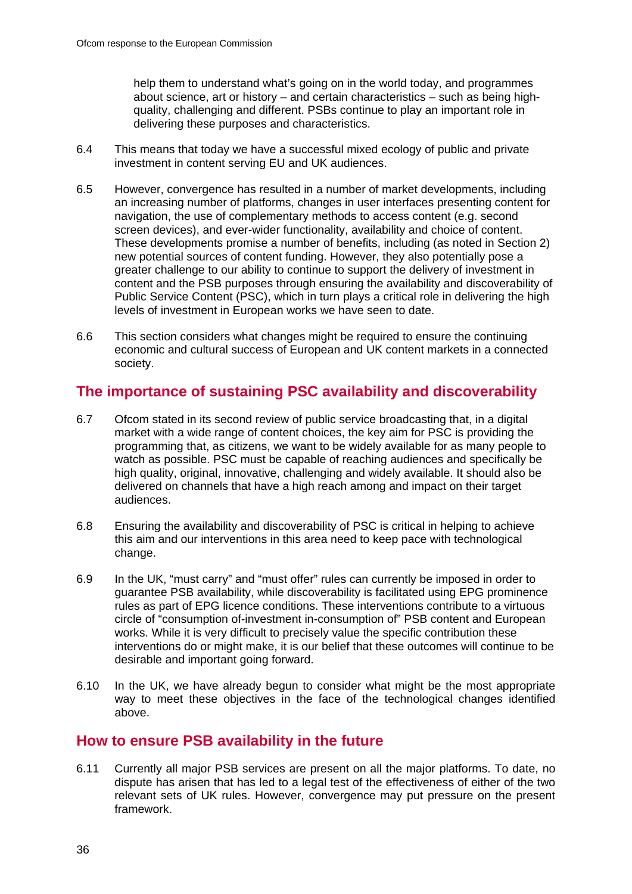help them to understand what's going on in the world today, and programmes about science, art or history – and certain characteristics – such as being high-quality, challenging and different. PSBs continue to play an important role in delivering these purposes and characteristics.

6.4 This means that today we have a successful mixed ecology of public and private investment in content serving EU and UK audiences.

6.5 However, convergence has resulted in a number of market developments, including an increasing number of platforms, changes in user interfaces presenting content for navigation, the use of complementary methods to access content (e.g. second screen devices), and ever-wider functionality, availability and choice of content. These developments promise a number of benefits, including (as noted in Section 2) new potential sources of content funding. However, they also potentially pose a greater challenge to our ability to continue to support the delivery of investment in content and the PSB purposes through ensuring the availability and discoverability of Public Service Content (PSC), which in turn plays a critical role in delivering the high levels of investment in European works we have seen to date.

6.6 This section considers what changes might be required to ensure the continuing economic and cultural success of European and UK content markets in a connected society.

## The importance of sustaining PSC availability and discoverability

6.7 Ofcom stated in its second review of public service broadcasting that, in a digital market with a wide range of content choices, the key aim for PSC is providing the programming that, as citizens, we want to be widely available for as many people to watch as possible. PSC must be capable of reaching audiences and specifically be high quality, original, innovative, challenging and widely available. It should also be delivered on channels that have a high reach among and impact on their target audiences.

6.8 Ensuring the availability and discoverability of PSC is critical in helping to achieve this aim and our interventions in this area need to keep pace with technological change.

6.9 In the UK, "must carry" and "must offer" rules can currently be imposed in order to guarantee PSB availability, while discoverability is facilitated using EPG prominence rules as part of EPG licence conditions. These interventions contribute to a virtuous circle of "consumption of-investment in-consumption of" PSB content and European works. While it is very difficult to precisely value the specific contribution these interventions do or might make, it is our belief that these outcomes will continue to be desirable and important going forward.

6.10 In the UK, we have already begun to consider what might be the most appropriate way to meet these objectives in the face of the technological changes identified above.

## How to ensure PSB availability in the future

6.11 Currently all major PSB services are present on all the major platforms. To date, no dispute has arisen that has led to a legal test of the effectiveness of either of the two relevant sets of UK rules. However, convergence may put pressure on the present framework.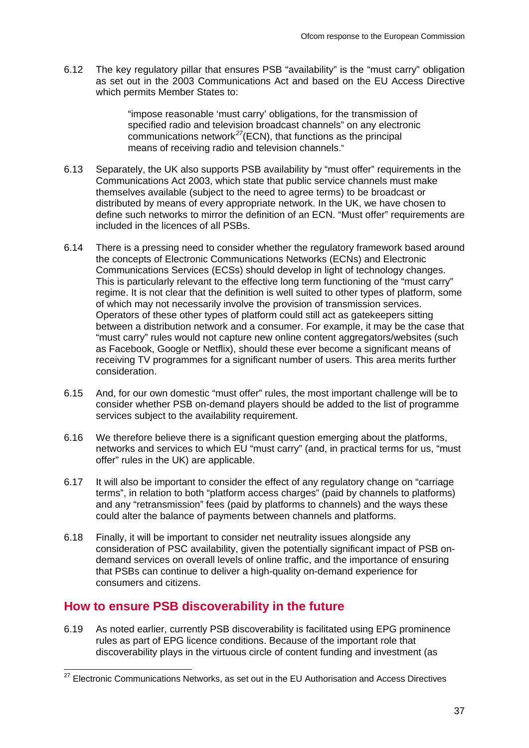6.12 The key regulatory pillar that ensures PSB "availability" is the "must carry" obligation as set out in the 2003 Communications Act and based on the EU Access Directive which permits Member States to:

> "impose reasonable 'must carry' obligations, for the transmission of specified radio and television broadcast channels" on any electronic communications network[27](ECN), that functions as the principal means of receiving radio and television channels."

6.13 Separately, the UK also supports PSB availability by "must offer" requirements in the Communications Act 2003, which state that public service channels must make themselves available (subject to the need to agree terms) to be broadcast or distributed by means of every appropriate network. In the UK, we have chosen to define such networks to mirror the definition of an ECN. "Must offer" requirements are included in the licences of all PSBs.

6.14 There is a pressing need to consider whether the regulatory framework based around the concepts of Electronic Communications Networks (ECNs) and Electronic Communications Services (ECSs) should develop in light of technology changes. This is particularly relevant to the effective long term functioning of the "must carry" regime. It is not clear that the definition is well suited to other types of platform, some of which may not necessarily involve the provision of transmission services. Operators of these other types of platform could still act as gatekeepers sitting between a distribution network and a consumer. For example, it may be the case that "must carry" rules would not capture new online content aggregators/websites (such as Facebook, Google or Netflix), should these ever become a significant means of receiving TV programmes for a significant number of users. This area merits further consideration.

6.15 And, for our own domestic "must offer" rules, the most important challenge will be to consider whether PSB on-demand players should be added to the list of programme services subject to the availability requirement.

6.16 We therefore believe there is a significant question emerging about the platforms, networks and services to which EU "must carry" (and, in practical terms for us, "must offer" rules in the UK) are applicable.

6.17 It will also be important to consider the effect of any regulatory change on "carriage terms", in relation to both "platform access charges" (paid by channels to platforms) and any "retransmission" fees (paid by platforms to channels) and the ways these could alter the balance of payments between channels and platforms.

6.18 Finally, it will be important to consider net neutrality issues alongside any consideration of PSC availability, given the potentially significant impact of PSB on-demand services on overall levels of online traffic, and the importance of ensuring that PSBs can continue to deliver a high-quality on-demand experience for consumers and citizens.

## How to ensure PSB discoverability in the future

6.19 As noted earlier, currently PSB discoverability is facilitated using EPG prominence rules as part of EPG licence conditions. Because of the important role that discoverability plays in the virtuous circle of content funding and investment (as

[27] Electronic Communications Networks, as set out in the EU Authorisation and Access Directives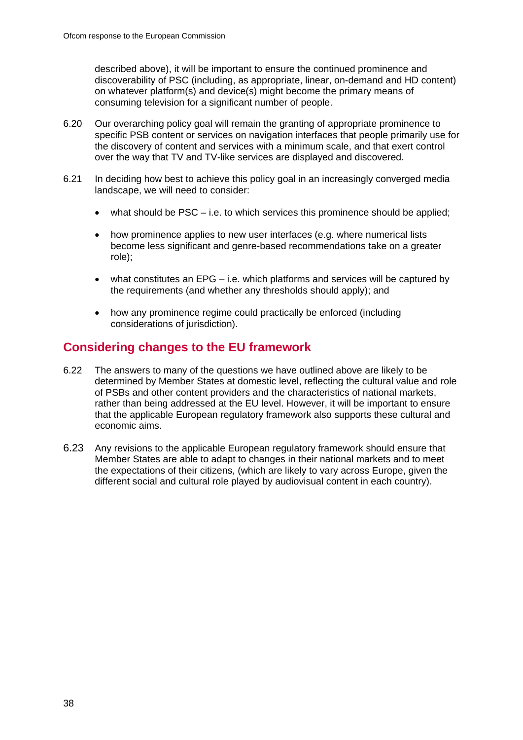described above), it will be important to ensure the continued prominence and discoverability of PSC (including, as appropriate, linear, on-demand and HD content) on whatever platform(s) and device(s) might become the primary means of consuming television for a significant number of people.

6.20 Our overarching policy goal will remain the granting of appropriate prominence to specific PSB content or services on navigation interfaces that people primarily use for the discovery of content and services with a minimum scale, and that exert control over the way that TV and TV-like services are displayed and discovered.

6.21 In deciding how best to achieve this policy goal in an increasingly converged media landscape, we will need to consider:

- what should be PSC – i.e. to which services this prominence should be applied;
- how prominence applies to new user interfaces (e.g. where numerical lists become less significant and genre-based recommendations take on a greater role);
- what constitutes an EPG – i.e. which platforms and services will be captured by the requirements (and whether any thresholds should apply); and
- how any prominence regime could practically be enforced (including considerations of jurisdiction).

## Considering changes to the EU framework

6.22 The answers to many of the questions we have outlined above are likely to be determined by Member States at domestic level, reflecting the cultural value and role of PSBs and other content providers and the characteristics of national markets, rather than being addressed at the EU level. However, it will be important to ensure that the applicable European regulatory framework also supports these cultural and economic aims.

6.23 Any revisions to the applicable European regulatory framework should ensure that Member States are able to adapt to changes in their national markets and to meet the expectations of their citizens, (which are likely to vary across Europe, given the different social and cultural role played by audiovisual content in each country).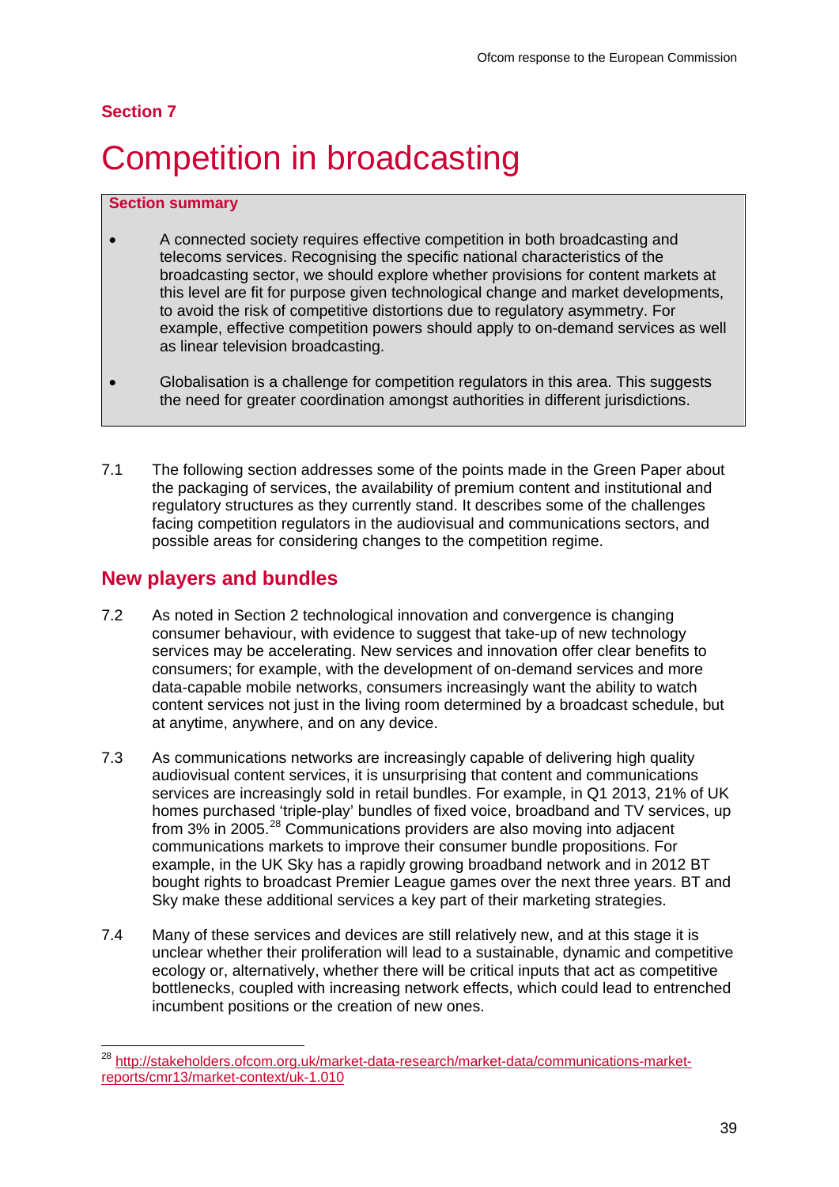**Section 7**

# Competition in broadcasting

**Section summary**

- A connected society requires effective competition in both broadcasting and telecoms services. Recognising the specific national characteristics of the broadcasting sector, we should explore whether provisions for content markets at this level are fit for purpose given technological change and market developments, to avoid the risk of competitive distortions due to regulatory asymmetry. For example, effective competition powers should apply to on-demand services as well as linear television broadcasting.
- Globalisation is a challenge for competition regulators in this area. This suggests the need for greater coordination amongst authorities in different jurisdictions.

7.1 The following section addresses some of the points made in the Green Paper about the packaging of services, the availability of premium content and institutional and regulatory structures as they currently stand. It describes some of the challenges facing competition regulators in the audiovisual and communications sectors, and possible areas for considering changes to the competition regime.

## New players and bundles

7.2 As noted in Section 2 technological innovation and convergence is changing consumer behaviour, with evidence to suggest that take-up of new technology services may be accelerating. New services and innovation offer clear benefits to consumers; for example, with the development of on-demand services and more data-capable mobile networks, consumers increasingly want the ability to watch content services not just in the living room determined by a broadcast schedule, but at anytime, anywhere, and on any device.

7.3 As communications networks are increasingly capable of delivering high quality audiovisual content services, it is unsurprising that content and communications services are increasingly sold in retail bundles. For example, in Q1 2013, 21% of UK homes purchased 'triple-play' bundles of fixed voice, broadband and TV services, up from 3% in 2005.[28] Communications providers are also moving into adjacent communications markets to improve their consumer bundle propositions. For example, in the UK Sky has a rapidly growing broadband network and in 2012 BT bought rights to broadcast Premier League games over the next three years. BT and Sky make these additional services a key part of their marketing strategies.

7.4 Many of these services and devices are still relatively new, and at this stage it is unclear whether their proliferation will lead to a sustainable, dynamic and competitive ecology or, alternatively, whether there will be critical inputs that act as competitive bottlenecks, coupled with increasing network effects, which could lead to entrenched incumbent positions or the creation of new ones.

[28] http://stakeholders.ofcom.org.uk/market-data-research/market-data/communications-market-reports/cmr13/market-context/uk-1.010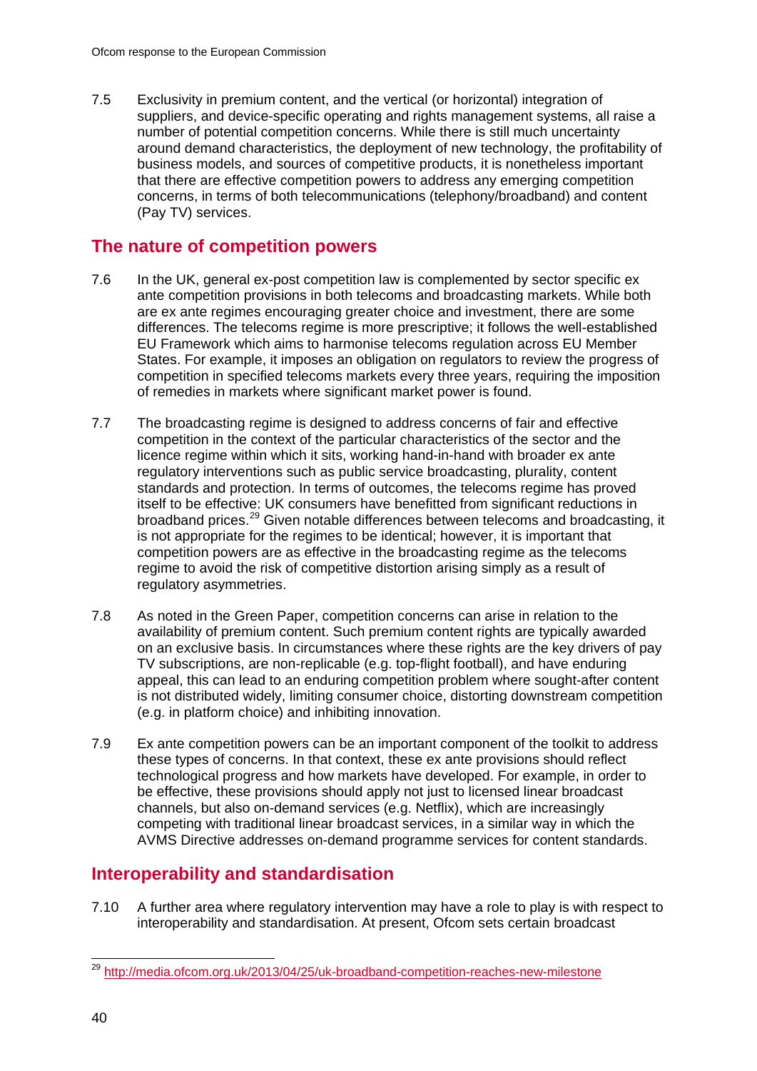7.5 Exclusivity in premium content, and the vertical (or horizontal) integration of suppliers, and device-specific operating and rights management systems, all raise a number of potential competition concerns. While there is still much uncertainty around demand characteristics, the deployment of new technology, the profitability of business models, and sources of competitive products, it is nonetheless important that there are effective competition powers to address any emerging competition concerns, in terms of both telecommunications (telephony/broadband) and content (Pay TV) services.

## The nature of competition powers

7.6 In the UK, general ex-post competition law is complemented by sector specific ex ante competition provisions in both telecoms and broadcasting markets. While both are ex ante regimes encouraging greater choice and investment, there are some differences. The telecoms regime is more prescriptive; it follows the well-established EU Framework which aims to harmonise telecoms regulation across EU Member States. For example, it imposes an obligation on regulators to review the progress of competition in specified telecoms markets every three years, requiring the imposition of remedies in markets where significant market power is found.

7.7 The broadcasting regime is designed to address concerns of fair and effective competition in the context of the particular characteristics of the sector and the licence regime within which it sits, working hand-in-hand with broader ex ante regulatory interventions such as public service broadcasting, plurality, content standards and protection. In terms of outcomes, the telecoms regime has proved itself to be effective: UK consumers have benefitted from significant reductions in broadband prices.[29] Given notable differences between telecoms and broadcasting, it is not appropriate for the regimes to be identical; however, it is important that competition powers are as effective in the broadcasting regime as the telecoms regime to avoid the risk of competitive distortion arising simply as a result of regulatory asymmetries.

7.8 As noted in the Green Paper, competition concerns can arise in relation to the availability of premium content. Such premium content rights are typically awarded on an exclusive basis. In circumstances where these rights are the key drivers of pay TV subscriptions, are non-replicable (e.g. top-flight football), and have enduring appeal, this can lead to an enduring competition problem where sought-after content is not distributed widely, limiting consumer choice, distorting downstream competition (e.g. in platform choice) and inhibiting innovation.

7.9 Ex ante competition powers can be an important component of the toolkit to address these types of concerns. In that context, these ex ante provisions should reflect technological progress and how markets have developed. For example, in order to be effective, these provisions should apply not just to licensed linear broadcast channels, but also on-demand services (e.g. Netflix), which are increasingly competing with traditional linear broadcast services, in a similar way in which the AVMS Directive addresses on-demand programme services for content standards.

## Interoperability and standardisation

7.10 A further area where regulatory intervention may have a role to play is with respect to interoperability and standardisation. At present, Ofcom sets certain broadcast

[29] http://media.ofcom.org.uk/2013/04/25/uk-broadband-competition-reaches-new-milestone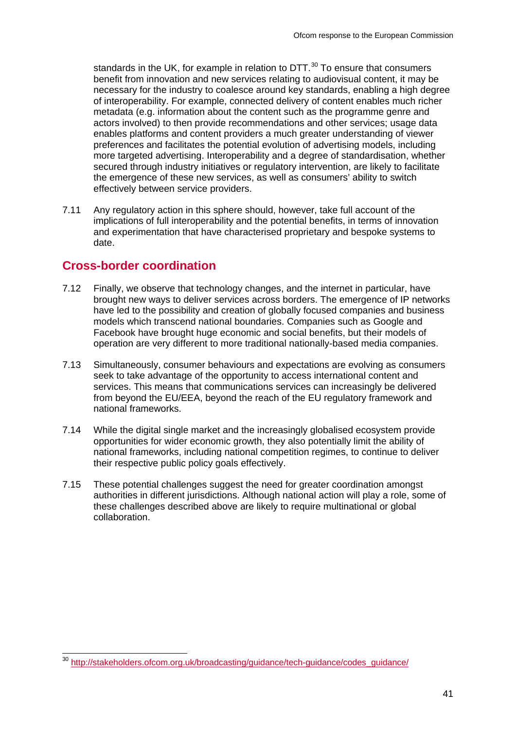standards in the UK, for example in relation to DTT.[30] To ensure that consumers benefit from innovation and new services relating to audiovisual content, it may be necessary for the industry to coalesce around key standards, enabling a high degree of interoperability. For example, connected delivery of content enables much richer metadata (e.g. information about the content such as the programme genre and actors involved) to then provide recommendations and other services; usage data enables platforms and content providers a much greater understanding of viewer preferences and facilitates the potential evolution of advertising models, including more targeted advertising. Interoperability and a degree of standardisation, whether secured through industry initiatives or regulatory intervention, are likely to facilitate the emergence of these new services, as well as consumers' ability to switch effectively between service providers.

7.11 Any regulatory action in this sphere should, however, take full account of the implications of full interoperability and the potential benefits, in terms of innovation and experimentation that have characterised proprietary and bespoke systems to date.

## Cross-border coordination

7.12 Finally, we observe that technology changes, and the internet in particular, have brought new ways to deliver services across borders. The emergence of IP networks have led to the possibility and creation of globally focused companies and business models which transcend national boundaries. Companies such as Google and Facebook have brought huge economic and social benefits, but their models of operation are very different to more traditional nationally-based media companies.

7.13 Simultaneously, consumer behaviours and expectations are evolving as consumers seek to take advantage of the opportunity to access international content and services. This means that communications services can increasingly be delivered from beyond the EU/EEA, beyond the reach of the EU regulatory framework and national frameworks.

7.14 While the digital single market and the increasingly globalised ecosystem provide opportunities for wider economic growth, they also potentially limit the ability of national frameworks, including national competition regimes, to continue to deliver their respective public policy goals effectively.

7.15 These potential challenges suggest the need for greater coordination amongst authorities in different jurisdictions. Although national action will play a role, some of these challenges described above are likely to require multinational or global collaboration.

[30] http://stakeholders.ofcom.org.uk/broadcasting/guidance/tech-guidance/codes_guidance/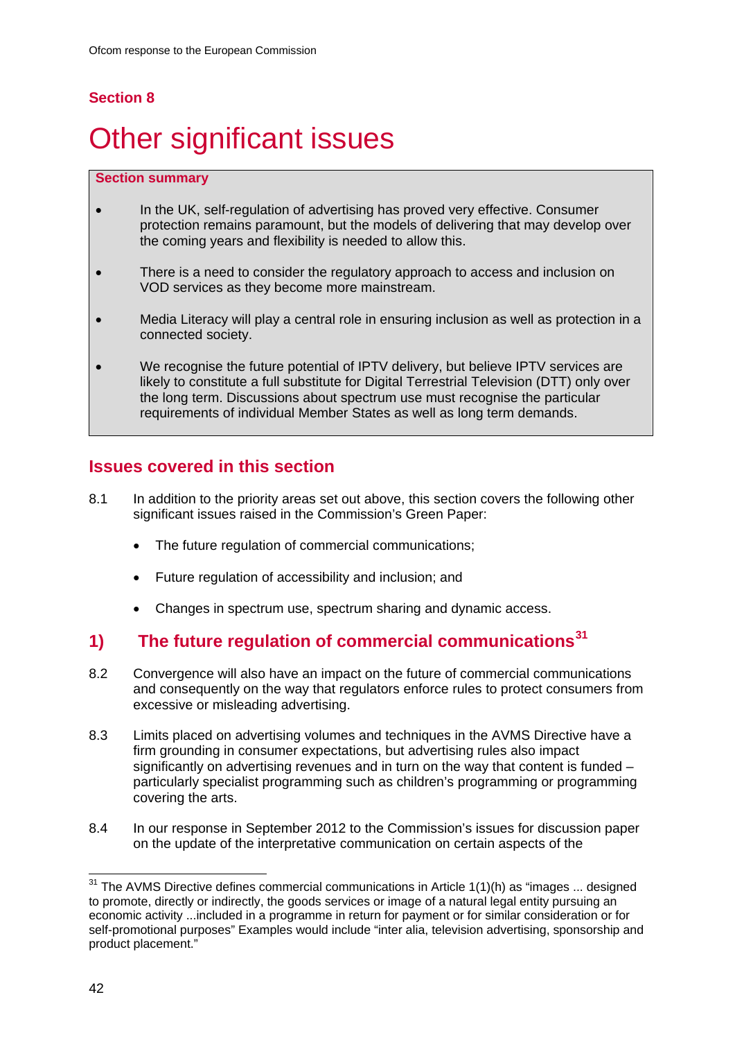## Section 8

# Other significant issues

**Section summary**

- In the UK, self-regulation of advertising has proved very effective. Consumer protection remains paramount, but the models of delivering that may develop over the coming years and flexibility is needed to allow this.
- There is a need to consider the regulatory approach to access and inclusion on VOD services as they become more mainstream.
- Media Literacy will play a central role in ensuring inclusion as well as protection in a connected society.
- We recognise the future potential of IPTV delivery, but believe IPTV services are likely to constitute a full substitute for Digital Terrestrial Television (DTT) only over the long term. Discussions about spectrum use must recognise the particular requirements of individual Member States as well as long term demands.

## Issues covered in this section

8.1 In addition to the priority areas set out above, this section covers the following other significant issues raised in the Commission's Green Paper:

- The future regulation of commercial communications;
- Future regulation of accessibility and inclusion; and
- Changes in spectrum use, spectrum sharing and dynamic access.

## 1) The future regulation of commercial communications[31]

8.2 Convergence will also have an impact on the future of commercial communications and consequently on the way that regulators enforce rules to protect consumers from excessive or misleading advertising.

8.3 Limits placed on advertising volumes and techniques in the AVMS Directive have a firm grounding in consumer expectations, but advertising rules also impact significantly on advertising revenues and in turn on the way that content is funded – particularly specialist programming such as children's programming or programming covering the arts.

8.4 In our response in September 2012 to the Commission's issues for discussion paper on the update of the interpretative communication on certain aspects of the

[31] The AVMS Directive defines commercial communications in Article 1(1)(h) as "images ... designed to promote, directly or indirectly, the goods services or image of a natural legal entity pursuing an economic activity ...included in a programme in return for payment or for similar consideration or for self-promotional purposes" Examples would include "inter alia, television advertising, sponsorship and product placement."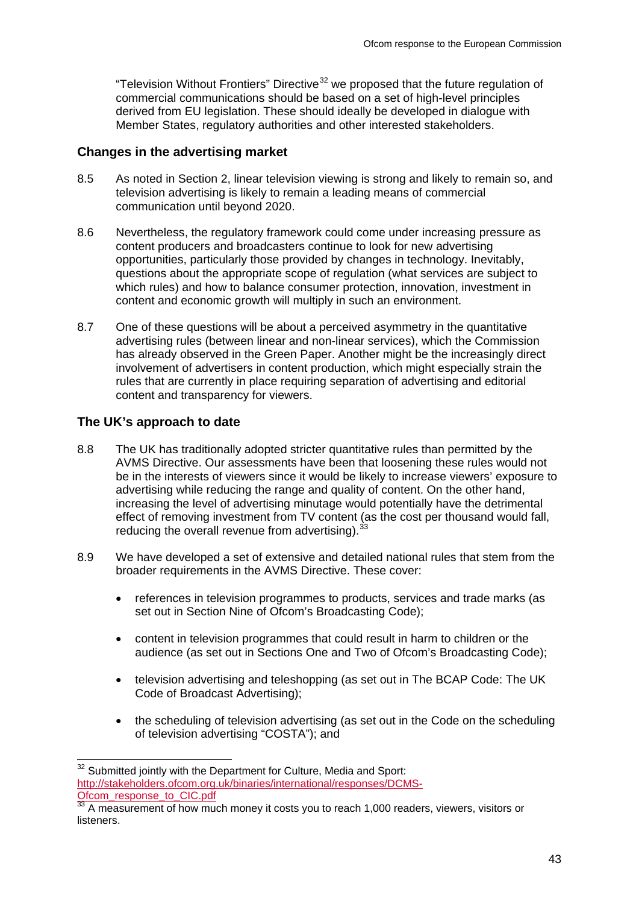"Television Without Frontiers" Directive[32] we proposed that the future regulation of commercial communications should be based on a set of high-level principles derived from EU legislation. These should ideally be developed in dialogue with Member States, regulatory authorities and other interested stakeholders.

### Changes in the advertising market

8.5 As noted in Section 2, linear television viewing is strong and likely to remain so, and television advertising is likely to remain a leading means of commercial communication until beyond 2020.

8.6 Nevertheless, the regulatory framework could come under increasing pressure as content producers and broadcasters continue to look for new advertising opportunities, particularly those provided by changes in technology. Inevitably, questions about the appropriate scope of regulation (what services are subject to which rules) and how to balance consumer protection, innovation, investment in content and economic growth will multiply in such an environment.

8.7 One of these questions will be about a perceived asymmetry in the quantitative advertising rules (between linear and non-linear services), which the Commission has already observed in the Green Paper. Another might be the increasingly direct involvement of advertisers in content production, which might especially strain the rules that are currently in place requiring separation of advertising and editorial content and transparency for viewers.

### The UK's approach to date

8.8 The UK has traditionally adopted stricter quantitative rules than permitted by the AVMS Directive. Our assessments have been that loosening these rules would not be in the interests of viewers since it would be likely to increase viewers' exposure to advertising while reducing the range and quality of content. On the other hand, increasing the level of advertising minutage would potentially have the detrimental effect of removing investment from TV content (as the cost per thousand would fall, reducing the overall revenue from advertising).[33]

8.9 We have developed a set of extensive and detailed national rules that stem from the broader requirements in the AVMS Directive. These cover:

- references in television programmes to products, services and trade marks (as set out in Section Nine of Ofcom's Broadcasting Code);
- content in television programmes that could result in harm to children or the audience (as set out in Sections One and Two of Ofcom's Broadcasting Code);
- television advertising and teleshopping (as set out in The BCAP Code: The UK Code of Broadcast Advertising);
- the scheduling of television advertising (as set out in the Code on the scheduling of television advertising "COSTA"); and

---

[32] Submitted jointly with the Department for Culture, Media and Sport: http://stakeholders.ofcom.org.uk/binaries/international/responses/DCMS-Ofcom_response_to_CIC.pdf

[33] A measurement of how much money it costs you to reach 1,000 readers, viewers, visitors or listeners.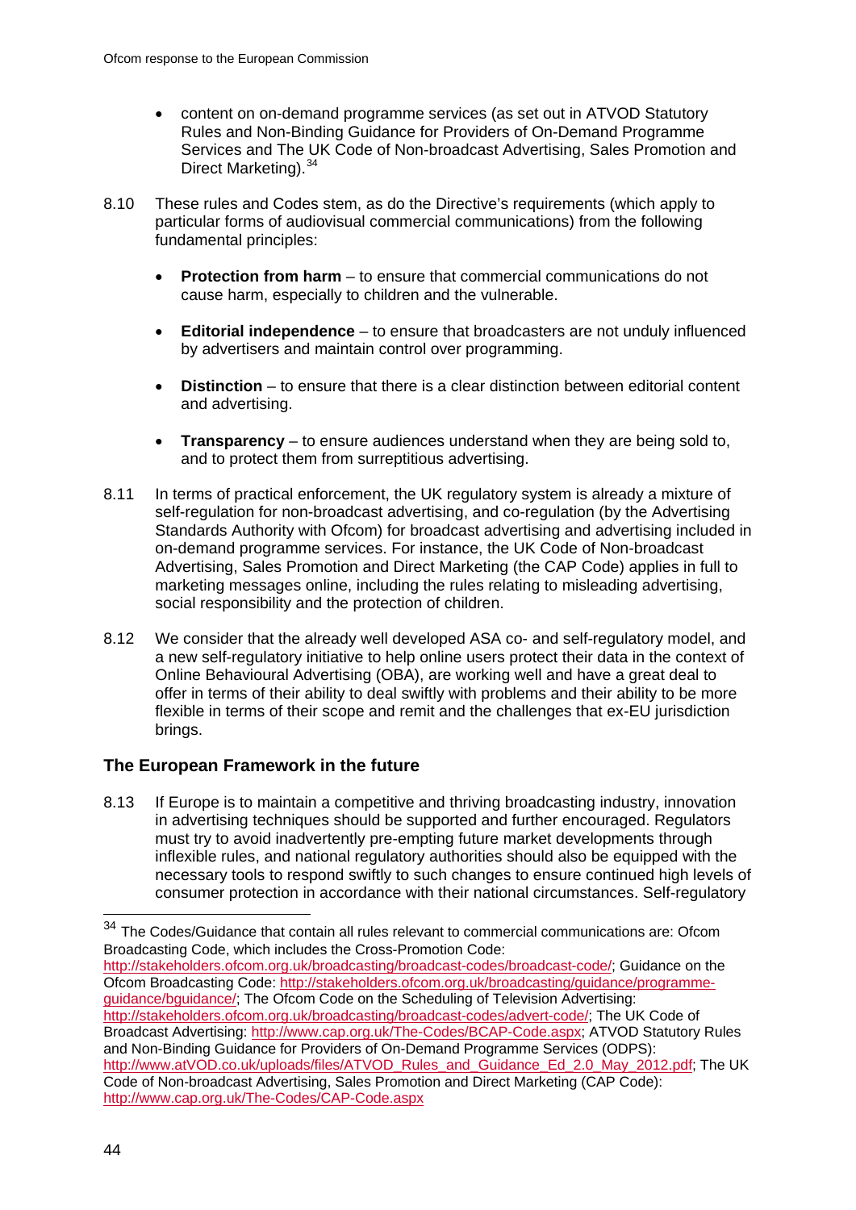- content on on-demand programme services (as set out in ATVOD Statutory Rules and Non-Binding Guidance for Providers of On-Demand Programme Services and The UK Code of Non-broadcast Advertising, Sales Promotion and Direct Marketing).[34]

8.10 These rules and Codes stem, as do the Directive's requirements (which apply to particular forms of audiovisual commercial communications) from the following fundamental principles:

- **Protection from harm** – to ensure that commercial communications do not cause harm, especially to children and the vulnerable.
- **Editorial independence** – to ensure that broadcasters are not unduly influenced by advertisers and maintain control over programming.
- **Distinction** – to ensure that there is a clear distinction between editorial content and advertising.
- **Transparency** – to ensure audiences understand when they are being sold to, and to protect them from surreptitious advertising.

8.11 In terms of practical enforcement, the UK regulatory system is already a mixture of self-regulation for non-broadcast advertising, and co-regulation (by the Advertising Standards Authority with Ofcom) for broadcast advertising and advertising included in on-demand programme services. For instance, the UK Code of Non-broadcast Advertising, Sales Promotion and Direct Marketing (the CAP Code) applies in full to marketing messages online, including the rules relating to misleading advertising, social responsibility and the protection of children.

8.12 We consider that the already well developed ASA co- and self-regulatory model, and a new self-regulatory initiative to help online users protect their data in the context of Online Behavioural Advertising (OBA), are working well and have a great deal to offer in terms of their ability to deal swiftly with problems and their ability to be more flexible in terms of their scope and remit and the challenges that ex-EU jurisdiction brings.

## The European Framework in the future

8.13 If Europe is to maintain a competitive and thriving broadcasting industry, innovation in advertising techniques should be supported and further encouraged. Regulators must try to avoid inadvertently pre-empting future market developments through inflexible rules, and national regulatory authorities should also be equipped with the necessary tools to respond swiftly to such changes to ensure continued high levels of consumer protection in accordance with their national circumstances. Self-regulatory

---

[34] The Codes/Guidance that contain all rules relevant to commercial communications are: Ofcom Broadcasting Code, which includes the Cross-Promotion Code: http://stakeholders.ofcom.org.uk/broadcasting/broadcast-codes/broadcast-code/; Guidance on the Ofcom Broadcasting Code: http://stakeholders.ofcom.org.uk/broadcasting/guidance/programme-guidance/bguidance/; The Ofcom Code on the Scheduling of Television Advertising: http://stakeholders.ofcom.org.uk/broadcasting/broadcast-codes/advert-code/; The UK Code of Broadcast Advertising: http://www.cap.org.uk/The-Codes/BCAP-Code.aspx; ATVOD Statutory Rules and Non-Binding Guidance for Providers of On-Demand Programme Services (ODPS): http://www.atVOD.co.uk/uploads/files/ATVOD_Rules_and_Guidance_Ed_2.0_May_2012.pdf; The UK Code of Non-broadcast Advertising, Sales Promotion and Direct Marketing (CAP Code): http://www.cap.org.uk/The-Codes/CAP-Code.aspx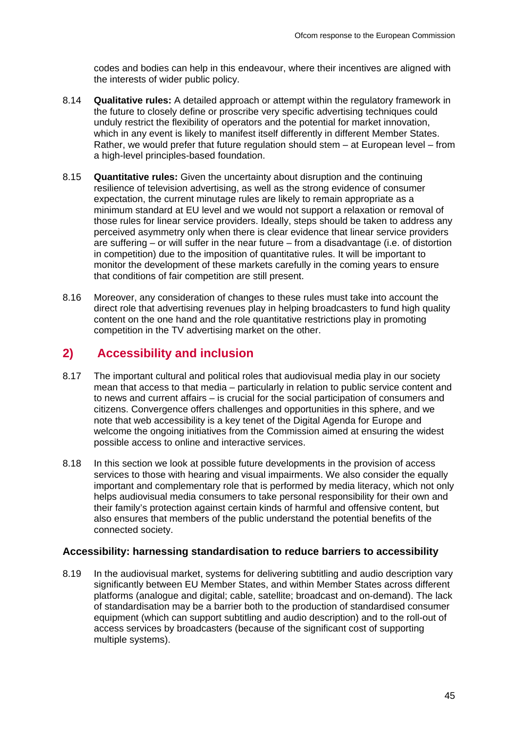codes and bodies can help in this endeavour, where their incentives are aligned with the interests of wider public policy.

8.14 **Qualitative rules:** A detailed approach or attempt within the regulatory framework in the future to closely define or proscribe very specific advertising techniques could unduly restrict the flexibility of operators and the potential for market innovation, which in any event is likely to manifest itself differently in different Member States. Rather, we would prefer that future regulation should stem – at European level – from a high-level principles-based foundation.

8.15 **Quantitative rules:** Given the uncertainty about disruption and the continuing resilience of television advertising, as well as the strong evidence of consumer expectation, the current minutage rules are likely to remain appropriate as a minimum standard at EU level and we would not support a relaxation or removal of those rules for linear service providers. Ideally, steps should be taken to address any perceived asymmetry only when there is clear evidence that linear service providers are suffering – or will suffer in the near future – from a disadvantage (i.e. of distortion in competition) due to the imposition of quantitative rules. It will be important to monitor the development of these markets carefully in the coming years to ensure that conditions of fair competition are still present.

8.16 Moreover, any consideration of changes to these rules must take into account the direct role that advertising revenues play in helping broadcasters to fund high quality content on the one hand and the role quantitative restrictions play in promoting competition in the TV advertising market on the other.

## 2) Accessibility and inclusion

8.17 The important cultural and political roles that audiovisual media play in our society mean that access to that media – particularly in relation to public service content and to news and current affairs – is crucial for the social participation of consumers and citizens. Convergence offers challenges and opportunities in this sphere, and we note that web accessibility is a key tenet of the Digital Agenda for Europe and welcome the ongoing initiatives from the Commission aimed at ensuring the widest possible access to online and interactive services.

8.18 In this section we look at possible future developments in the provision of access services to those with hearing and visual impairments. We also consider the equally important and complementary role that is performed by media literacy, which not only helps audiovisual media consumers to take personal responsibility for their own and their family's protection against certain kinds of harmful and offensive content, but also ensures that members of the public understand the potential benefits of the connected society.

### Accessibility: harnessing standardisation to reduce barriers to accessibility

8.19 In the audiovisual market, systems for delivering subtitling and audio description vary significantly between EU Member States, and within Member States across different platforms (analogue and digital; cable, satellite; broadcast and on-demand). The lack of standardisation may be a barrier both to the production of standardised consumer equipment (which can support subtitling and audio description) and to the roll-out of access services by broadcasters (because of the significant cost of supporting multiple systems).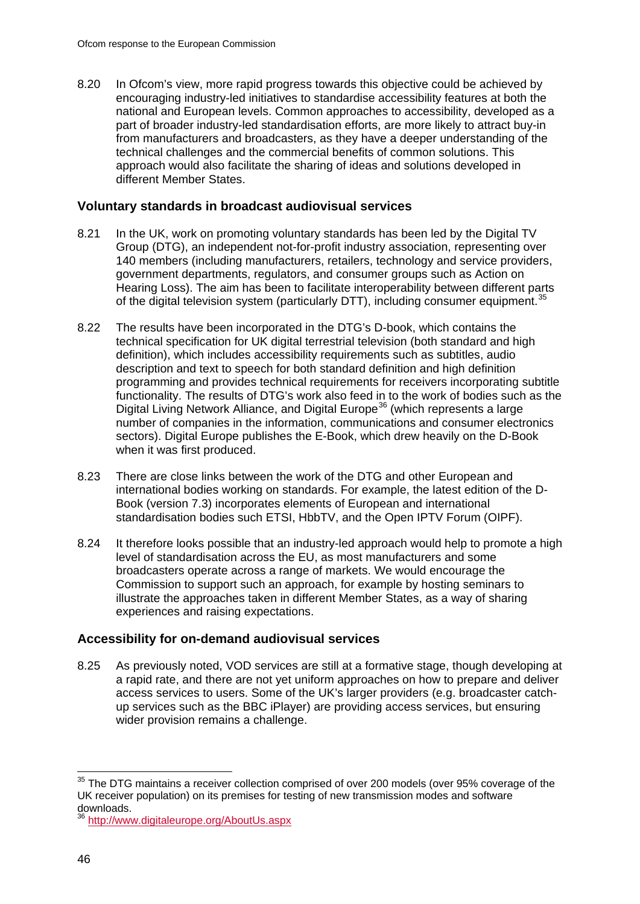8.20 In Ofcom's view, more rapid progress towards this objective could be achieved by encouraging industry-led initiatives to standardise accessibility features at both the national and European levels. Common approaches to accessibility, developed as a part of broader industry-led standardisation efforts, are more likely to attract buy-in from manufacturers and broadcasters, as they have a deeper understanding of the technical challenges and the commercial benefits of common solutions. This approach would also facilitate the sharing of ideas and solutions developed in different Member States.

## Voluntary standards in broadcast audiovisual services

8.21 In the UK, work on promoting voluntary standards has been led by the Digital TV Group (DTG), an independent not-for-profit industry association, representing over 140 members (including manufacturers, retailers, technology and service providers, government departments, regulators, and consumer groups such as Action on Hearing Loss). The aim has been to facilitate interoperability between different parts of the digital television system (particularly DTT), including consumer equipment.[35]

8.22 The results have been incorporated in the DTG's D-book, which contains the technical specification for UK digital terrestrial television (both standard and high definition), which includes accessibility requirements such as subtitles, audio description and text to speech for both standard definition and high definition programming and provides technical requirements for receivers incorporating subtitle functionality. The results of DTG's work also feed in to the work of bodies such as the Digital Living Network Alliance, and Digital Europe[36] (which represents a large number of companies in the information, communications and consumer electronics sectors). Digital Europe publishes the E-Book, which drew heavily on the D-Book when it was first produced.

8.23 There are close links between the work of the DTG and other European and international bodies working on standards. For example, the latest edition of the D-Book (version 7.3) incorporates elements of European and international standardisation bodies such ETSI, HbbTV, and the Open IPTV Forum (OIPF).

8.24 It therefore looks possible that an industry-led approach would help to promote a high level of standardisation across the EU, as most manufacturers and some broadcasters operate across a range of markets. We would encourage the Commission to support such an approach, for example by hosting seminars to illustrate the approaches taken in different Member States, as a way of sharing experiences and raising expectations.

## Accessibility for on-demand audiovisual services

8.25 As previously noted, VOD services are still at a formative stage, though developing at a rapid rate, and there are not yet uniform approaches on how to prepare and deliver access services to users. Some of the UK's larger providers (e.g. broadcaster catch-up services such as the BBC iPlayer) are providing access services, but ensuring wider provision remains a challenge.

---

[35] The DTG maintains a receiver collection comprised of over 200 models (over 95% coverage of the UK receiver population) on its premises for testing of new transmission modes and software downloads.

[36] http://www.digitaleurope.org/AboutUs.aspx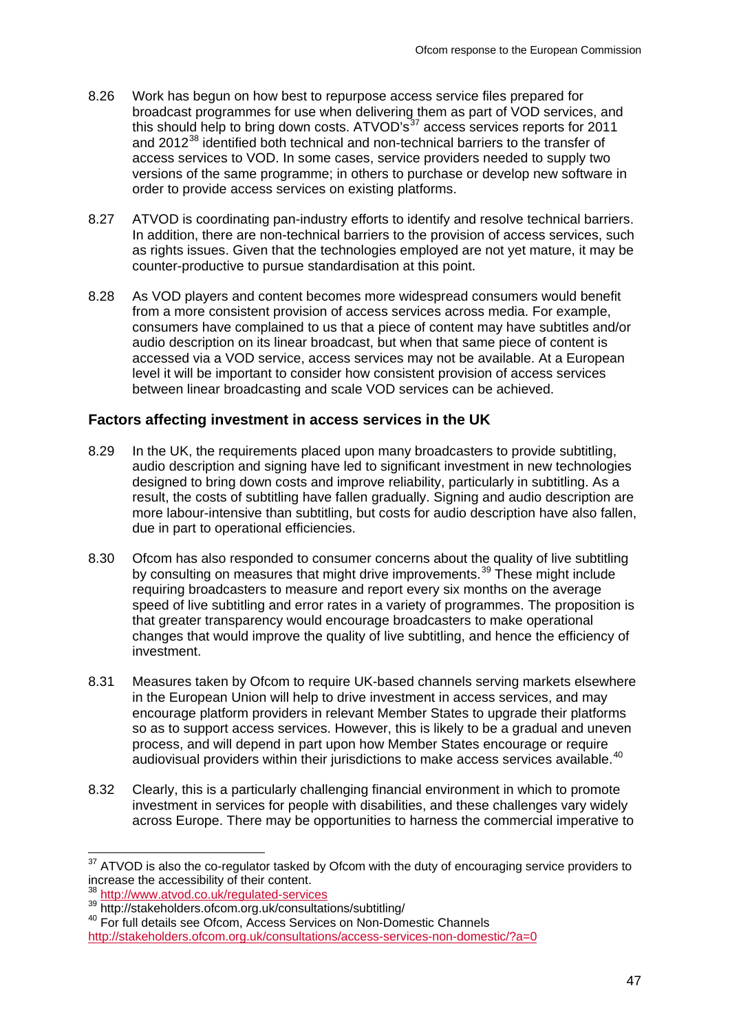8.26 Work has begun on how best to repurpose access service files prepared for broadcast programmes for use when delivering them as part of VOD services, and this should help to bring down costs. ATVOD's[37] access services reports for 2011 and 2012[38] identified both technical and non-technical barriers to the transfer of access services to VOD. In some cases, service providers needed to supply two versions of the same programme; in others to purchase or develop new software in order to provide access services on existing platforms.

8.27 ATVOD is coordinating pan-industry efforts to identify and resolve technical barriers. In addition, there are non-technical barriers to the provision of access services, such as rights issues. Given that the technologies employed are not yet mature, it may be counter-productive to pursue standardisation at this point.

8.28 As VOD players and content becomes more widespread consumers would benefit from a more consistent provision of access services across media. For example, consumers have complained to us that a piece of content may have subtitles and/or audio description on its linear broadcast, but when that same piece of content is accessed via a VOD service, access services may not be available. At a European level it will be important to consider how consistent provision of access services between linear broadcasting and scale VOD services can be achieved.

### Factors affecting investment in access services in the UK

8.29 In the UK, the requirements placed upon many broadcasters to provide subtitling, audio description and signing have led to significant investment in new technologies designed to bring down costs and improve reliability, particularly in subtitling. As a result, the costs of subtitling have fallen gradually. Signing and audio description are more labour-intensive than subtitling, but costs for audio description have also fallen, due in part to operational efficiencies.

8.30 Ofcom has also responded to consumer concerns about the quality of live subtitling by consulting on measures that might drive improvements.[39] These might include requiring broadcasters to measure and report every six months on the average speed of live subtitling and error rates in a variety of programmes. The proposition is that greater transparency would encourage broadcasters to make operational changes that would improve the quality of live subtitling, and hence the efficiency of investment.

8.31 Measures taken by Ofcom to require UK-based channels serving markets elsewhere in the European Union will help to drive investment in access services, and may encourage platform providers in relevant Member States to upgrade their platforms so as to support access services. However, this is likely to be a gradual and uneven process, and will depend in part upon how Member States encourage or require audiovisual providers within their jurisdictions to make access services available.[40]

8.32 Clearly, this is a particularly challenging financial environment in which to promote investment in services for people with disabilities, and these challenges vary widely across Europe. There may be opportunities to harness the commercial imperative to

---

[37] ATVOD is also the co-regulator tasked by Ofcom with the duty of encouraging service providers to increase the accessibility of their content.

[38] http://www.atvod.co.uk/regulated-services

[39] http://stakeholders.ofcom.org.uk/consultations/subtitling/

[40] For full details see Ofcom, Access Services on Non-Domestic Channels http://stakeholders.ofcom.org.uk/consultations/access-services-non-domestic/?a=0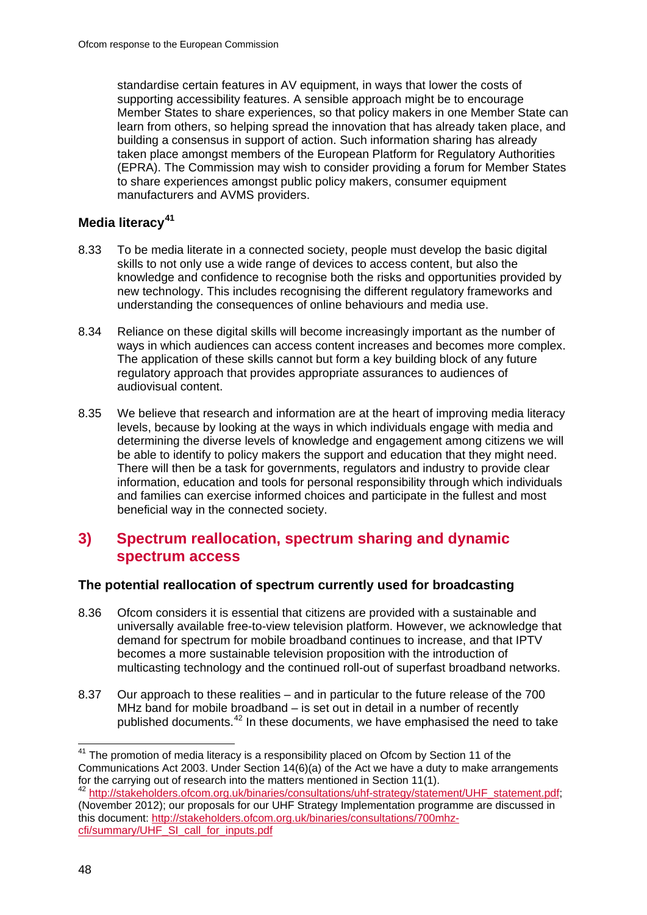standardise certain features in AV equipment, in ways that lower the costs of supporting accessibility features. A sensible approach might be to encourage Member States to share experiences, so that policy makers in one Member State can learn from others, so helping spread the innovation that has already taken place, and building a consensus in support of action. Such information sharing has already taken place amongst members of the European Platform for Regulatory Authorities (EPRA). The Commission may wish to consider providing a forum for Member States to share experiences amongst public policy makers, consumer equipment manufacturers and AVMS providers.

### Media literacy[41]

8.33 To be media literate in a connected society, people must develop the basic digital skills to not only use a wide range of devices to access content, but also the knowledge and confidence to recognise both the risks and opportunities provided by new technology. This includes recognising the different regulatory frameworks and understanding the consequences of online behaviours and media use.

8.34 Reliance on these digital skills will become increasingly important as the number of ways in which audiences can access content increases and becomes more complex. The application of these skills cannot but form a key building block of any future regulatory approach that provides appropriate assurances to audiences of audiovisual content.

8.35 We believe that research and information are at the heart of improving media literacy levels, because by looking at the ways in which individuals engage with media and determining the diverse levels of knowledge and engagement among citizens we will be able to identify to policy makers the support and education that they might need. There will then be a task for governments, regulators and industry to provide clear information, education and tools for personal responsibility through which individuals and families can exercise informed choices and participate in the fullest and most beneficial way in the connected society.

## 3) Spectrum reallocation, spectrum sharing and dynamic spectrum access

### The potential reallocation of spectrum currently used for broadcasting

8.36 Ofcom considers it is essential that citizens are provided with a sustainable and universally available free-to-view television platform. However, we acknowledge that demand for spectrum for mobile broadband continues to increase, and that IPTV becomes a more sustainable television proposition with the introduction of multicasting technology and the continued roll-out of superfast broadband networks.

8.37 Our approach to these realities – and in particular to the future release of the 700 MHz band for mobile broadband – is set out in detail in a number of recently published documents.[42] In these documents, we have emphasised the need to take

---

[41] The promotion of media literacy is a responsibility placed on Ofcom by Section 11 of the Communications Act 2003. Under Section 14(6)(a) of the Act we have a duty to make arrangements for the carrying out of research into the matters mentioned in Section 11(1).

[42] http://stakeholders.ofcom.org.uk/binaries/consultations/uhf-strategy/statement/UHF_statement.pdf; (November 2012); our proposals for our UHF Strategy Implementation programme are discussed in this document: http://stakeholders.ofcom.org.uk/binaries/consultations/700mhz-cfi/summary/UHF_SI_call_for_inputs.pdf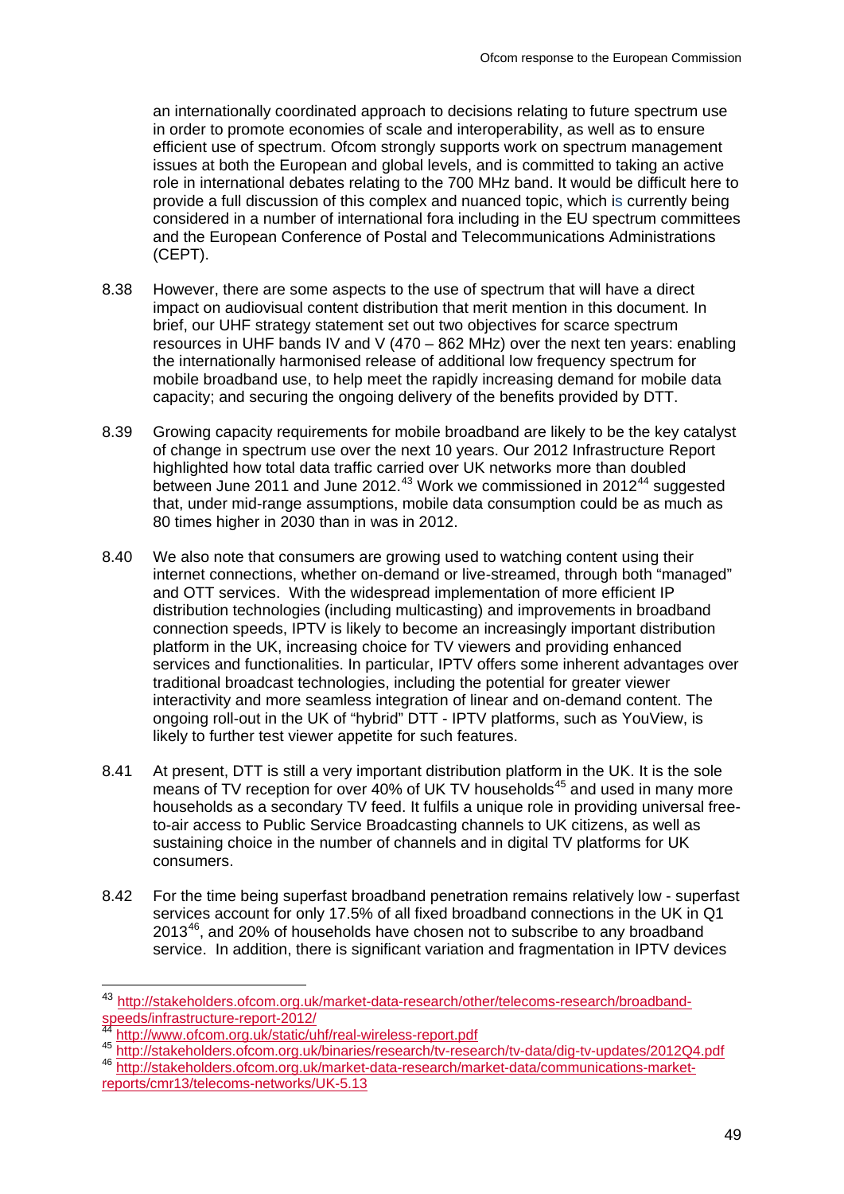an internationally coordinated approach to decisions relating to future spectrum use in order to promote economies of scale and interoperability, as well as to ensure efficient use of spectrum. Ofcom strongly supports work on spectrum management issues at both the European and global levels, and is committed to taking an active role in international debates relating to the 700 MHz band. It would be difficult here to provide a full discussion of this complex and nuanced topic, which is currently being considered in a number of international fora including in the EU spectrum committees and the European Conference of Postal and Telecommunications Administrations (CEPT).

8.38 However, there are some aspects to the use of spectrum that will have a direct impact on audiovisual content distribution that merit mention in this document. In brief, our UHF strategy statement set out two objectives for scarce spectrum resources in UHF bands IV and V (470 – 862 MHz) over the next ten years: enabling the internationally harmonised release of additional low frequency spectrum for mobile broadband use, to help meet the rapidly increasing demand for mobile data capacity; and securing the ongoing delivery of the benefits provided by DTT.

8.39 Growing capacity requirements for mobile broadband are likely to be the key catalyst of change in spectrum use over the next 10 years. Our 2012 Infrastructure Report highlighted how total data traffic carried over UK networks more than doubled between June 2011 and June 2012.[43] Work we commissioned in 2012[44] suggested that, under mid-range assumptions, mobile data consumption could be as much as 80 times higher in 2030 than in was in 2012.

8.40 We also note that consumers are growing used to watching content using their internet connections, whether on-demand or live-streamed, through both "managed" and OTT services. With the widespread implementation of more efficient IP distribution technologies (including multicasting) and improvements in broadband connection speeds, IPTV is likely to become an increasingly important distribution platform in the UK, increasing choice for TV viewers and providing enhanced services and functionalities. In particular, IPTV offers some inherent advantages over traditional broadcast technologies, including the potential for greater viewer interactivity and more seamless integration of linear and on-demand content. The ongoing roll-out in the UK of "hybrid" DTT - IPTV platforms, such as YouView, is likely to further test viewer appetite for such features.

8.41 At present, DTT is still a very important distribution platform in the UK. It is the sole means of TV reception for over 40% of UK TV households[45] and used in many more households as a secondary TV feed. It fulfils a unique role in providing universal free-to-air access to Public Service Broadcasting channels to UK citizens, as well as sustaining choice in the number of channels and in digital TV platforms for UK consumers.

8.42 For the time being superfast broadband penetration remains relatively low - superfast services account for only 17.5% of all fixed broadband connections in the UK in Q1 2013[46], and 20% of households have chosen not to subscribe to any broadband service. In addition, there is significant variation and fragmentation in IPTV devices

---

[43] http://stakeholders.ofcom.org.uk/market-data-research/other/telecoms-research/broadband-speeds/infrastructure-report-2012/

[44] http://www.ofcom.org.uk/static/uhf/real-wireless-report.pdf

[45] http://stakeholders.ofcom.org.uk/binaries/research/tv-research/tv-data/dig-tv-updates/2012Q4.pdf

[46] http://stakeholders.ofcom.org.uk/market-data-research/market-data/communications-market-reports/cmr13/telecoms-networks/UK-5.13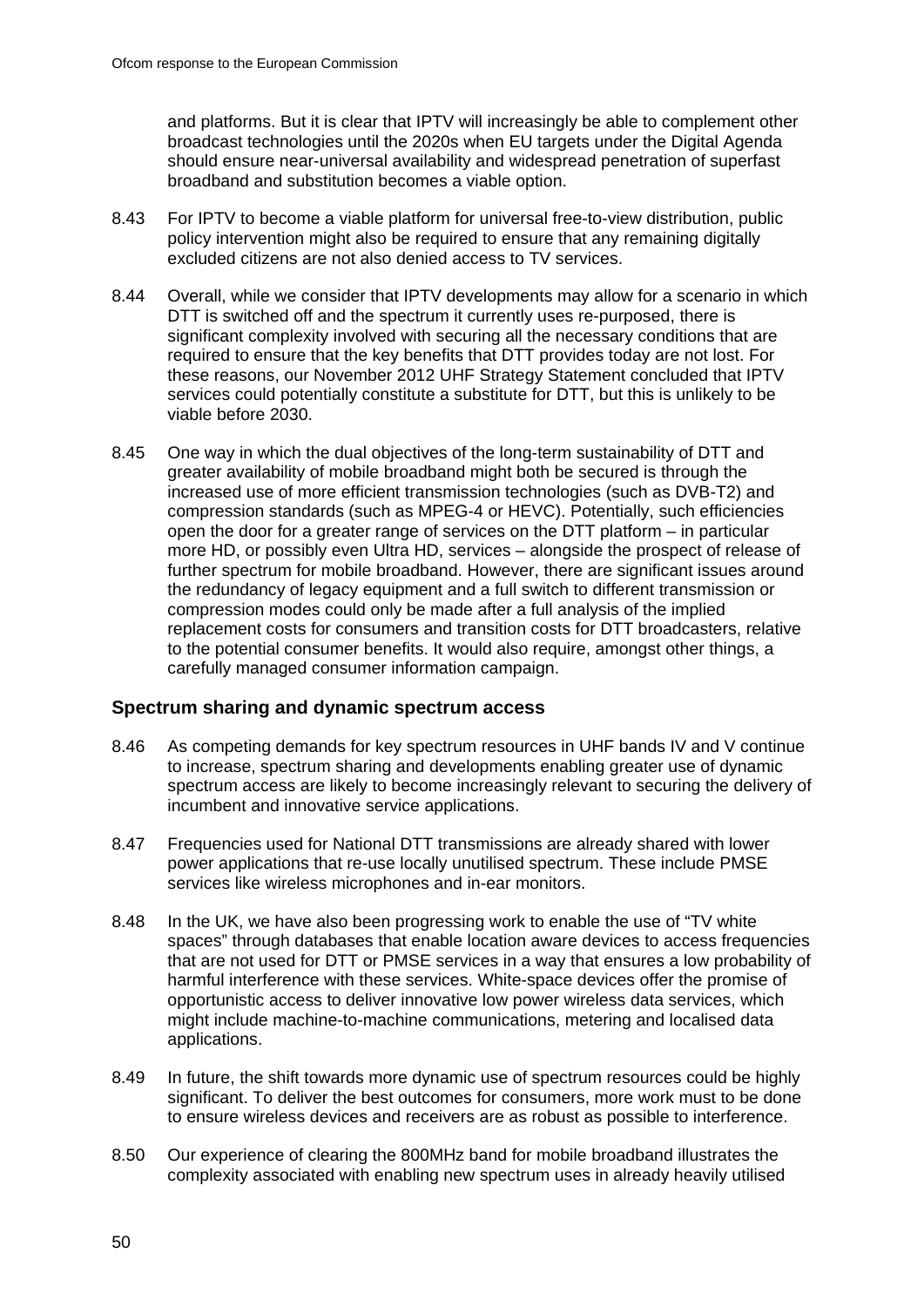and platforms. But it is clear that IPTV will increasingly be able to complement other broadcast technologies until the 2020s when EU targets under the Digital Agenda should ensure near-universal availability and widespread penetration of superfast broadband and substitution becomes a viable option.

8.43 For IPTV to become a viable platform for universal free-to-view distribution, public policy intervention might also be required to ensure that any remaining digitally excluded citizens are not also denied access to TV services.

8.44 Overall, while we consider that IPTV developments may allow for a scenario in which DTT is switched off and the spectrum it currently uses re-purposed, there is significant complexity involved with securing all the necessary conditions that are required to ensure that the key benefits that DTT provides today are not lost. For these reasons, our November 2012 UHF Strategy Statement concluded that IPTV services could potentially constitute a substitute for DTT, but this is unlikely to be viable before 2030.

8.45 One way in which the dual objectives of the long-term sustainability of DTT and greater availability of mobile broadband might both be secured is through the increased use of more efficient transmission technologies (such as DVB-T2) and compression standards (such as MPEG-4 or HEVC). Potentially, such efficiencies open the door for a greater range of services on the DTT platform – in particular more HD, or possibly even Ultra HD, services – alongside the prospect of release of further spectrum for mobile broadband. However, there are significant issues around the redundancy of legacy equipment and a full switch to different transmission or compression modes could only be made after a full analysis of the implied replacement costs for consumers and transition costs for DTT broadcasters, relative to the potential consumer benefits. It would also require, amongst other things, a carefully managed consumer information campaign.

### Spectrum sharing and dynamic spectrum access

8.46 As competing demands for key spectrum resources in UHF bands IV and V continue to increase, spectrum sharing and developments enabling greater use of dynamic spectrum access are likely to become increasingly relevant to securing the delivery of incumbent and innovative service applications.

8.47 Frequencies used for National DTT transmissions are already shared with lower power applications that re-use locally unutilised spectrum. These include PMSE services like wireless microphones and in-ear monitors.

8.48 In the UK, we have also been progressing work to enable the use of "TV white spaces" through databases that enable location aware devices to access frequencies that are not used for DTT or PMSE services in a way that ensures a low probability of harmful interference with these services. White-space devices offer the promise of opportunistic access to deliver innovative low power wireless data services, which might include machine-to-machine communications, metering and localised data applications.

8.49 In future, the shift towards more dynamic use of spectrum resources could be highly significant. To deliver the best outcomes for consumers, more work must to be done to ensure wireless devices and receivers are as robust as possible to interference.

8.50 Our experience of clearing the 800MHz band for mobile broadband illustrates the complexity associated with enabling new spectrum uses in already heavily utilised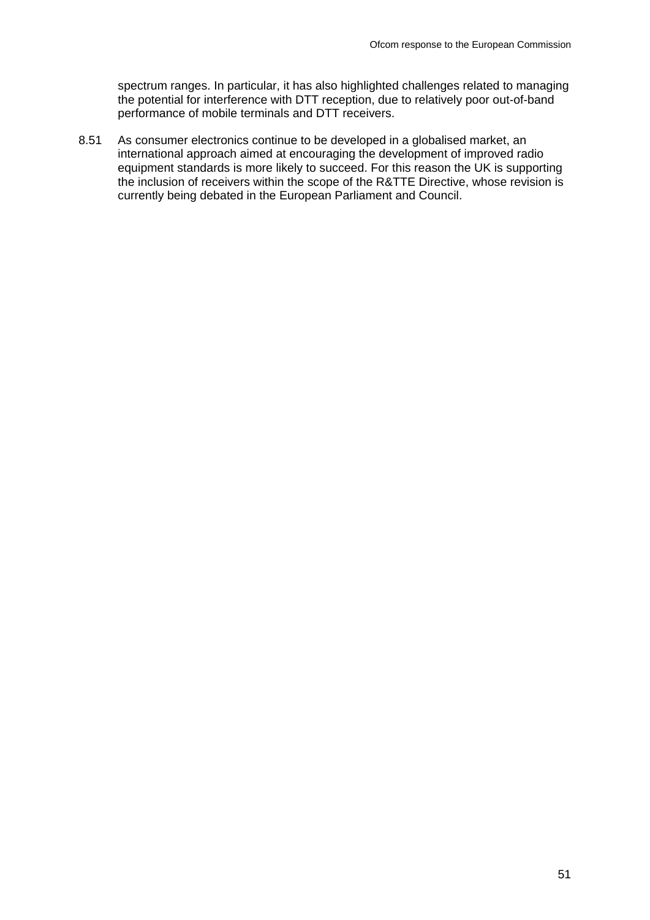spectrum ranges. In particular, it has also highlighted challenges related to managing the potential for interference with DTT reception, due to relatively poor out-of-band performance of mobile terminals and DTT receivers.

8.51 As consumer electronics continue to be developed in a globalised market, an international approach aimed at encouraging the development of improved radio equipment standards is more likely to succeed. For this reason the UK is supporting the inclusion of receivers within the scope of the R&TTE Directive, whose revision is currently being debated in the European Parliament and Council.